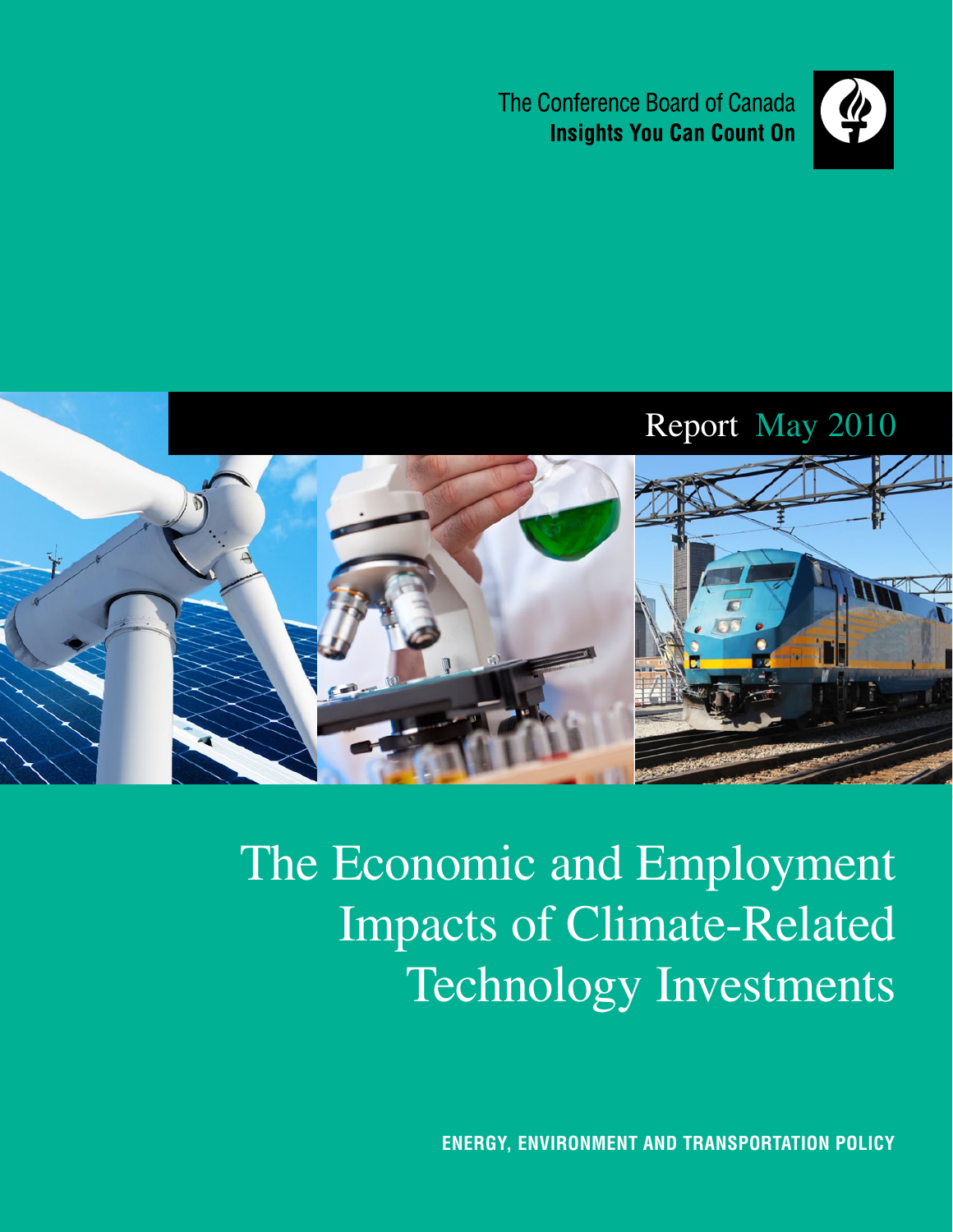The Conference Board of Canada
**Insights You Can Count On**

Report May 2010

# The Economic and Employment Impacts of Climate-Related Technology Investments

**ENERGY, ENVIRONMENT AND TRANSPORTATION POLICY**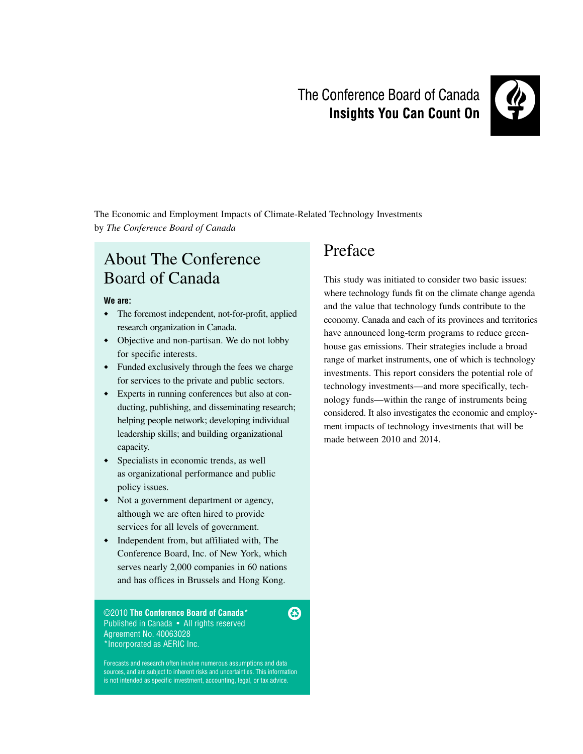The Conference Board of Canada
**Insights You Can Count On**

The Economic and Employment Impacts of Climate-Related Technology Investments
by *The Conference Board of Canada*

## About The Conference Board of Canada

**We are:**

- The foremost independent, not-for-profit, applied research organization in Canada.
- Objective and non-partisan. We do not lobby for specific interests.
- Funded exclusively through the fees we charge for services to the private and public sectors.
- Experts in running conferences but also at conducting, publishing, and disseminating research; helping people network; developing individual leadership skills; and building organizational capacity.
- Specialists in economic trends, as well as organizational performance and public policy issues.
- Not a government department or agency, although we are often hired to provide services for all levels of government.
- Independent from, but affiliated with, The Conference Board, Inc. of New York, which serves nearly 2,000 companies in 60 nations and has offices in Brussels and Hong Kong.

©2010 **The Conference Board of Canada***
Published in Canada • All rights reserved
Agreement No. 40063028
*Incorporated as AERIC Inc.

Forecasts and research often involve numerous assumptions and data sources, and are subject to inherent risks and uncertainties. This information is not intended as specific investment, accounting, legal, or tax advice.

## Preface

This study was initiated to consider two basic issues: where technology funds fit on the climate change agenda and the value that technology funds contribute to the economy. Canada and each of its provinces and territories have announced long-term programs to reduce greenhouse gas emissions. Their strategies include a broad range of market instruments, one of which is technology investments. This report considers the potential role of technology investments—and more specifically, technology funds—within the range of instruments being considered. It also investigates the economic and employment impacts of technology investments that will be made between 2010 and 2014.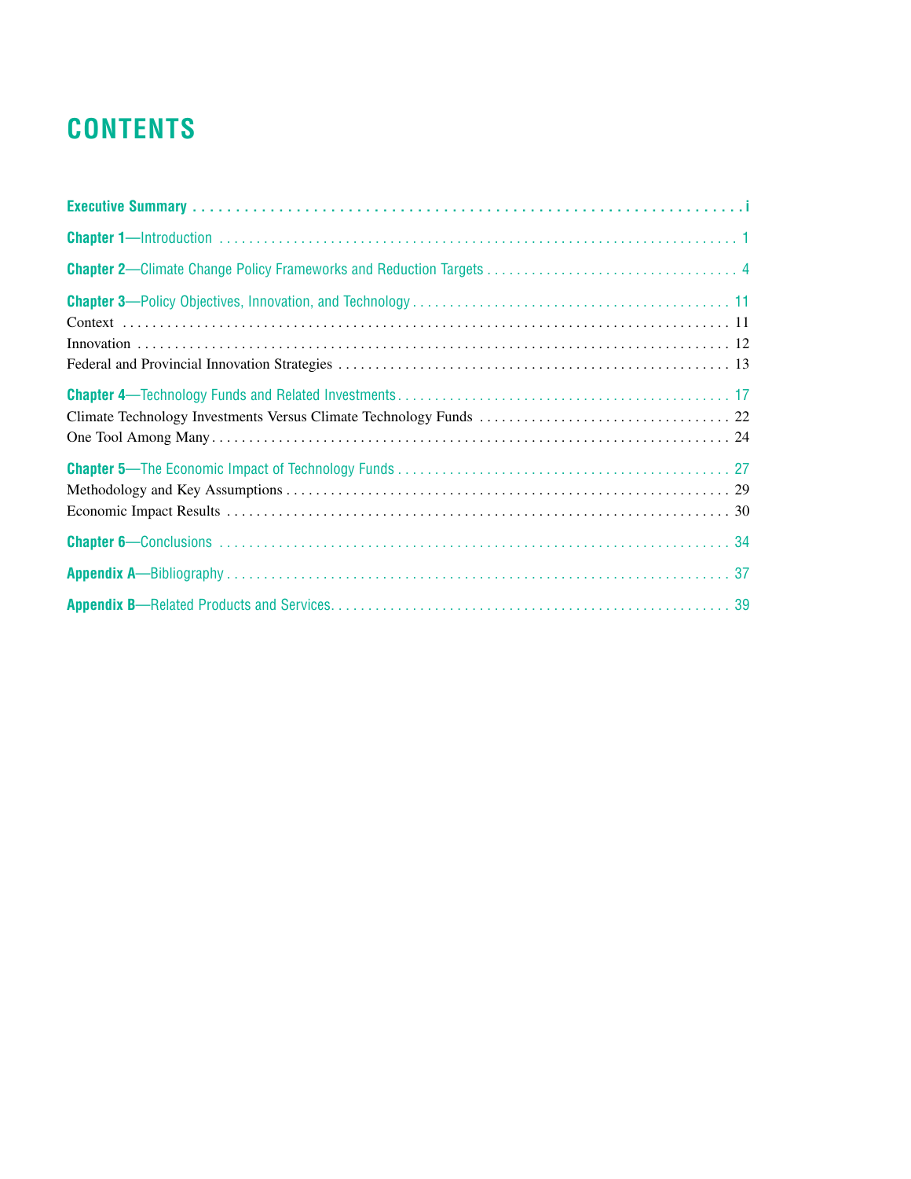# CONTENTS

**Executive Summary** . . . . . . . . . . . . . . . . . . . . . . . . . . . . . . . . . . . . . . . . . . . . . . . . . . . . . . . . . . . . . . . i

**Chapter 1**—Introduction . . . . . . . . . . . . . . . . . . . . . . . . . . . . . . . . . . . . . . . . . . . . . . . . . . . . . . . . . . . . . 1

**Chapter 2**—Climate Change Policy Frameworks and Reduction Targets . . . . . . . . . . . . . . . . . . . . . . . . . . . . . . . . . . 4

**Chapter 3**—Policy Objectives, Innovation, and Technology . . . . . . . . . . . . . . . . . . . . . . . . . . . . . . . . . . . . . . . . . . 11

Context . . . . . . . . . . . . . . . . . . . . . . . . . . . . . . . . . . . . . . . . . . . . . . . . . . . . . . . . . . . . . . . . . . . . . . . 11

Innovation . . . . . . . . . . . . . . . . . . . . . . . . . . . . . . . . . . . . . . . . . . . . . . . . . . . . . . . . . . . . . . . . . . . . . . 12

Federal and Provincial Innovation Strategies . . . . . . . . . . . . . . . . . . . . . . . . . . . . . . . . . . . . . . . . . . . . . . . . . . 13

**Chapter 4**—Technology Funds and Related Investments . . . . . . . . . . . . . . . . . . . . . . . . . . . . . . . . . . . . . . . . . . . . 17

Climate Technology Investments Versus Climate Technology Funds . . . . . . . . . . . . . . . . . . . . . . . . . . . . . . . . . . 22

One Tool Among Many . . . . . . . . . . . . . . . . . . . . . . . . . . . . . . . . . . . . . . . . . . . . . . . . . . . . . . . . . . . . . . . 24

**Chapter 5**—The Economic Impact of Technology Funds . . . . . . . . . . . . . . . . . . . . . . . . . . . . . . . . . . . . . . . . . . . . 27

Methodology and Key Assumptions . . . . . . . . . . . . . . . . . . . . . . . . . . . . . . . . . . . . . . . . . . . . . . . . . . . . . . . . 29

Economic Impact Results . . . . . . . . . . . . . . . . . . . . . . . . . . . . . . . . . . . . . . . . . . . . . . . . . . . . . . . . . . . . . . 30

**Chapter 6**—Conclusions . . . . . . . . . . . . . . . . . . . . . . . . . . . . . . . . . . . . . . . . . . . . . . . . . . . . . . . . . . . . . . 34

**Appendix A**—Bibliography . . . . . . . . . . . . . . . . . . . . . . . . . . . . . . . . . . . . . . . . . . . . . . . . . . . . . . . . . . . . 37

**Appendix B**—Related Products and Services. . . . . . . . . . . . . . . . . . . . . . . . . . . . . . . . . . . . . . . . . . . . . . . . . 39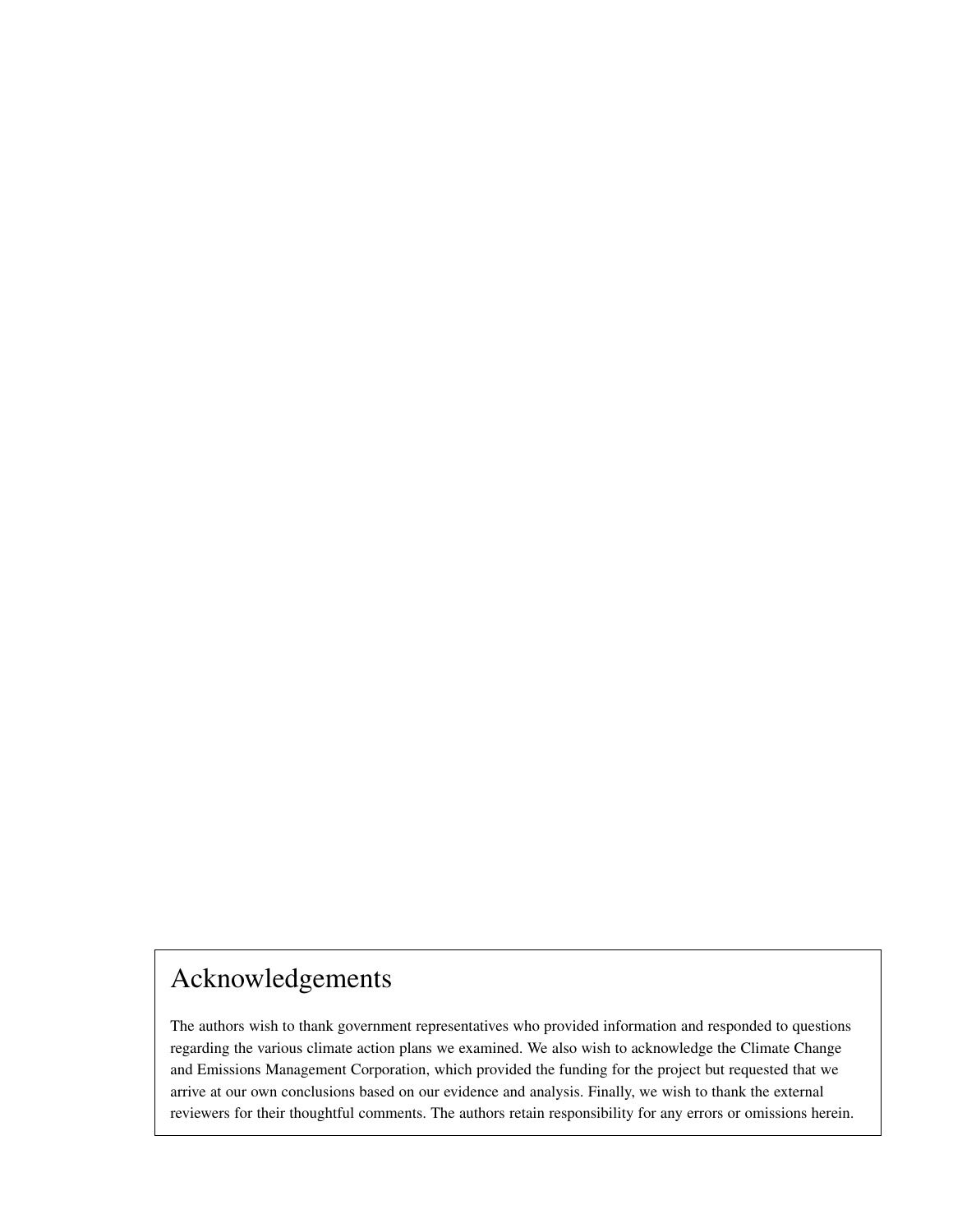## Acknowledgements

The authors wish to thank government representatives who provided information and responded to questions regarding the various climate action plans we examined. We also wish to acknowledge the Climate Change and Emissions Management Corporation, which provided the funding for the project but requested that we arrive at our own conclusions based on our evidence and analysis. Finally, we wish to thank the external reviewers for their thoughtful comments. The authors retain responsibility for any errors or omissions herein.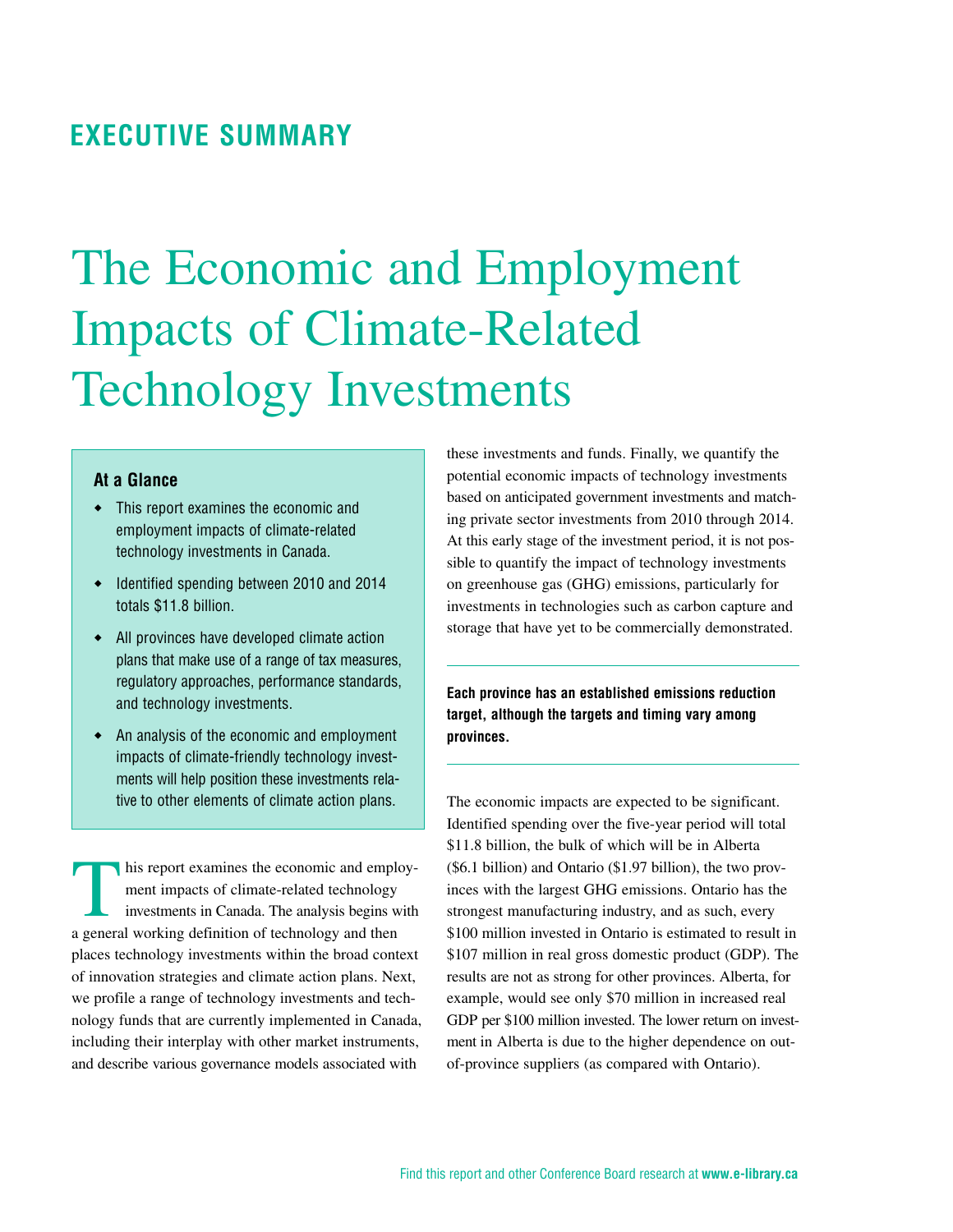## EXECUTIVE SUMMARY

# The Economic and Employment Impacts of Climate-Related Technology Investments

**At a Glance**

- This report examines the economic and employment impacts of climate-related technology investments in Canada.
- Identified spending between 2010 and 2014 totals $11.8 billion.
- All provinces have developed climate action plans that make use of a range of tax measures, regulatory approaches, performance standards, and technology investments.
- An analysis of the economic and employment impacts of climate-friendly technology investments will help position these investments relative to other elements of climate action plans.

This report examines the economic and employment impacts of climate-related technology investments in Canada. The analysis begins with a general working definition of technology and then places technology investments within the broad context of innovation strategies and climate action plans. Next, we profile a range of technology investments and technology funds that are currently implemented in Canada, including their interplay with other market instruments, and describe various governance models associated with these investments and funds. Finally, we quantify the potential economic impacts of technology investments based on anticipated government investments and matching private sector investments from 2010 through 2014. At this early stage of the investment period, it is not possible to quantify the impact of technology investments on greenhouse gas (GHG) emissions, particularly for investments in technologies such as carbon capture and storage that have yet to be commercially demonstrated.

**Each province has an established emissions reduction target, although the targets and timing vary among provinces.**

The economic impacts are expected to be significant. Identified spending over the five-year period will total $11.8 billion, the bulk of which will be in Alberta ($6.1 billion) and Ontario ($1.97 billion), the two provinces with the largest GHG emissions. Ontario has the strongest manufacturing industry, and as such, every $100 million invested in Ontario is estimated to result in $107 million in real gross domestic product (GDP). The results are not as strong for other provinces. Alberta, for example, would see only $70 million in increased real GDP per $100 million invested. The lower return on investment in Alberta is due to the higher dependence on out-of-province suppliers (as compared with Ontario).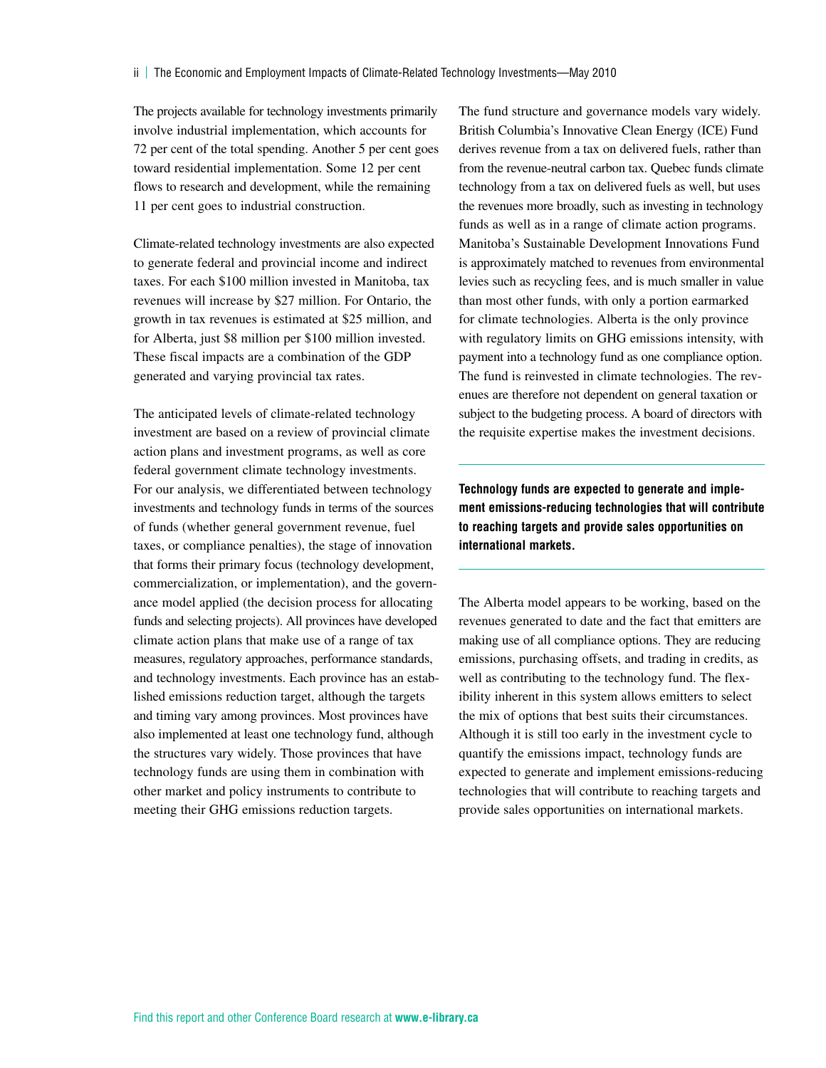The projects available for technology investments primarily involve industrial implementation, which accounts for 72 per cent of the total spending. Another 5 per cent goes toward residential implementation. Some 12 per cent flows to research and development, while the remaining 11 per cent goes to industrial construction.

Climate-related technology investments are also expected to generate federal and provincial income and indirect taxes. For each $100 million invested in Manitoba, tax revenues will increase by $27 million. For Ontario, the growth in tax revenues is estimated at $25 million, and for Alberta, just $8 million per $100 million invested. These fiscal impacts are a combination of the GDP generated and varying provincial tax rates.

The anticipated levels of climate-related technology investment are based on a review of provincial climate action plans and investment programs, as well as core federal government climate technology investments. For our analysis, we differentiated between technology investments and technology funds in terms of the sources of funds (whether general government revenue, fuel taxes, or compliance penalties), the stage of innovation that forms their primary focus (technology development, commercialization, or implementation), and the governance model applied (the decision process for allocating funds and selecting projects). All provinces have developed climate action plans that make use of a range of tax measures, regulatory approaches, performance standards, and technology investments. Each province has an established emissions reduction target, although the targets and timing vary among provinces. Most provinces have also implemented at least one technology fund, although the structures vary widely. Those provinces that have technology funds are using them in combination with other market and policy instruments to contribute to meeting their GHG emissions reduction targets.

The fund structure and governance models vary widely. British Columbia's Innovative Clean Energy (ICE) Fund derives revenue from a tax on delivered fuels, rather than from the revenue-neutral carbon tax. Quebec funds climate technology from a tax on delivered fuels as well, but uses the revenues more broadly, such as investing in technology funds as well as in a range of climate action programs. Manitoba's Sustainable Development Innovations Fund is approximately matched to revenues from environmental levies such as recycling fees, and is much smaller in value than most other funds, with only a portion earmarked for climate technologies. Alberta is the only province with regulatory limits on GHG emissions intensity, with payment into a technology fund as one compliance option. The fund is reinvested in climate technologies. The revenues are therefore not dependent on general taxation or subject to the budgeting process. A board of directors with the requisite expertise makes the investment decisions.

**Technology funds are expected to generate and implement emissions-reducing technologies that will contribute to reaching targets and provide sales opportunities on international markets.**

The Alberta model appears to be working, based on the revenues generated to date and the fact that emitters are making use of all compliance options. They are reducing emissions, purchasing offsets, and trading in credits, as well as contributing to the technology fund. The flexibility inherent in this system allows emitters to select the mix of options that best suits their circumstances. Although it is still too early in the investment cycle to quantify the emissions impact, technology funds are expected to generate and implement emissions-reducing technologies that will contribute to reaching targets and provide sales opportunities on international markets.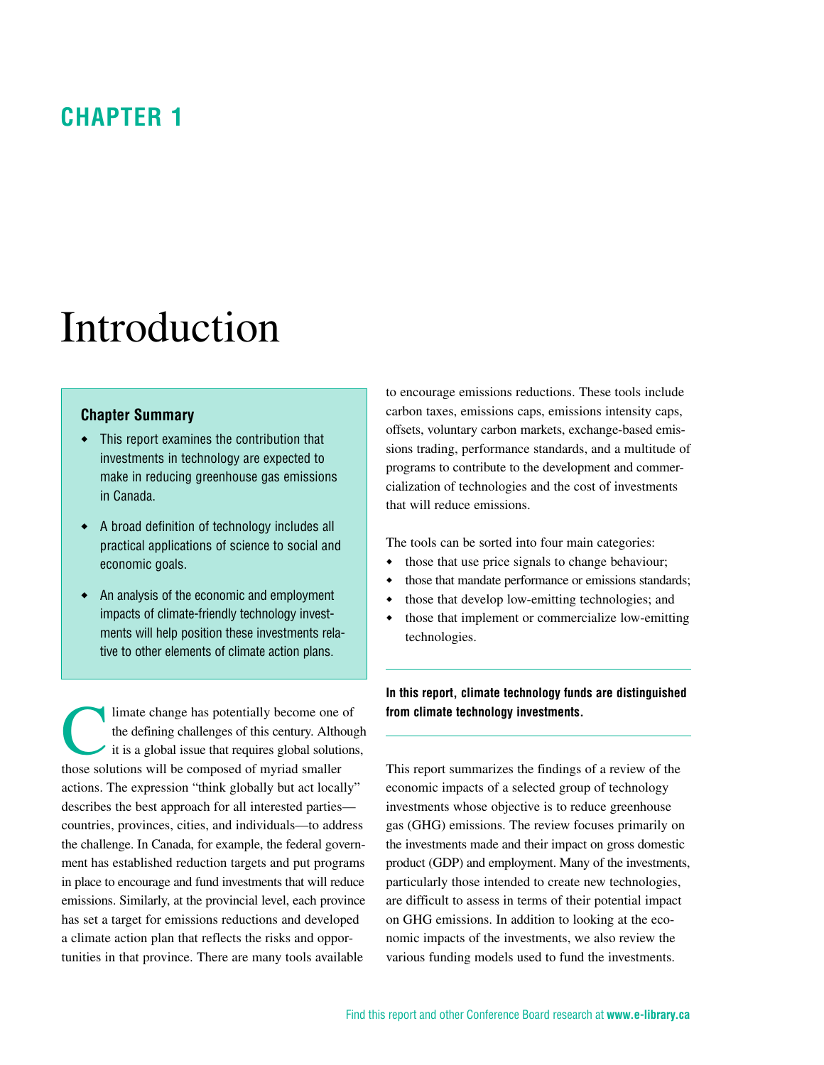# CHAPTER 1

# Introduction

**Chapter Summary**

- This report examines the contribution that investments in technology are expected to make in reducing greenhouse gas emissions in Canada.
- A broad definition of technology includes all practical applications of science to social and economic goals.
- An analysis of the economic and employment impacts of climate-friendly technology investments will help position these investments relative to other elements of climate action plans.

Climate change has potentially become one of the defining challenges of this century. Although it is a global issue that requires global solutions, those solutions will be composed of myriad smaller actions. The expression "think globally but act locally" describes the best approach for all interested parties—countries, provinces, cities, and individuals—to address the challenge. In Canada, for example, the federal government has established reduction targets and put programs in place to encourage and fund investments that will reduce emissions. Similarly, at the provincial level, each province has set a target for emissions reductions and developed a climate action plan that reflects the risks and opportunities in that province. There are many tools available to encourage emissions reductions. These tools include carbon taxes, emissions caps, emissions intensity caps, offsets, voluntary carbon markets, exchange-based emissions trading, performance standards, and a multitude of programs to contribute to the development and commercialization of technologies and the cost of investments that will reduce emissions.

The tools can be sorted into four main categories:

- those that use price signals to change behaviour;
- those that mandate performance or emissions standards;
- those that develop low-emitting technologies; and
- those that implement or commercialize low-emitting technologies.

**In this report, climate technology funds are distinguished from climate technology investments.**

This report summarizes the findings of a review of the economic impacts of a selected group of technology investments whose objective is to reduce greenhouse gas (GHG) emissions. The review focuses primarily on the investments made and their impact on gross domestic product (GDP) and employment. Many of the investments, particularly those intended to create new technologies, are difficult to assess in terms of their potential impact on GHG emissions. In addition to looking at the economic impacts of the investments, we also review the various funding models used to fund the investments.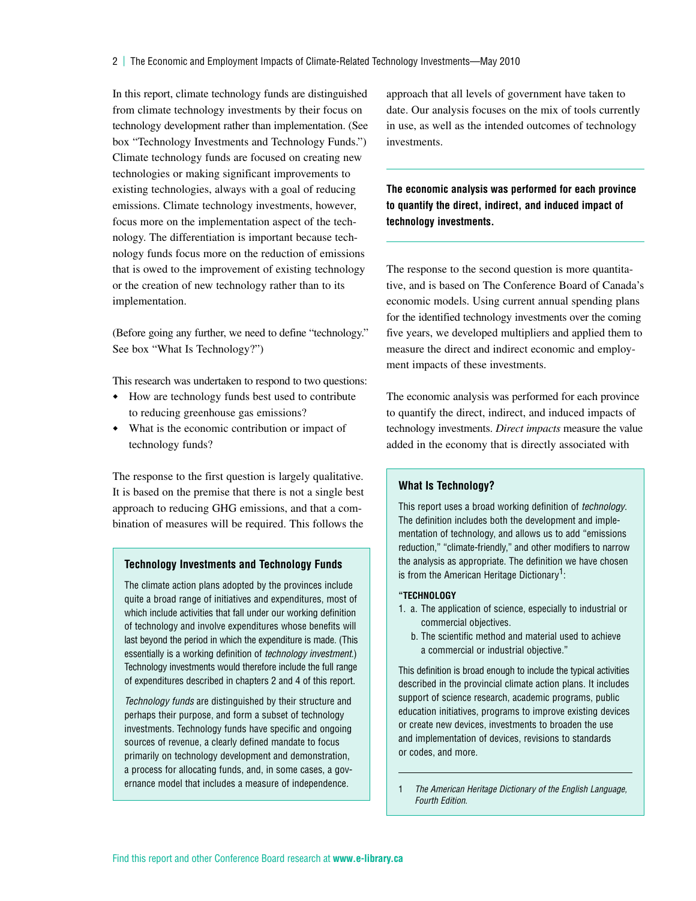In this report, climate technology funds are distinguished from climate technology investments by their focus on technology development rather than implementation. (See box "Technology Investments and Technology Funds.") Climate technology funds are focused on creating new technologies or making significant improvements to existing technologies, always with a goal of reducing emissions. Climate technology investments, however, focus more on the implementation aspect of the technology. The differentiation is important because technology funds focus more on the reduction of emissions that is owed to the improvement of existing technology or the creation of new technology rather than to its implementation.

(Before going any further, we need to define "technology." See box "What Is Technology?")

This research was undertaken to respond to two questions:

- How are technology funds best used to contribute to reducing greenhouse gas emissions?
- What is the economic contribution or impact of technology funds?

The response to the first question is largely qualitative. It is based on the premise that there is not a single best approach to reducing GHG emissions, and that a combination of measures will be required. This follows the approach that all levels of government have taken to date. Our analysis focuses on the mix of tools currently in use, as well as the intended outcomes of technology investments.

### Technology Investments and Technology Funds

The climate action plans adopted by the provinces include quite a broad range of initiatives and expenditures, most of which include activities that fall under our working definition of technology and involve expenditures whose benefits will last beyond the period in which the expenditure is made. (This essentially is a working definition of *technology investment*.) Technology investments would therefore include the full range of expenditures described in chapters 2 and 4 of this report.

*Technology funds* are distinguished by their structure and perhaps their purpose, and form a subset of technology investments. Technology funds have specific and ongoing sources of revenue, a clearly defined mandate to focus primarily on technology development and demonstration, a process for allocating funds, and, in some cases, a governance model that includes a measure of independence.

**The economic analysis was performed for each province to quantify the direct, indirect, and induced impact of technology investments.**

The response to the second question is more quantitative, and is based on The Conference Board of Canada's economic models. Using current annual spending plans for the identified technology investments over the coming five years, we developed multipliers and applied them to measure the direct and indirect economic and employment impacts of these investments.

The economic analysis was performed for each province to quantify the direct, indirect, and induced impacts of technology investments. *Direct impacts* measure the value added in the economy that is directly associated with

### What Is Technology?

This report uses a broad working definition of *technology*. The definition includes both the development and implementation of technology, and allows us to add "emissions reduction," "climate-friendly," and other modifiers to narrow the analysis as appropriate. The definition we have chosen is from the American Heritage Dictionary[1]:

**"TECHNOLOGY**

1. a. The application of science, especially to industrial or commercial objectives.
   b. The scientific method and material used to achieve a commercial or industrial objective."

This definition is broad enough to include the typical activities described in the provincial climate action plans. It includes support of science research, academic programs, public education initiatives, programs to improve existing devices or create new devices, investments to broaden the use and implementation of devices, revisions to standards or codes, and more.

1 *The American Heritage Dictionary of the English Language, Fourth Edition.*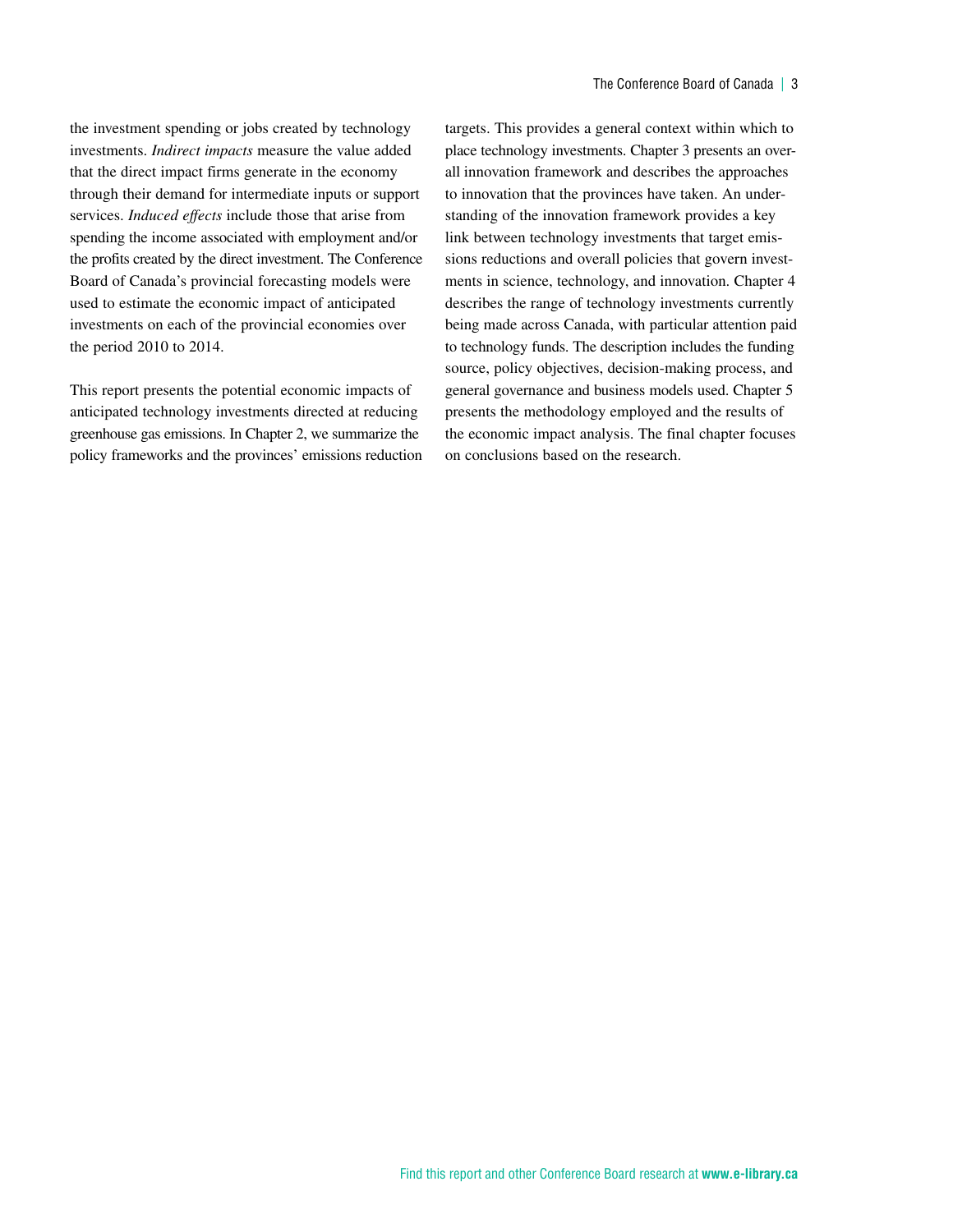the investment spending or jobs created by technology investments. *Indirect impacts* measure the value added that the direct impact firms generate in the economy through their demand for intermediate inputs or support services. *Induced effects* include those that arise from spending the income associated with employment and/or the profits created by the direct investment. The Conference Board of Canada's provincial forecasting models were used to estimate the economic impact of anticipated investments on each of the provincial economies over the period 2010 to 2014.

This report presents the potential economic impacts of anticipated technology investments directed at reducing greenhouse gas emissions. In Chapter 2, we summarize the policy frameworks and the provinces' emissions reduction targets. This provides a general context within which to place technology investments. Chapter 3 presents an overall innovation framework and describes the approaches to innovation that the provinces have taken. An understanding of the innovation framework provides a key link between technology investments that target emissions reductions and overall policies that govern investments in science, technology, and innovation. Chapter 4 describes the range of technology investments currently being made across Canada, with particular attention paid to technology funds. The description includes the funding source, policy objectives, decision-making process, and general governance and business models used. Chapter 5 presents the methodology employed and the results of the economic impact analysis. The final chapter focuses on conclusions based on the research.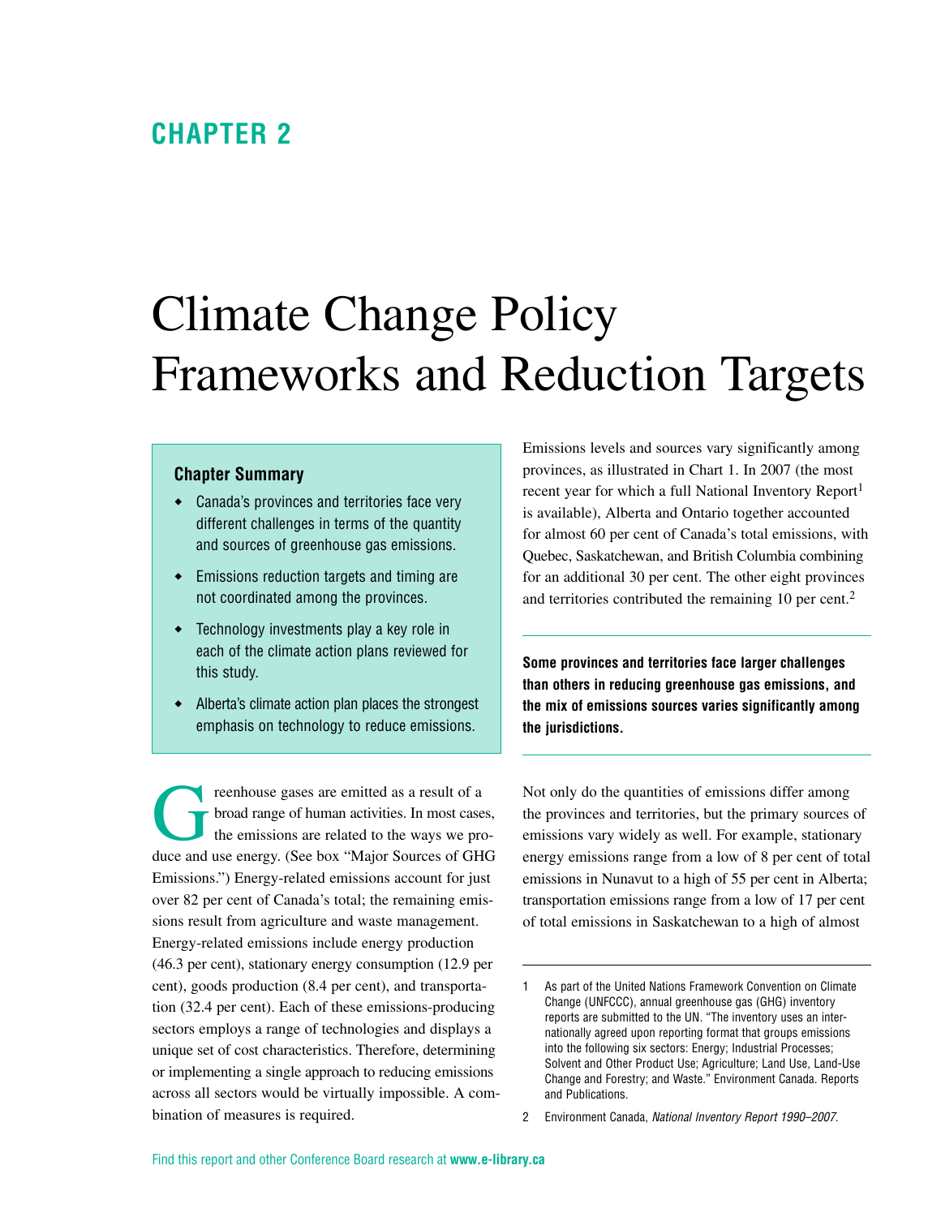## CHAPTER 2

# Climate Change Policy Frameworks and Reduction Targets

### Chapter Summary

- Canada's provinces and territories face very different challenges in terms of the quantity and sources of greenhouse gas emissions.
- Emissions reduction targets and timing are not coordinated among the provinces.
- Technology investments play a key role in each of the climate action plans reviewed for this study.
- Alberta's climate action plan places the strongest emphasis on technology to reduce emissions.

Greenhouse gases are emitted as a result of a broad range of human activities. In most cases, the emissions are related to the ways we produce and use energy. (See box "Major Sources of GHG Emissions.") Energy-related emissions account for just over 82 per cent of Canada's total; the remaining emissions result from agriculture and waste management. Energy-related emissions include energy production (46.3 per cent), stationary energy consumption (12.9 per cent), goods production (8.4 per cent), and transportation (32.4 per cent). Each of these emissions-producing sectors employs a range of technologies and displays a unique set of cost characteristics. Therefore, determining or implementing a single approach to reducing emissions across all sectors would be virtually impossible. A combination of measures is required.

Emissions levels and sources vary significantly among provinces, as illustrated in Chart 1. In 2007 (the most recent year for which a full National Inventory Report[1] is available), Alberta and Ontario together accounted for almost 60 per cent of Canada's total emissions, with Quebec, Saskatchewan, and British Columbia combining for an additional 30 per cent. The other eight provinces and territories contributed the remaining 10 per cent.[2]

**Some provinces and territories face larger challenges than others in reducing greenhouse gas emissions, and the mix of emissions sources varies significantly among the jurisdictions.**

Not only do the quantities of emissions differ among the provinces and territories, but the primary sources of emissions vary widely as well. For example, stationary energy emissions range from a low of 8 per cent of total emissions in Nunavut to a high of 55 per cent in Alberta; transportation emissions range from a low of 17 per cent of total emissions in Saskatchewan to a high of almost

---

1 As part of the United Nations Framework Convention on Climate Change (UNFCCC), annual greenhouse gas (GHG) inventory reports are submitted to the UN. "The inventory uses an internationally agreed upon reporting format that groups emissions into the following six sectors: Energy; Industrial Processes; Solvent and Other Product Use; Agriculture; Land Use, Land-Use Change and Forestry; and Waste." Environment Canada. Reports and Publications.

2 Environment Canada, *National Inventory Report 1990–2007*.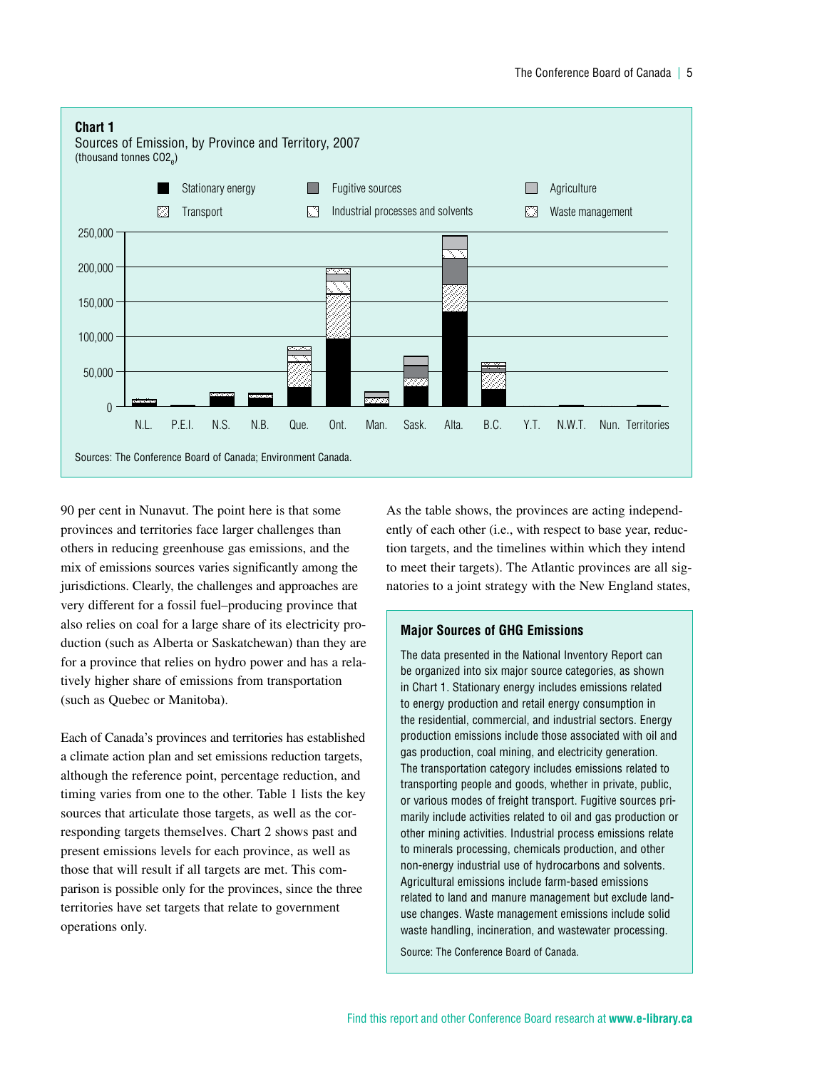**Chart 1**
Sources of Emission, by Province and Territory, 2007
(thousand tonnes $CO2_e$)

Legend: Stationary energy; Transport; Fugitive sources; Industrial processes and solvents; Agriculture; Waste management

Y-axis: 0; 50,000; 100,000; 150,000; 200,000; 250,000

X-axis: N.L.; P.E.I.; N.S.; N.B.; Que.; Ont.; Man.; Sask.; Alta.; B.C.; Y.T.; N.W.T.; Nun.; Territories

Sources: The Conference Board of Canada; Environment Canada.

90 per cent in Nunavut. The point here is that some provinces and territories face larger challenges than others in reducing greenhouse gas emissions, and the mix of emissions sources varies significantly among the jurisdictions. Clearly, the challenges and approaches are very different for a fossil fuel–producing province that also relies on coal for a large share of its electricity production (such as Alberta or Saskatchewan) than they are for a province that relies on hydro power and has a relatively higher share of emissions from transportation (such as Quebec or Manitoba).

Each of Canada's provinces and territories has established a climate action plan and set emissions reduction targets, although the reference point, percentage reduction, and timing varies from one to the other. Table 1 lists the key sources that articulate those targets, as well as the corresponding targets themselves. Chart 2 shows past and present emissions levels for each province, as well as those that will result if all targets are met. This comparison is possible only for the provinces, since the three territories have set targets that relate to government operations only.

As the table shows, the provinces are acting independently of each other (i.e., with respect to base year, reduction targets, and the timelines within which they intend to meet their targets). The Atlantic provinces are all signatories to a joint strategy with the New England states,

### Major Sources of GHG Emissions

The data presented in the National Inventory Report can be organized into six major source categories, as shown in Chart 1. Stationary energy includes emissions related to energy production and retail energy consumption in the residential, commercial, and industrial sectors. Energy production emissions include those associated with oil and gas production, coal mining, and electricity generation. The transportation category includes emissions related to transporting people and goods, whether in private, public, or various modes of freight transport. Fugitive sources primarily include activities related to oil and gas production or other mining activities. Industrial process emissions relate to minerals processing, chemicals production, and other non-energy industrial use of hydrocarbons and solvents. Agricultural emissions include farm-based emissions related to land and manure management but exclude land-use changes. Waste management emissions include solid waste handling, incineration, and wastewater processing.

Source: The Conference Board of Canada.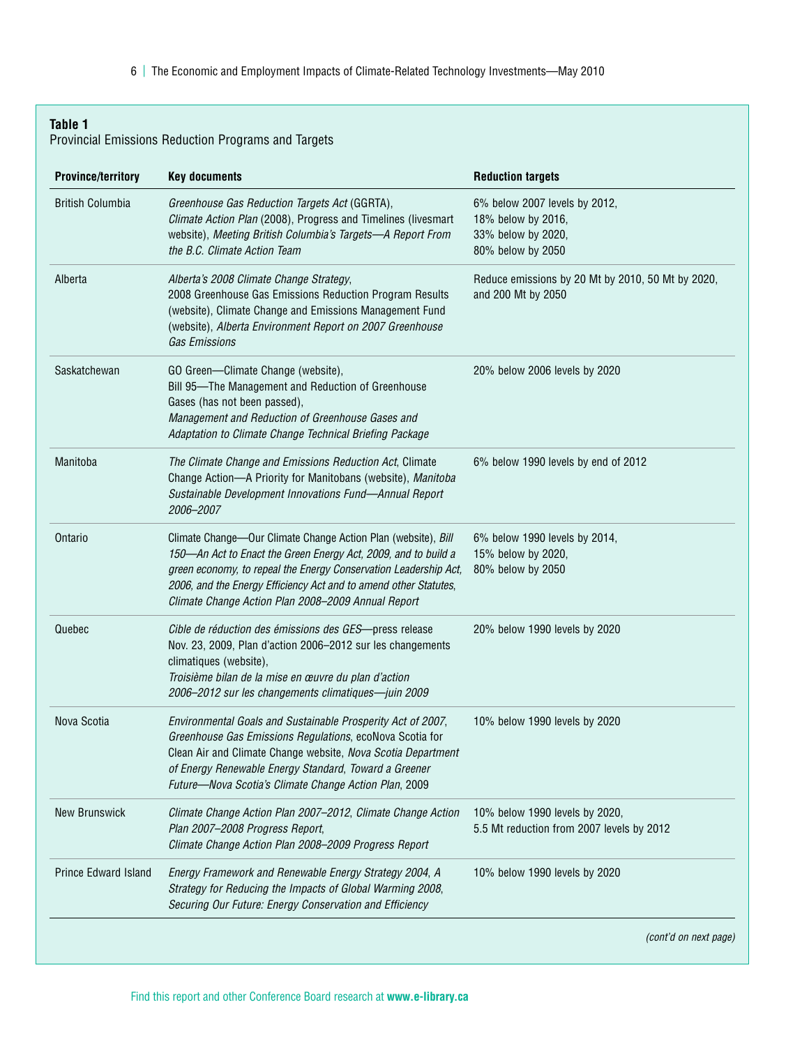**Table 1**
Provincial Emissions Reduction Programs and Targets

| Province/territory | Key documents | Reduction targets |
| --- | --- | --- |
| British Columbia | *Greenhouse Gas Reduction Targets Act* (GGRTA), *Climate Action Plan* (2008), Progress and Timelines (livesmart website), *Meeting British Columbia's Targets—A Report From the B.C. Climate Action Team* | 6% below 2007 levels by 2012, 18% below by 2016, 33% below by 2020, 80% below by 2050 |
| Alberta | *Alberta's 2008 Climate Change Strategy*, 2008 Greenhouse Gas Emissions Reduction Program Results (website), Climate Change and Emissions Management Fund (website), *Alberta Environment Report on 2007 Greenhouse Gas Emissions* | Reduce emissions by 20 Mt by 2010, 50 Mt by 2020, and 200 Mt by 2050 |
| Saskatchewan | GO Green—Climate Change (website), Bill 95—The Management and Reduction of Greenhouse Gases (has not been passed), *Management and Reduction of Greenhouse Gases and Adaptation to Climate Change Technical Briefing Package* | 20% below 2006 levels by 2020 |
| Manitoba | *The Climate Change and Emissions Reduction Act*, Climate Change Action—A Priority for Manitobans (website), *Manitoba Sustainable Development Innovations Fund—Annual Report 2006–2007* | 6% below 1990 levels by end of 2012 |
| Ontario | Climate Change—Our Climate Change Action Plan (website), *Bill 150—An Act to Enact the Green Energy Act, 2009, and to build a green economy, to repeal the Energy Conservation Leadership Act, 2006, and the Energy Efficiency Act and to amend other Statutes*, *Climate Change Action Plan 2008–2009 Annual Report* | 6% below 1990 levels by 2014, 15% below by 2020, 80% below by 2050 |
| Quebec | *Cible de réduction des émissions des GES*—press release Nov. 23, 2009, Plan d'action 2006–2012 sur les changements climatiques (website), *Troisième bilan de la mise en œuvre du plan d'action 2006–2012 sur les changements climatiques—juin 2009* | 20% below 1990 levels by 2020 |
| Nova Scotia | *Environmental Goals and Sustainable Prosperity Act of 2007*, *Greenhouse Gas Emissions Regulations*, ecoNova Scotia for Clean Air and Climate Change website, *Nova Scotia Department of Energy Renewable Energy Standard*, *Toward a Greener Future—Nova Scotia's Climate Change Action Plan*, 2009 | 10% below 1990 levels by 2020 |
| New Brunswick | *Climate Change Action Plan 2007–2012*, *Climate Change Action Plan 2007–2008 Progress Report*, *Climate Change Action Plan 2008–2009 Progress Report* | 10% below 1990 levels by 2020, 5.5 Mt reduction from 2007 levels by 2012 |
| Prince Edward Island | *Energy Framework and Renewable Energy Strategy 2004*, *A Strategy for Reducing the Impacts of Global Warming 2008*, *Securing Our Future: Energy Conservation and Efficiency* | 10% below 1990 levels by 2020 |

*(cont'd on next page)*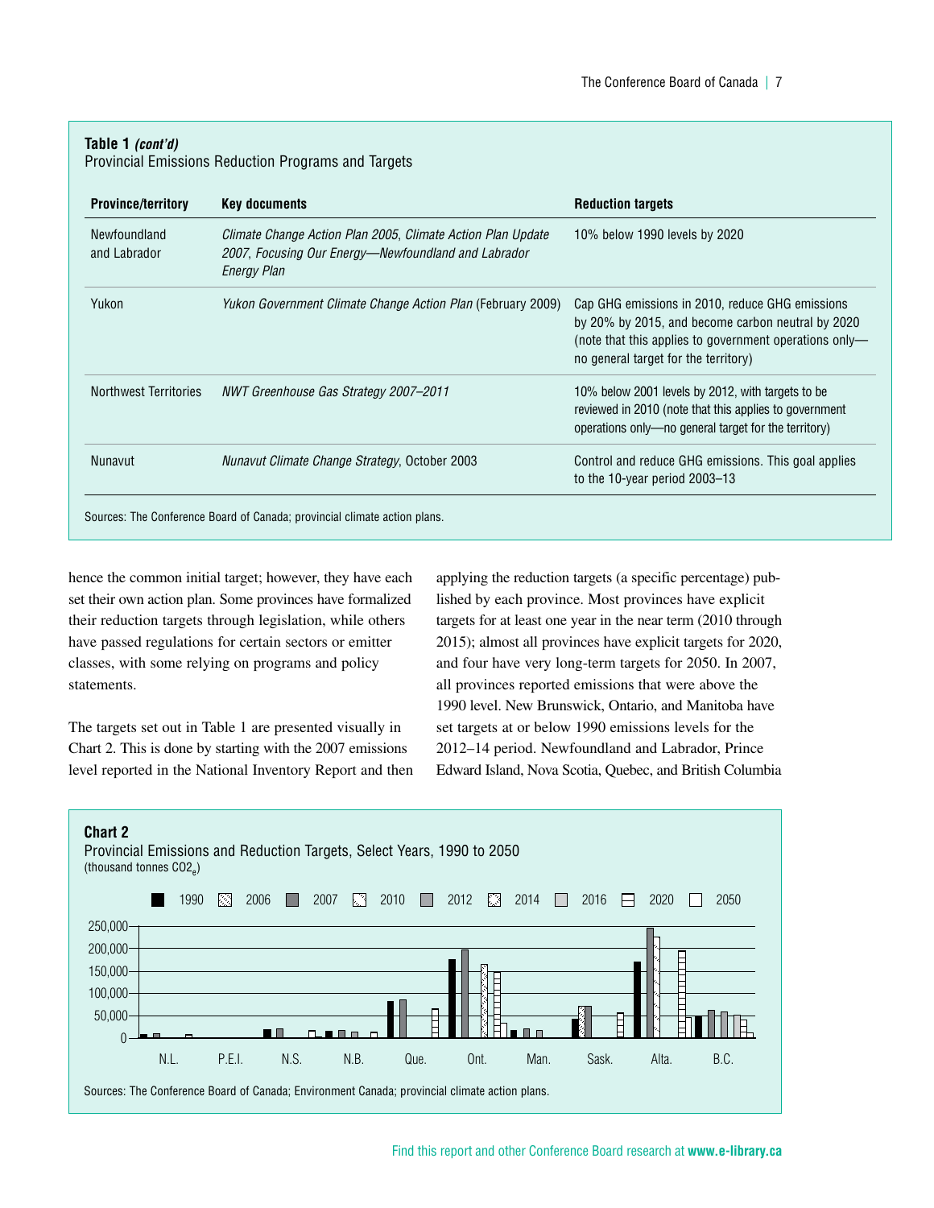**Table 1 *(cont'd)***
Provincial Emissions Reduction Programs and Targets

| Province/territory | Key documents | Reduction targets |
|---|---|---|
| Newfoundland and Labrador | *Climate Change Action Plan 2005*, *Climate Action Plan Update 2007*, *Focusing Our Energy—Newfoundland and Labrador Energy Plan* | 10% below 1990 levels by 2020 |
| Yukon | *Yukon Government Climate Change Action Plan* (February 2009) | Cap GHG emissions in 2010, reduce GHG emissions by 20% by 2015, and become carbon neutral by 2020 (note that this applies to government operations only—no general target for the territory) |
| Northwest Territories | *NWT Greenhouse Gas Strategy 2007–2011* | 10% below 2001 levels by 2012, with targets to be reviewed in 2010 (note that this applies to government operations only—no general target for the territory) |
| Nunavut | *Nunavut Climate Change Strategy*, October 2003 | Control and reduce GHG emissions. This goal applies to the 10-year period 2003–13 |

Sources: The Conference Board of Canada; provincial climate action plans.

hence the common initial target; however, they have each set their own action plan. Some provinces have formalized their reduction targets through legislation, while others have passed regulations for certain sectors or emitter classes, with some relying on programs and policy statements.

The targets set out in Table 1 are presented visually in Chart 2. This is done by starting with the 2007 emissions level reported in the National Inventory Report and then applying the reduction targets (a specific percentage) published by each province. Most provinces have explicit targets for at least one year in the near term (2010 through 2015); almost all provinces have explicit targets for 2020, and four have very long-term targets for 2050. In 2007, all provinces reported emissions that were above the 1990 level. New Brunswick, Ontario, and Manitoba have set targets at or below 1990 emissions levels for the 2012–14 period. Newfoundland and Labrador, Prince Edward Island, Nova Scotia, Quebec, and British Columbia

**Chart 2**
Provincial Emissions and Reduction Targets, Select Years, 1990 to 2050
(thousand tonnes $CO2_e$)

Sources: The Conference Board of Canada; Environment Canada; provincial climate action plans.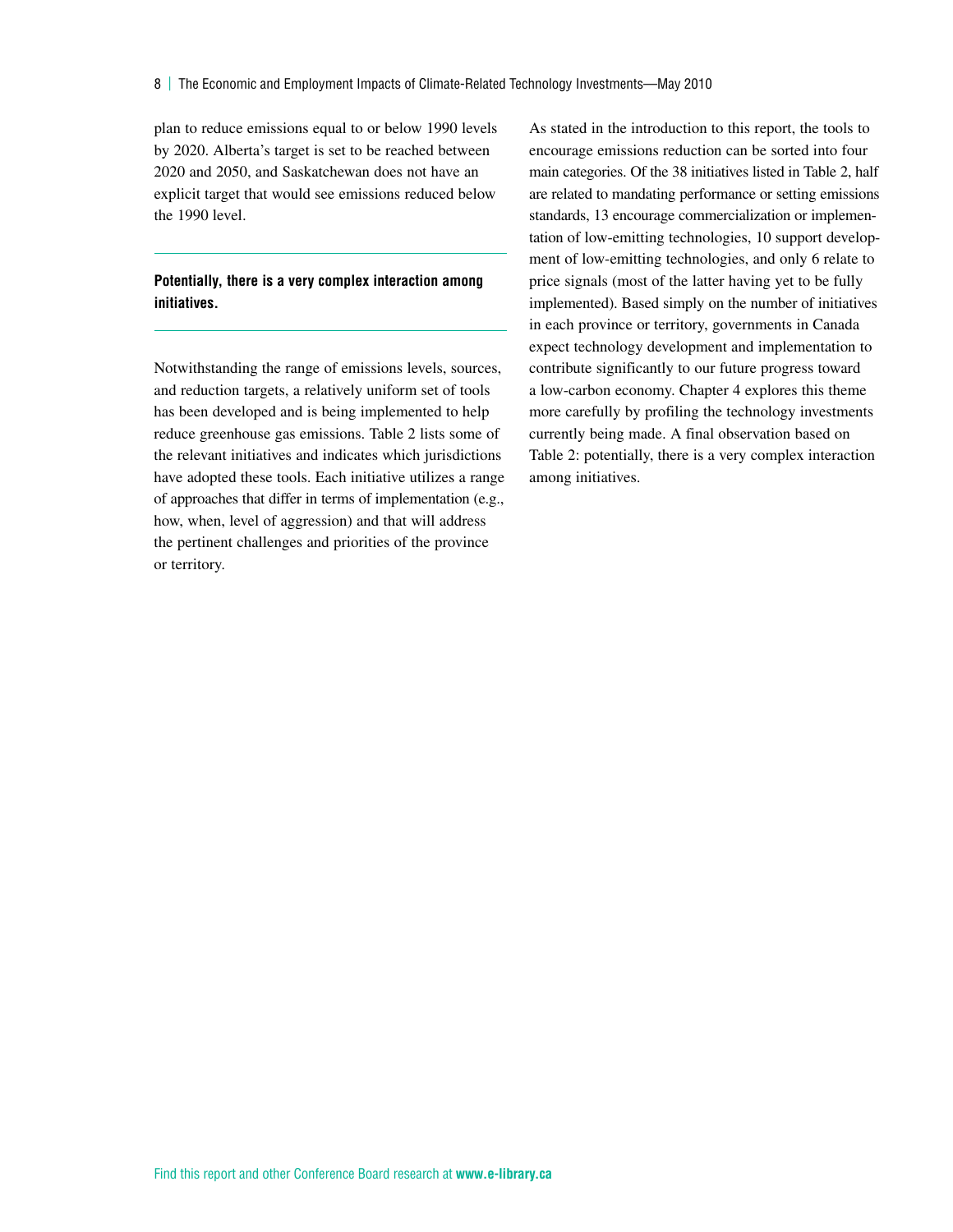plan to reduce emissions equal to or below 1990 levels by 2020. Alberta's target is set to be reached between 2020 and 2050, and Saskatchewan does not have an explicit target that would see emissions reduced below the 1990 level.

**Potentially, there is a very complex interaction among initiatives.**

Notwithstanding the range of emissions levels, sources, and reduction targets, a relatively uniform set of tools has been developed and is being implemented to help reduce greenhouse gas emissions. Table 2 lists some of the relevant initiatives and indicates which jurisdictions have adopted these tools. Each initiative utilizes a range of approaches that differ in terms of implementation (e.g., how, when, level of aggression) and that will address the pertinent challenges and priorities of the province or territory.

As stated in the introduction to this report, the tools to encourage emissions reduction can be sorted into four main categories. Of the 38 initiatives listed in Table 2, half are related to mandating performance or setting emissions standards, 13 encourage commercialization or implementation of low-emitting technologies, 10 support development of low-emitting technologies, and only 6 relate to price signals (most of the latter having yet to be fully implemented). Based simply on the number of initiatives in each province or territory, governments in Canada expect technology development and implementation to contribute significantly to our future progress toward a low-carbon economy. Chapter 4 explores this theme more carefully by profiling the technology investments currently being made. A final observation based on Table 2: potentially, there is a very complex interaction among initiatives.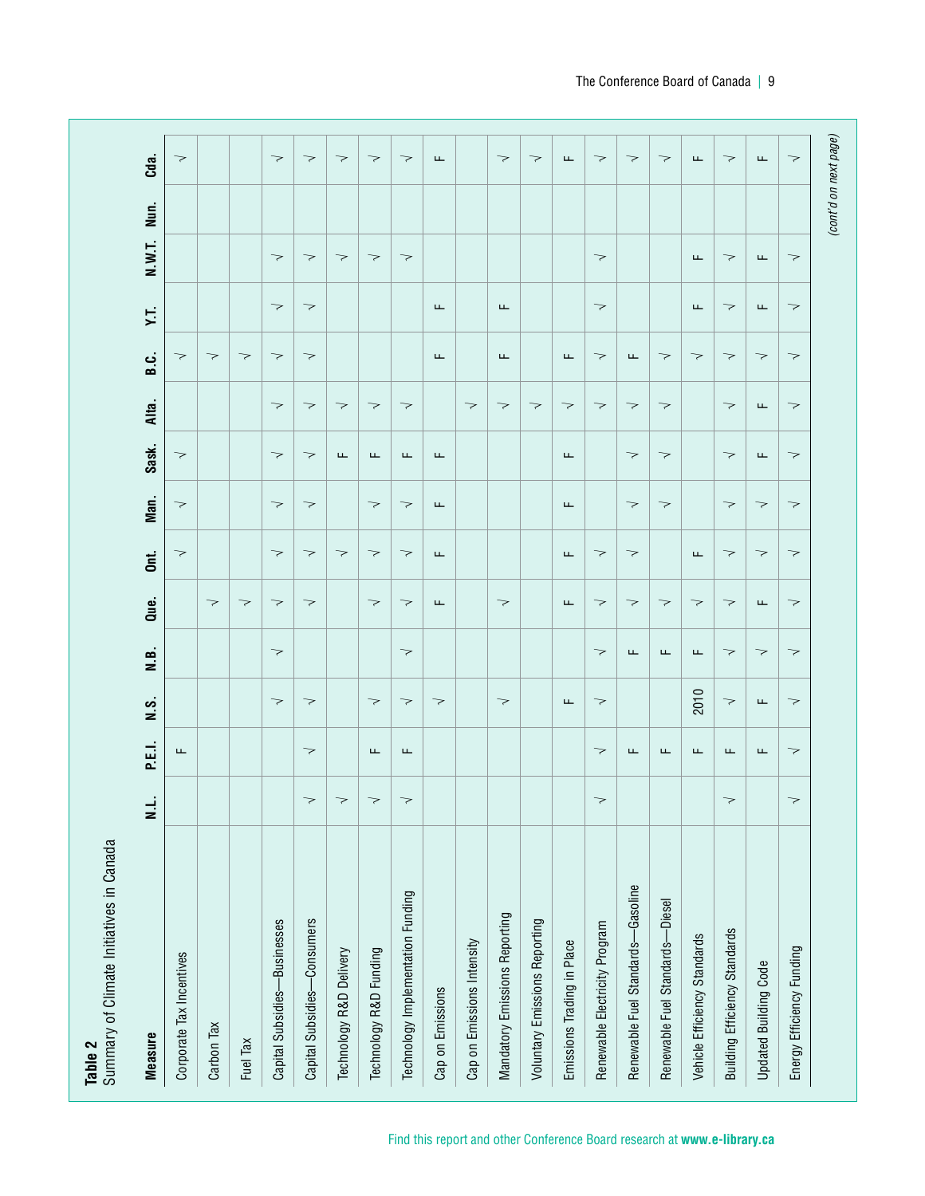**Table 2**
Summary of Climate Initiatives in Canada

| Measure | N.L. | P.E.I. | N.S. | N.B. | Que. | Ont. | Man. | Sask. | Alta. | B.C. | Y.T. | N.W.T. | Nun. | Cda. |
|---|---|---|---|---|---|---|---|---|---|---|---|---|---|---|
| Corporate Tax Incentives | | F | | | | √ | √ | √ | | √ | | | | √ |
| Carbon Tax | | | | | √ | | | | | √ | | | | |
| Fuel Tax | | | | | √ | | | | | √ | | | | |
| Capital Subsidies—Businesses | | | √ | √ | √ | √ | √ | √ | √ | √ | √ | √ | | √ |
| Capital Subsidies—Consumers | √ | √ | √ | | √ | √ | √ | √ | √ | √ | √ | √ | | √ |
| Technology R&D Delivery | √ | | | | | √ | | F | √ | | | √ | | √ |
| Technology R&D Funding | √ | F | √ | | √ | √ | √ | F | √ | | | √ | | √ |
| Technology Implementation Funding | √ | F | √ | √ | √ | √ | √ | F | √ | | | √ | | √ |
| Cap on Emissions | | | √ | | F | F | F | F | | F | F | | | F |
| Cap on Emissions Intensity | | | | | | | | | √ | | | | | |
| Mandatory Emissions Reporting | | | √ | | √ | | | | √ | F | F | | | √ |
| Voluntary Emissions Reporting | | | | | | | | | √ | | | | | √ |
| Emissions Trading in Place | | | F | | F | F | F | F | √ | F | | | | F |
| Renewable Electricity Program | √ | √ | √ | √ | √ | √ | | | √ | √ | √ | √ | | √ |
| Renewable Fuel Standards—Gasoline | | F | | F | √ | √ | √ | √ | √ | F | | | | √ |
| Renewable Fuel Standards—Diesel | | F | | F | √ | | √ | √ | √ | √ | | | | √ |
| Vehicle Efficiency Standards | | F | 2010 | F | √ | F | | | | √ | F | F | | F |
| Building Efficiency Standards | √ | F | √ | √ | √ | √ | √ | √ | √ | √ | √ | √ | | √ |
| Updated Building Code | | F | F | √ | F | √ | √ | F | F | √ | F | F | | F |
| Energy Efficiency Funding | √ | √ | √ | √ | √ | √ | √ | √ | √ | √ | √ | √ | | √ |

*(cont'd on next page)*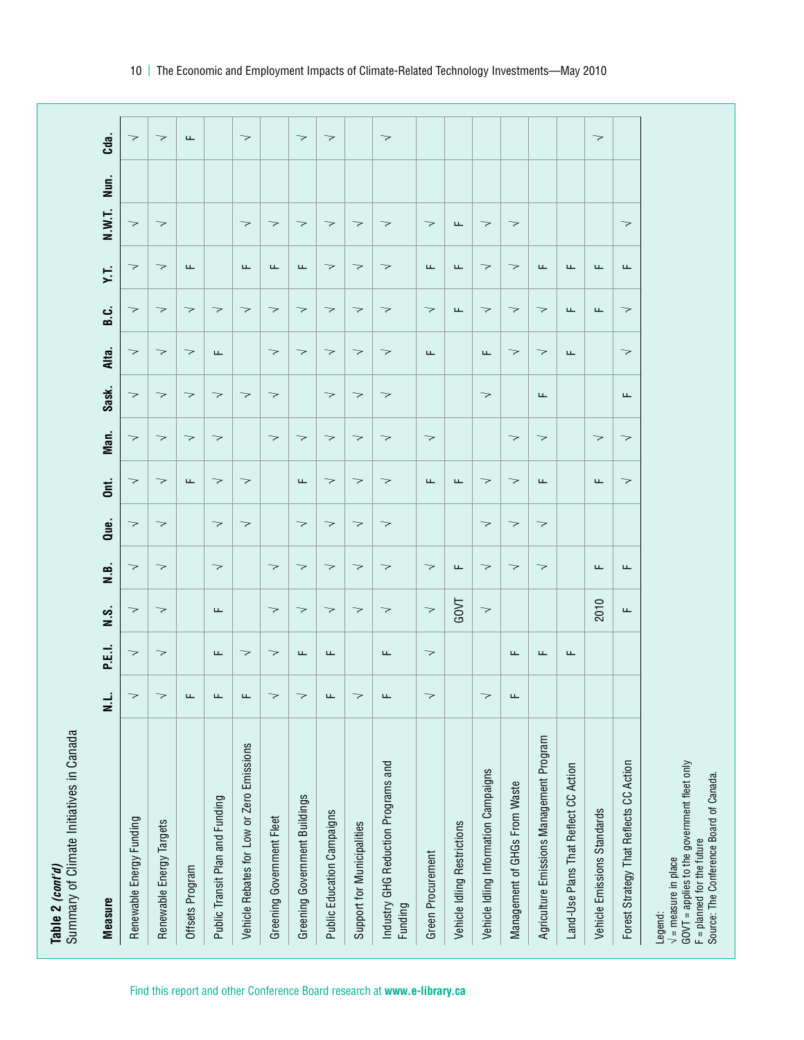**Table 2** *(cont'd)*
Summary of Climate Initiatives in Canada

| Measure | N.L. | P.E.I. | N.S. | N.B. | Que. | Ont. | Man. | Sask. | Alta. | B.C. | Y.T. | N.W.T. | Nun. | Cda. |
|---|---|---|---|---|---|---|---|---|---|---|---|---|---|---|
| Renewable Energy Funding | √ | √ | √ | √ | √ | √ | √ | √ | √ | √ | √ | √ | | √ |
| Renewable Energy Targets | √ | √ | √ | √ | √ | √ | √ | √ | √ | √ | √ | √ | | √ |
| Offsets Program | F | | | | | F | √ | √ | √ | √ | F | | | F |
| Public Transit Plan and Funding | F | F | F | √ | √ | √ | √ | √ | F | √ | | | | |
| Vehicle Rebates for Low or Zero Emissions | F | √ | | | √ | √ | | √ | | √ | F | √ | | √ |
| Greening Government Fleet | √ | √ | √ | √ | | | √ | √ | √ | √ | F | √ | | |
| Greening Government Buildings | √ | F | √ | √ | √ | F | √ | | √ | √ | F | √ | | √ |
| Public Education Campaigns | F | F | √ | √ | √ | √ | √ | √ | √ | √ | √ | √ | | √ |
| Support for Municipalities | √ | | √ | √ | √ | √ | √ | √ | √ | √ | √ | √ | | |
| Industry GHG Reduction Programs and Funding | F | F | √ | √ | √ | √ | √ | √ | √ | √ | √ | √ | | √ |
| Green Procurement | √ | √ | √ | √ | | F | √ | | F | √ | F | √ | | |
| Vehicle Idling Restrictions | | | GOVT | F | | F | | | | F | F | F | | |
| Vehicle Idling Information Campaigns | √ | | √ | √ | √ | √ | | √ | F | √ | √ | √ | | |
| Management of GHGs From Waste | F | F | | √ | √ | √ | √ | | √ | √ | √ | √ | | |
| Agriculture Emissions Management Program | | F | | √ | √ | F | √ | F | √ | √ | F | | | |
| Land-Use Plans That Reflect CC Action | | F | | | | | | | F | F | F | | | |
| Vehicle Emissions Standards | | | 2010 | F | | F | √ | | | F | F | | | √ |
| Forest Strategy That Reflects CC Action | | | F | F | | √ | √ | F | √ | √ | F | √ | | |

Legend:
√ = measure in place
GOVT = applies to the government fleet only
F = planned for the future
Source: The Conference Board of Canada.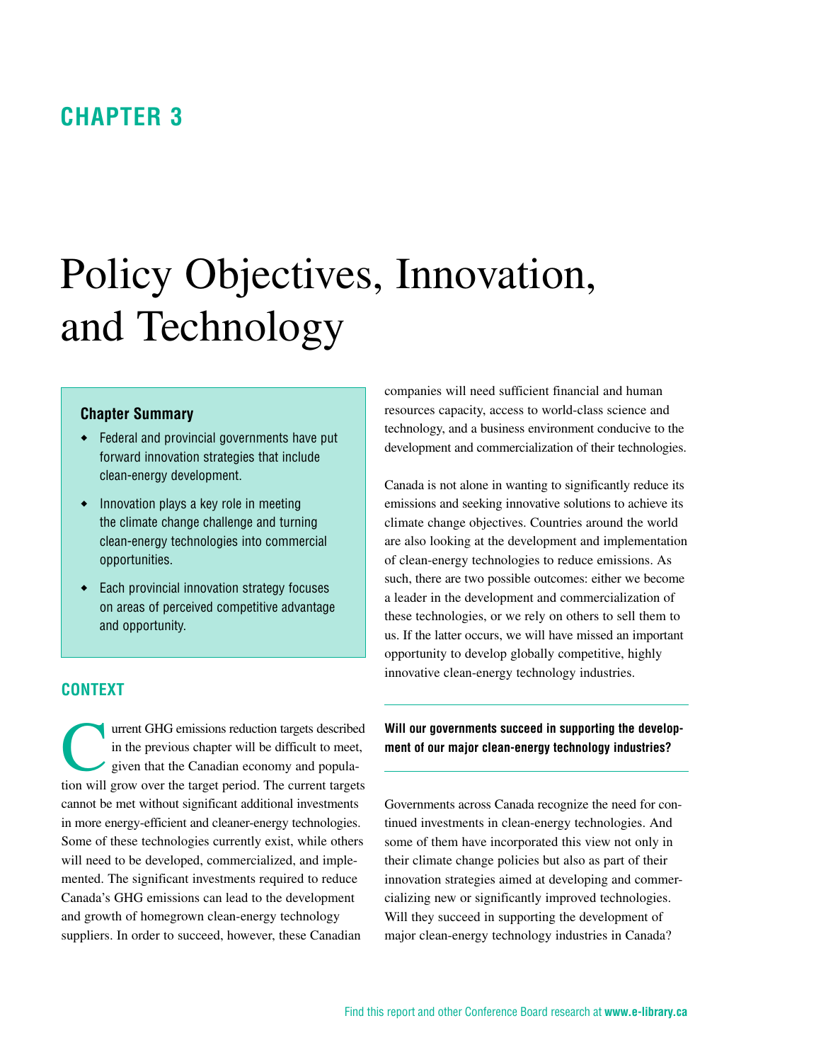## CHAPTER 3

# Policy Objectives, Innovation, and Technology

**Chapter Summary**

- Federal and provincial governments have put forward innovation strategies that include clean-energy development.
- Innovation plays a key role in meeting the climate change challenge and turning clean-energy technologies into commercial opportunities.
- Each provincial innovation strategy focuses on areas of perceived competitive advantage and opportunity.

## CONTEXT

Current GHG emissions reduction targets described in the previous chapter will be difficult to meet, given that the Canadian economy and population will grow over the target period. The current targets cannot be met without significant additional investments in more energy-efficient and cleaner-energy technologies. Some of these technologies currently exist, while others will need to be developed, commercialized, and implemented. The significant investments required to reduce Canada's GHG emissions can lead to the development and growth of homegrown clean-energy technology suppliers. In order to succeed, however, these Canadian companies will need sufficient financial and human resources capacity, access to world-class science and technology, and a business environment conducive to the development and commercialization of their technologies.

Canada is not alone in wanting to significantly reduce its emissions and seeking innovative solutions to achieve its climate change objectives. Countries around the world are also looking at the development and implementation of clean-energy technologies to reduce emissions. As such, there are two possible outcomes: either we become a leader in the development and commercialization of these technologies, or we rely on others to sell them to us. If the latter occurs, we will have missed an important opportunity to develop globally competitive, highly innovative clean-energy technology industries.

**Will our governments succeed in supporting the development of our major clean-energy technology industries?**

Governments across Canada recognize the need for continued investments in clean-energy technologies. And some of them have incorporated this view not only in their climate change policies but also as part of their innovation strategies aimed at developing and commercializing new or significantly improved technologies. Will they succeed in supporting the development of major clean-energy technology industries in Canada?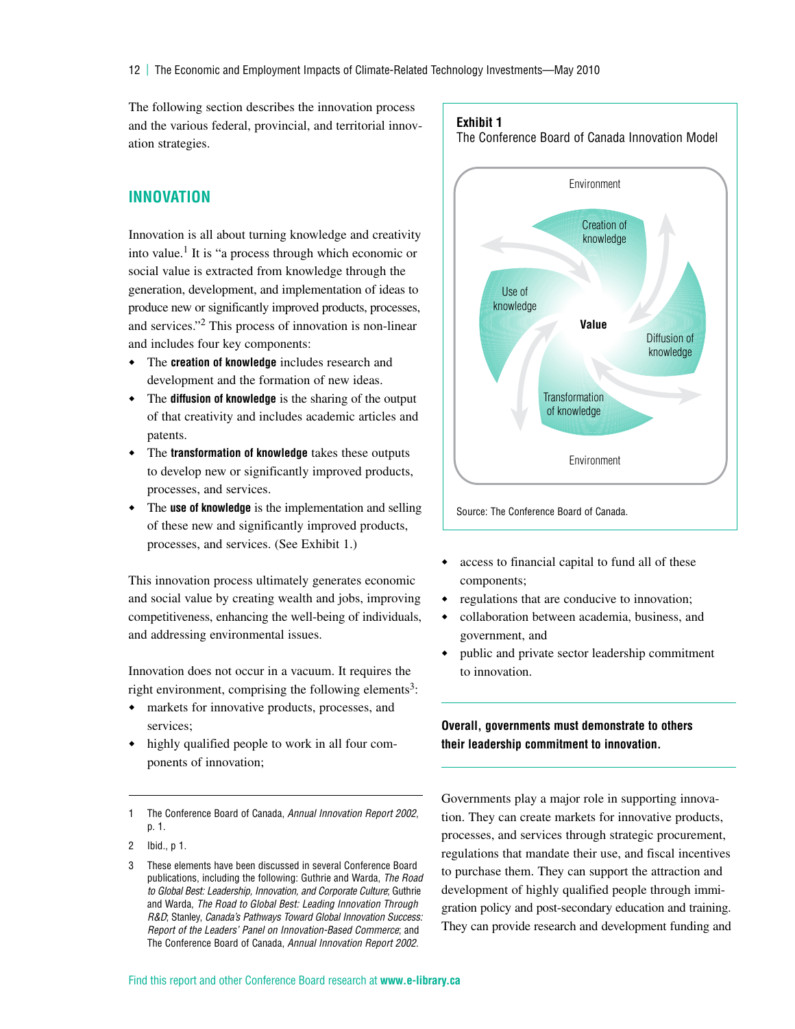The following section describes the innovation process and the various federal, provincial, and territorial innovation strategies.

## INNOVATION

Innovation is all about turning knowledge and creativity into value.[1] It is "a process through which economic or social value is extracted from knowledge through the generation, development, and implementation of ideas to produce new or significantly improved products, processes, and services."[2] This process of innovation is non-linear and includes four key components:

- The **creation of knowledge** includes research and development and the formation of new ideas.
- The **diffusion of knowledge** is the sharing of the output of that creativity and includes academic articles and patents.
- The **transformation of knowledge** takes these outputs to develop new or significantly improved products, processes, and services.
- The **use of knowledge** is the implementation and selling of these new and significantly improved products, processes, and services. (See Exhibit 1.)

**Exhibit 1**
The Conference Board of Canada Innovation Model

Environment

Creation of knowledge

Use of knowledge

Value

Diffusion of knowledge

Transformation of knowledge

Environment

Source: The Conference Board of Canada.

This innovation process ultimately generates economic and social value by creating wealth and jobs, improving competitiveness, enhancing the well-being of individuals, and addressing environmental issues.

Innovation does not occur in a vacuum. It requires the right environment, comprising the following elements[3]:

- markets for innovative products, processes, and services;
- highly qualified people to work in all four components of innovation;
- access to financial capital to fund all of these components;
- regulations that are conducive to innovation;
- collaboration between academia, business, and government, and
- public and private sector leadership commitment to innovation.

**Overall, governments must demonstrate to others their leadership commitment to innovation.**

Governments play a major role in supporting innovation. They can create markets for innovative products, processes, and services through strategic procurement, regulations that mandate their use, and fiscal incentives to purchase them. They can support the attraction and development of highly qualified people through immigration policy and post-secondary education and training. They can provide research and development funding and

1 The Conference Board of Canada, *Annual Innovation Report 2002*, p. 1.

2 Ibid., p 1.

3 These elements have been discussed in several Conference Board publications, including the following: Guthrie and Warda, *The Road to Global Best: Leadership, Innovation, and Corporate Culture*; Guthrie and Warda, *The Road to Global Best: Leading Innovation Through R&D*; Stanley, *Canada's Pathways Toward Global Innovation Success: Report of the Leaders' Panel on Innovation-Based Commerce*; and The Conference Board of Canada, *Annual Innovation Report 2002*.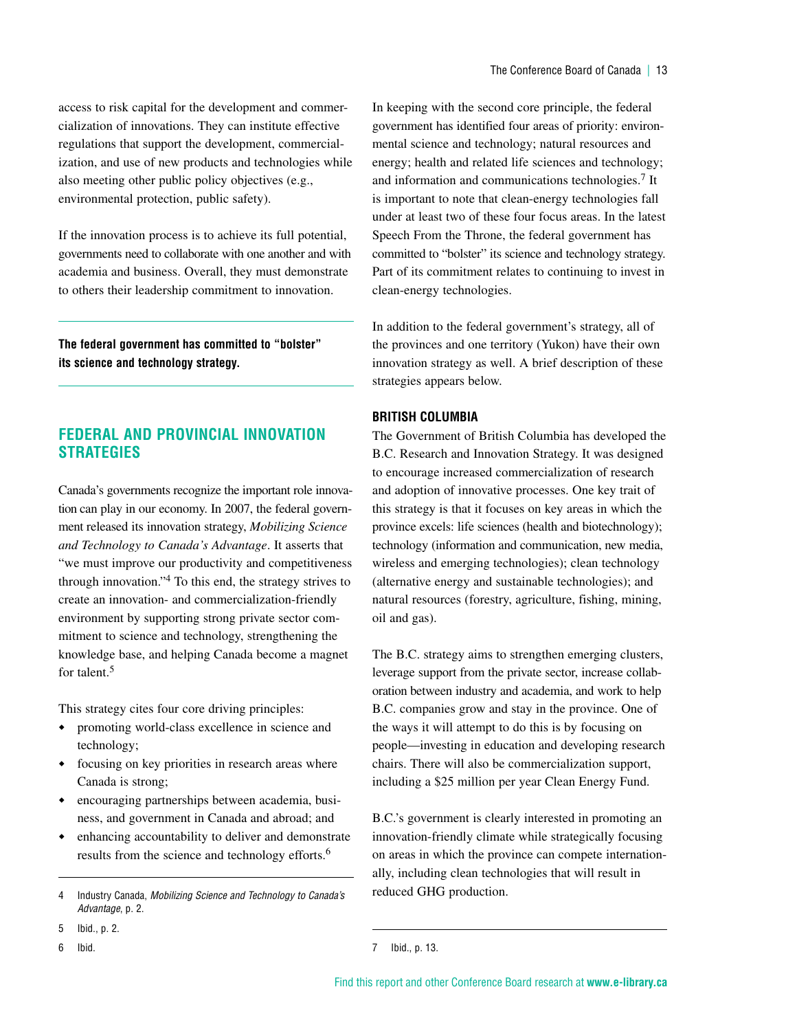access to risk capital for the development and commercialization of innovations. They can institute effective regulations that support the development, commercialization, and use of new products and technologies while also meeting other public policy objectives (e.g., environmental protection, public safety).

If the innovation process is to achieve its full potential, governments need to collaborate with one another and with academia and business. Overall, they must demonstrate to others their leadership commitment to innovation.

**The federal government has committed to "bolster" its science and technology strategy.**

## FEDERAL AND PROVINCIAL INNOVATION STRATEGIES

Canada's governments recognize the important role innovation can play in our economy. In 2007, the federal government released its innovation strategy, *Mobilizing Science and Technology to Canada's Advantage*. It asserts that "we must improve our productivity and competitiveness through innovation."[4] To this end, the strategy strives to create an innovation- and commercialization-friendly environment by supporting strong private sector commitment to science and technology, strengthening the knowledge base, and helping Canada become a magnet for talent.[5]

This strategy cites four core driving principles:

- promoting world-class excellence in science and technology;
- focusing on key priorities in research areas where Canada is strong;
- encouraging partnerships between academia, business, and government in Canada and abroad; and
- enhancing accountability to deliver and demonstrate results from the science and technology efforts.[6]

In keeping with the second core principle, the federal government has identified four areas of priority: environmental science and technology; natural resources and energy; health and related life sciences and technology; and information and communications technologies.[7] It is important to note that clean-energy technologies fall under at least two of these four focus areas. In the latest Speech From the Throne, the federal government has committed to "bolster" its science and technology strategy. Part of its commitment relates to continuing to invest in clean-energy technologies.

In addition to the federal government's strategy, all of the provinces and one territory (Yukon) have their own innovation strategy as well. A brief description of these strategies appears below.

### BRITISH COLUMBIA

The Government of British Columbia has developed the B.C. Research and Innovation Strategy. It was designed to encourage increased commercialization of research and adoption of innovative processes. One key trait of this strategy is that it focuses on key areas in which the province excels: life sciences (health and biotechnology); technology (information and communication, new media, wireless and emerging technologies); clean technology (alternative energy and sustainable technologies); and natural resources (forestry, agriculture, fishing, mining, oil and gas).

The B.C. strategy aims to strengthen emerging clusters, leverage support from the private sector, increase collaboration between industry and academia, and work to help B.C. companies grow and stay in the province. One of the ways it will attempt to do this is by focusing on people—investing in education and developing research chairs. There will also be commercialization support, including a $25 million per year Clean Energy Fund.

B.C.'s government is clearly interested in promoting an innovation-friendly climate while strategically focusing on areas in which the province can compete internationally, including clean technologies that will result in reduced GHG production.

---

4 Industry Canada, *Mobilizing Science and Technology to Canada's Advantage*, p. 2.

5 Ibid., p. 2.

6 Ibid.

7 Ibid., p. 13.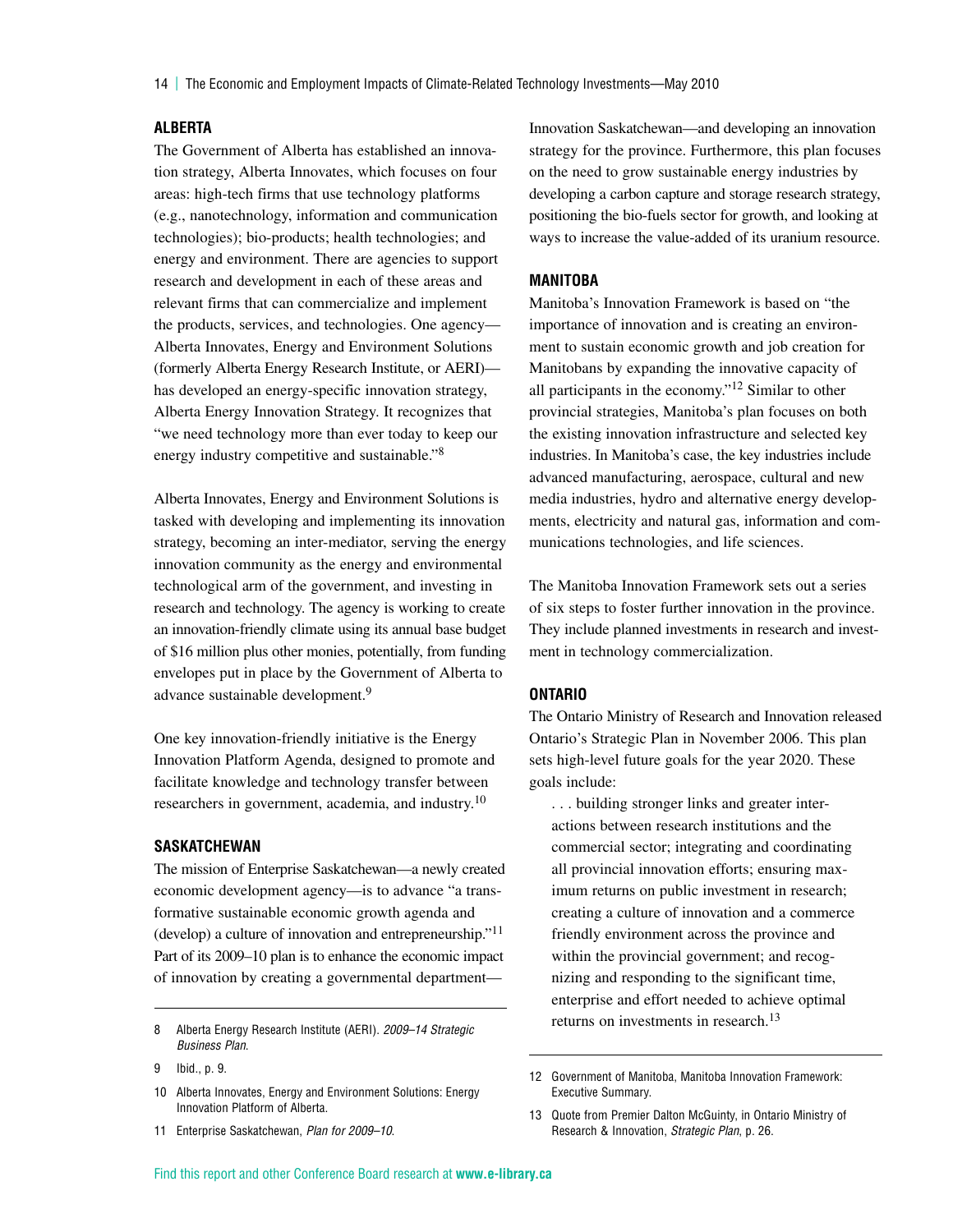## ALBERTA

The Government of Alberta has established an innovation strategy, Alberta Innovates, which focuses on four areas: high-tech firms that use technology platforms (e.g., nanotechnology, information and communication technologies); bio-products; health technologies; and energy and environment. There are agencies to support research and development in each of these areas and relevant firms that can commercialize and implement the products, services, and technologies. One agency—Alberta Innovates, Energy and Environment Solutions (formerly Alberta Energy Research Institute, or AERI)—has developed an energy-specific innovation strategy, Alberta Energy Innovation Strategy. It recognizes that "we need technology more than ever today to keep our energy industry competitive and sustainable."[8]

Alberta Innovates, Energy and Environment Solutions is tasked with developing and implementing its innovation strategy, becoming an inter-mediator, serving the energy innovation community as the energy and environmental technological arm of the government, and investing in research and technology. The agency is working to create an innovation-friendly climate using its annual base budget of $16 million plus other monies, potentially, from funding envelopes put in place by the Government of Alberta to advance sustainable development.[9]

One key innovation-friendly initiative is the Energy Innovation Platform Agenda, designed to promote and facilitate knowledge and technology transfer between researchers in government, academia, and industry.[10]

## SASKATCHEWAN

The mission of Enterprise Saskatchewan—a newly created economic development agency—is to advance "a transformative sustainable economic growth agenda and (develop) a culture of innovation and entrepreneurship."[11] Part of its 2009–10 plan is to enhance the economic impact of innovation by creating a governmental department—Innovation Saskatchewan—and developing an innovation strategy for the province. Furthermore, this plan focuses on the need to grow sustainable energy industries by developing a carbon capture and storage research strategy, positioning the bio-fuels sector for growth, and looking at ways to increase the value-added of its uranium resource.

## MANITOBA

Manitoba's Innovation Framework is based on "the importance of innovation and is creating an environment to sustain economic growth and job creation for Manitobans by expanding the innovative capacity of all participants in the economy."[12] Similar to other provincial strategies, Manitoba's plan focuses on both the existing innovation infrastructure and selected key industries. In Manitoba's case, the key industries include advanced manufacturing, aerospace, cultural and new media industries, hydro and alternative energy developments, electricity and natural gas, information and communications technologies, and life sciences.

The Manitoba Innovation Framework sets out a series of six steps to foster further innovation in the province. They include planned investments in research and investment in technology commercialization.

## ONTARIO

The Ontario Ministry of Research and Innovation released Ontario's Strategic Plan in November 2006. This plan sets high-level future goals for the year 2020. These goals include:

> . . . building stronger links and greater interactions between research institutions and the commercial sector; integrating and coordinating all provincial innovation efforts; ensuring maximum returns on public investment in research; creating a culture of innovation and a commerce friendly environment across the province and within the provincial government; and recognizing and responding to the significant time, enterprise and effort needed to achieve optimal returns on investments in research.[13]

---

8 Alberta Energy Research Institute (AERI). *2009–14 Strategic Business Plan*.

9 Ibid., p. 9.

10 Alberta Innovates, Energy and Environment Solutions: Energy Innovation Platform of Alberta.

11 Enterprise Saskatchewan, *Plan for 2009–10*.

12 Government of Manitoba, Manitoba Innovation Framework: Executive Summary.

13 Quote from Premier Dalton McGuinty, in Ontario Ministry of Research & Innovation, *Strategic Plan*, p. 26.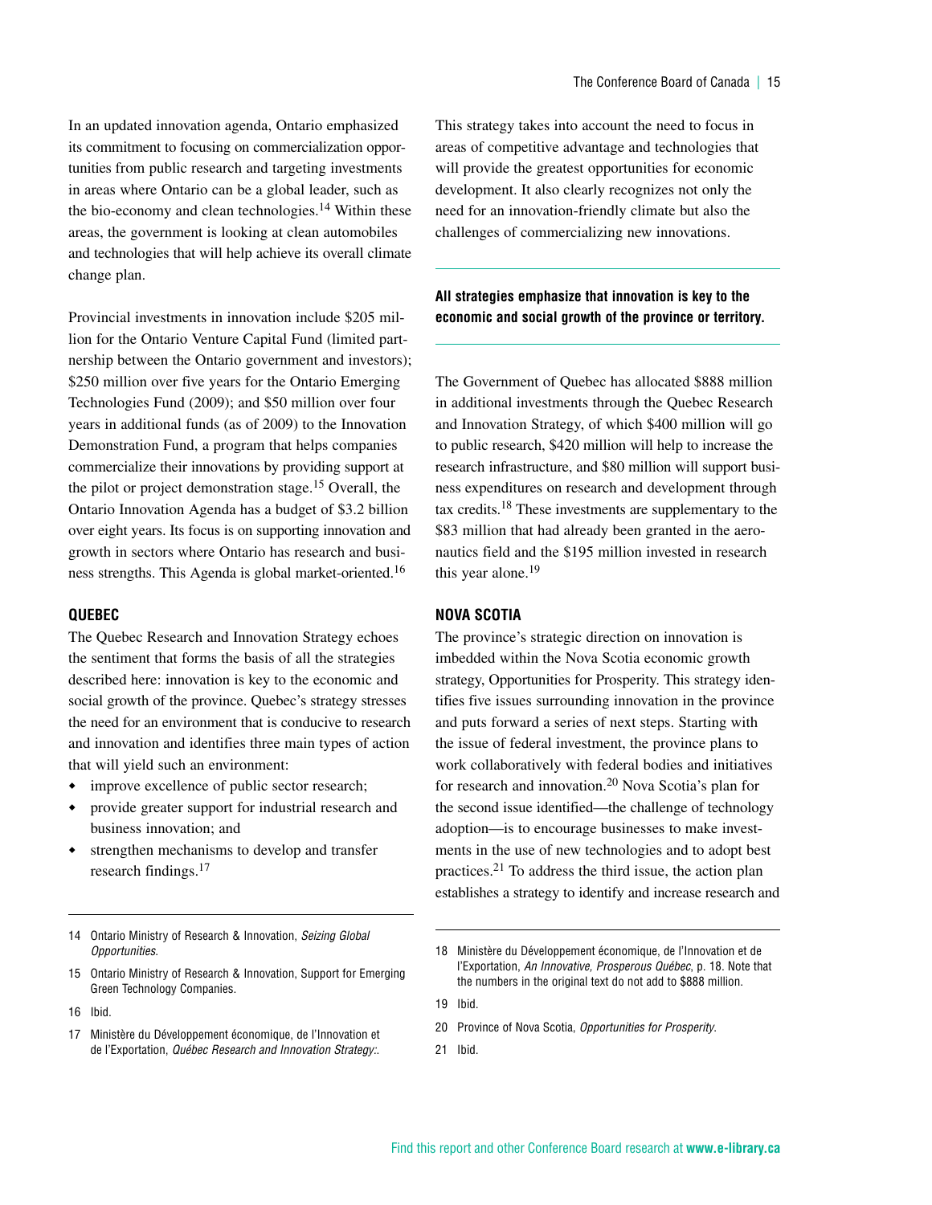In an updated innovation agenda, Ontario emphasized its commitment to focusing on commercialization opportunities from public research and targeting investments in areas where Ontario can be a global leader, such as the bio-economy and clean technologies.[14] Within these areas, the government is looking at clean automobiles and technologies that will help achieve its overall climate change plan.

Provincial investments in innovation include $205 million for the Ontario Venture Capital Fund (limited partnership between the Ontario government and investors); $250 million over five years for the Ontario Emerging Technologies Fund (2009); and $50 million over four years in additional funds (as of 2009) to the Innovation Demonstration Fund, a program that helps companies commercialize their innovations by providing support at the pilot or project demonstration stage.[15] Overall, the Ontario Innovation Agenda has a budget of $3.2 billion over eight years. Its focus is on supporting innovation and growth in sectors where Ontario has research and business strengths. This Agenda is global market-oriented.[16]

### QUEBEC

The Quebec Research and Innovation Strategy echoes the sentiment that forms the basis of all the strategies described here: innovation is key to the economic and social growth of the province. Quebec's strategy stresses the need for an environment that is conducive to research and innovation and identifies three main types of action that will yield such an environment:

- improve excellence of public sector research;
- provide greater support for industrial research and business innovation; and
- strengthen mechanisms to develop and transfer research findings.[17]

This strategy takes into account the need to focus in areas of competitive advantage and technologies that will provide the greatest opportunities for economic development. It also clearly recognizes not only the need for an innovation-friendly climate but also the challenges of commercializing new innovations.

**All strategies emphasize that innovation is key to the economic and social growth of the province or territory.**

The Government of Quebec has allocated $888 million in additional investments through the Quebec Research and Innovation Strategy, of which $400 million will go to public research, $420 million will help to increase the research infrastructure, and $80 million will support business expenditures on research and development through tax credits.[18] These investments are supplementary to the $83 million that had already been granted in the aeronautics field and the $195 million invested in research this year alone.[19]

### NOVA SCOTIA

The province's strategic direction on innovation is imbedded within the Nova Scotia economic growth strategy, Opportunities for Prosperity. This strategy identifies five issues surrounding innovation in the province and puts forward a series of next steps. Starting with the issue of federal investment, the province plans to work collaboratively with federal bodies and initiatives for research and innovation.[20] Nova Scotia's plan for the second issue identified—the challenge of technology adoption—is to encourage businesses to make investments in the use of new technologies and to adopt best practices.[21] To address the third issue, the action plan establishes a strategy to identify and increase research and

---

14 Ontario Ministry of Research & Innovation, *Seizing Global Opportunities*.

15 Ontario Ministry of Research & Innovation, Support for Emerging Green Technology Companies.

16 Ibid.

17 Ministère du Développement économique, de l'Innovation et de l'Exportation, *Québec Research and Innovation Strategy:*.

18 Ministère du Développement économique, de l'Innovation et de l'Exportation, *An Innovative, Prosperous Québec*, p. 18. Note that the numbers in the original text do not add to $888 million.

19 Ibid.

20 Province of Nova Scotia, *Opportunities for Prosperity*.

21 Ibid.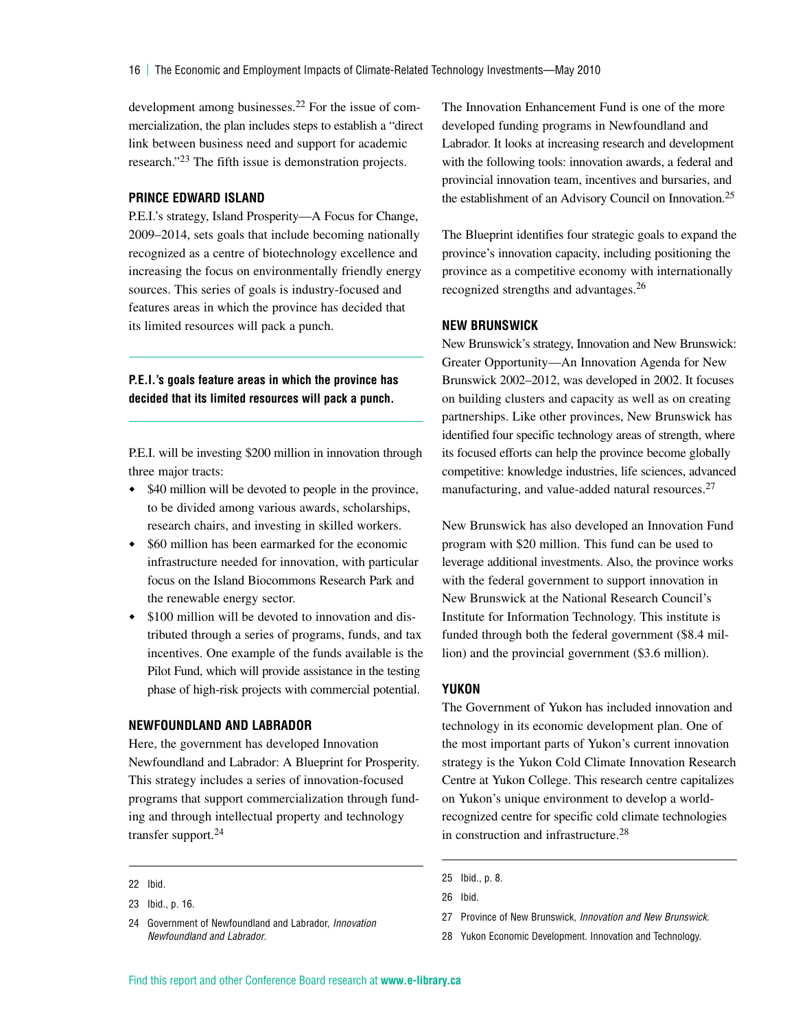development among businesses.[22] For the issue of commercialization, the plan includes steps to establish a "direct link between business need and support for academic research."[23] The fifth issue is demonstration projects.

### PRINCE EDWARD ISLAND

P.E.I.'s strategy, Island Prosperity—A Focus for Change, 2009–2014, sets goals that include becoming nationally recognized as a centre of biotechnology excellence and increasing the focus on environmentally friendly energy sources. This series of goals is industry-focused and features areas in which the province has decided that its limited resources will pack a punch.

**P.E.I.'s goals feature areas in which the province has decided that its limited resources will pack a punch.**

P.E.I. will be investing $200 million in innovation through three major tracts:

- $40 million will be devoted to people in the province, to be divided among various awards, scholarships, research chairs, and investing in skilled workers.
- $60 million has been earmarked for the economic infrastructure needed for innovation, with particular focus on the Island Biocommons Research Park and the renewable energy sector.
- $100 million will be devoted to innovation and distributed through a series of programs, funds, and tax incentives. One example of the funds available is the Pilot Fund, which will provide assistance in the testing phase of high-risk projects with commercial potential.

### NEWFOUNDLAND AND LABRADOR

Here, the government has developed Innovation Newfoundland and Labrador: A Blueprint for Prosperity. This strategy includes a series of innovation-focused programs that support commercialization through funding and through intellectual property and technology transfer support.[24]

The Innovation Enhancement Fund is one of the more developed funding programs in Newfoundland and Labrador. It looks at increasing research and development with the following tools: innovation awards, a federal and provincial innovation team, incentives and bursaries, and the establishment of an Advisory Council on Innovation.[25]

The Blueprint identifies four strategic goals to expand the province's innovation capacity, including positioning the province as a competitive economy with internationally recognized strengths and advantages.[26]

### NEW BRUNSWICK

New Brunswick's strategy, Innovation and New Brunswick: Greater Opportunity—An Innovation Agenda for New Brunswick 2002–2012, was developed in 2002. It focuses on building clusters and capacity as well as on creating partnerships. Like other provinces, New Brunswick has identified four specific technology areas of strength, where its focused efforts can help the province become globally competitive: knowledge industries, life sciences, advanced manufacturing, and value-added natural resources.[27]

New Brunswick has also developed an Innovation Fund program with $20 million. This fund can be used to leverage additional investments. Also, the province works with the federal government to support innovation in New Brunswick at the National Research Council's Institute for Information Technology. This institute is funded through both the federal government ($8.4 million) and the provincial government ($3.6 million).

### YUKON

The Government of Yukon has included innovation and technology in its economic development plan. One of the most important parts of Yukon's current innovation strategy is the Yukon Cold Climate Innovation Research Centre at Yukon College. This research centre capitalizes on Yukon's unique environment to develop a world-recognized centre for specific cold climate technologies in construction and infrastructure.[28]

---

22 Ibid.

23 Ibid., p. 16.

24 Government of Newfoundland and Labrador, *Innovation Newfoundland and Labrador.*

25 Ibid., p. 8.

26 Ibid.

27 Province of New Brunswick, *Innovation and New Brunswick.*

28 Yukon Economic Development. Innovation and Technology.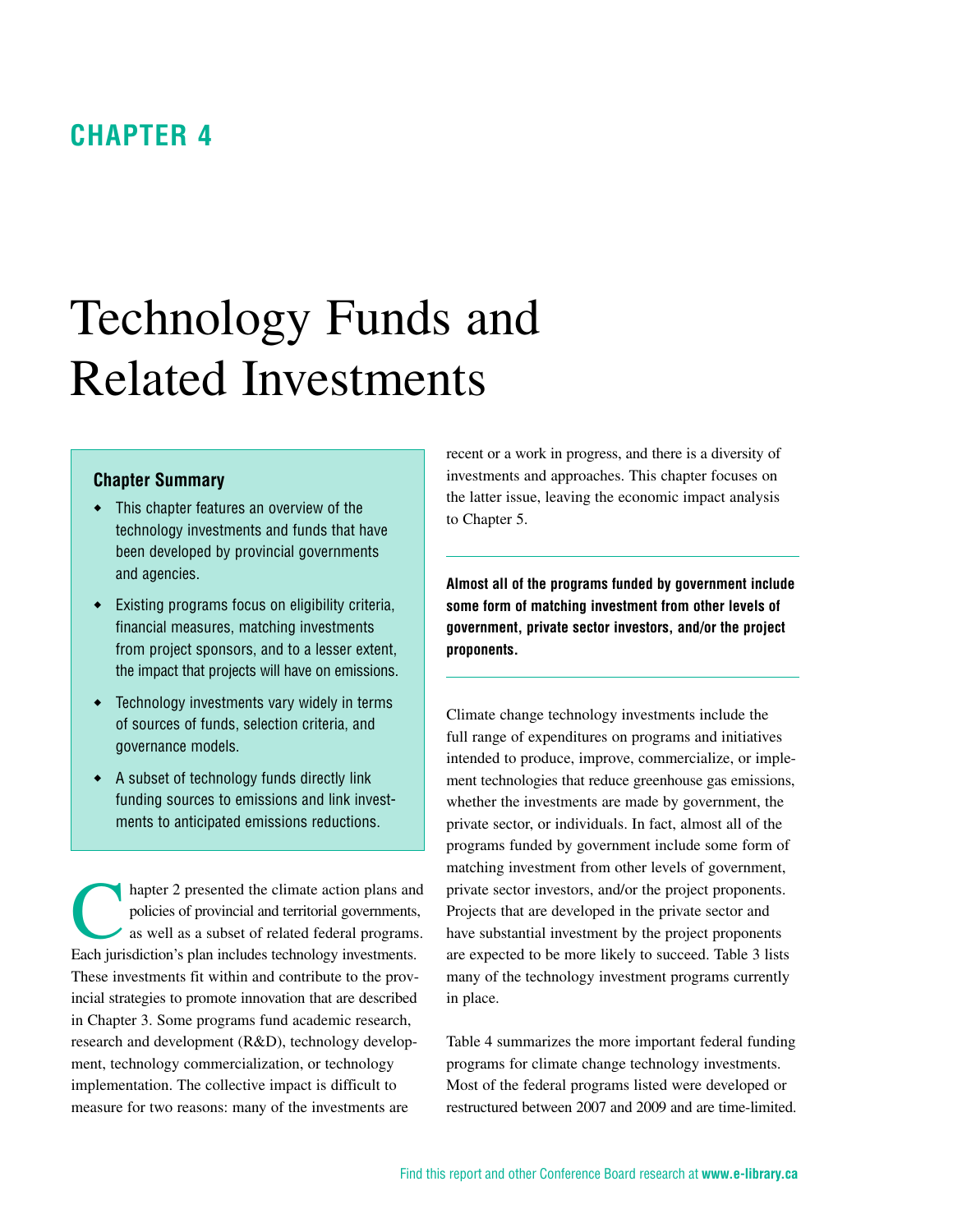# CHAPTER 4

# Technology Funds and Related Investments

### Chapter Summary

- This chapter features an overview of the technology investments and funds that have been developed by provincial governments and agencies.
- Existing programs focus on eligibility criteria, financial measures, matching investments from project sponsors, and to a lesser extent, the impact that projects will have on emissions.
- Technology investments vary widely in terms of sources of funds, selection criteria, and governance models.
- A subset of technology funds directly link funding sources to emissions and link investments to anticipated emissions reductions.

Chapter 2 presented the climate action plans and policies of provincial and territorial governments, as well as a subset of related federal programs. Each jurisdiction's plan includes technology investments. These investments fit within and contribute to the provincial strategies to promote innovation that are described in Chapter 3. Some programs fund academic research, research and development (R&D), technology development, technology commercialization, or technology implementation. The collective impact is difficult to measure for two reasons: many of the investments are recent or a work in progress, and there is a diversity of investments and approaches. This chapter focuses on the latter issue, leaving the economic impact analysis to Chapter 5.

**Almost all of the programs funded by government include some form of matching investment from other levels of government, private sector investors, and/or the project proponents.**

Climate change technology investments include the full range of expenditures on programs and initiatives intended to produce, improve, commercialize, or implement technologies that reduce greenhouse gas emissions, whether the investments are made by government, the private sector, or individuals. In fact, almost all of the programs funded by government include some form of matching investment from other levels of government, private sector investors, and/or the project proponents. Projects that are developed in the private sector and have substantial investment by the project proponents are expected to be more likely to succeed. Table 3 lists many of the technology investment programs currently in place.

Table 4 summarizes the more important federal funding programs for climate change technology investments. Most of the federal programs listed were developed or restructured between 2007 and 2009 and are time-limited.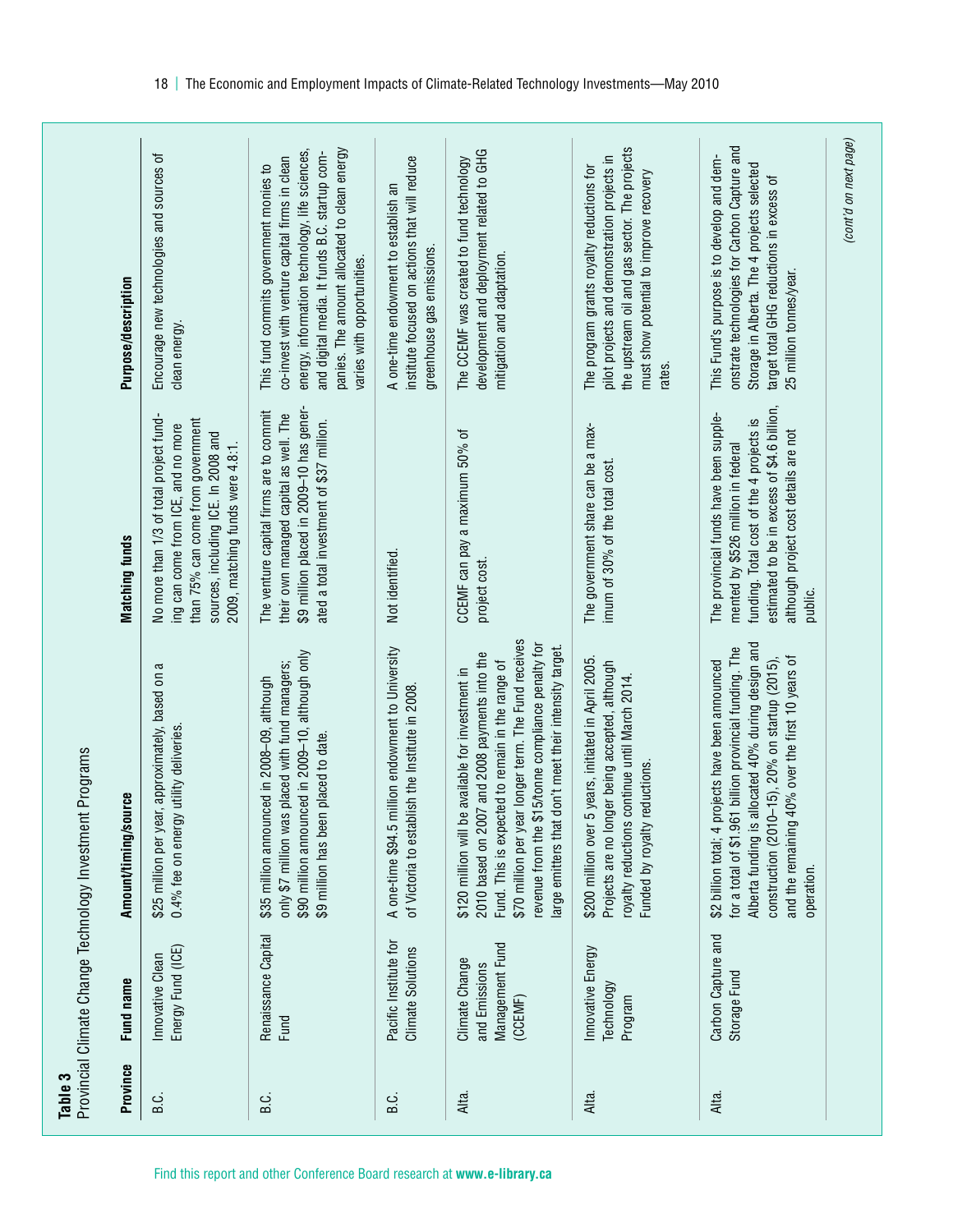**Table 3**
Provincial Climate Change Technology Investment Programs

| Province | Fund name | Amount/timing/source | Matching funds | Purpose/description |
|---|---|---|---|---|
| B.C. | Innovative Clean Energy Fund (ICE) | $25 million per year, approximately, based on a 0.4% fee on energy utility deliveries. | No more than 1/3 of total project funding can come from ICE, and no more than 75% can come from government sources, including ICE. In 2008 and 2009, matching funds were 4.8:1. | Encourage new technologies and sources of clean energy. |
| B.C. | Renaissance Capital Fund | $35 million announced in 2008–09, although only $7 million was placed with fund managers; $90 million announced in 2009–10, although only $9 million has been placed to date. | The venture capital firms are to commit their own managed capital as well. The $9 million placed in 2009–10 has generated a total investment of $37 million. | This fund commits government monies to co-invest with venture capital firms in clean energy, information technology, life sciences, and digital media. It funds B.C. startup companies. The amount allocated to clean energy varies with opportunities. |
| B.C. | Pacific Institute for Climate Solutions | A one-time $94.5 million endowment to University of Victoria to establish the Institute in 2008. | Not identified. | A one-time endowment to establish an institute focused on actions that will reduce greenhouse gas emissions. |
| Alta. | Climate Change and Emissions Management Fund (CCEMF) | $120 million will be available for investment in 2010 based on 2007 and 2008 payments into the Fund. This is expected to remain in the range of $70 million per year longer term. The Fund receives revenue from the $15/tonne compliance penalty for large emitters that don't meet their intensity target. | CCEMF can pay a maximum 50% of project cost. | The CCEMF was created to fund technology development and deployment related to GHG mitigation and adaptation. |
| Alta. | Innovative Energy Technology Program | $200 million over 5 years, initiated in April 2005. Projects are no longer being accepted, although royalty reductions continue until March 2014. Funded by royalty reductions. | The government share can be a maximum of 30% of the total cost. | The program grants royalty reductions for pilot projects and demonstration projects in the upstream oil and gas sector. The projects must show potential to improve recovery rates. |
| Alta. | Carbon Capture and Storage Fund | $2 billion total; 4 projects have been announced for a total of $1.961 billion provincial funding. The Alberta funding is allocated 40% during design and construction (2010–15), 20% on startup (2015), and the remaining 40% over the first 10 years of operation. | The provincial funds have been supplemented by $526 million in federal funding. Total cost of the 4 projects is estimated to be in excess of $4.6 billion, although project cost details are not public. | This Fund's purpose is to develop and demonstrate technologies for Carbon Capture and Storage in Alberta. The 4 projects selected target total GHG reductions in excess of 25 million tonnes/year. |

*(cont'd on next page)*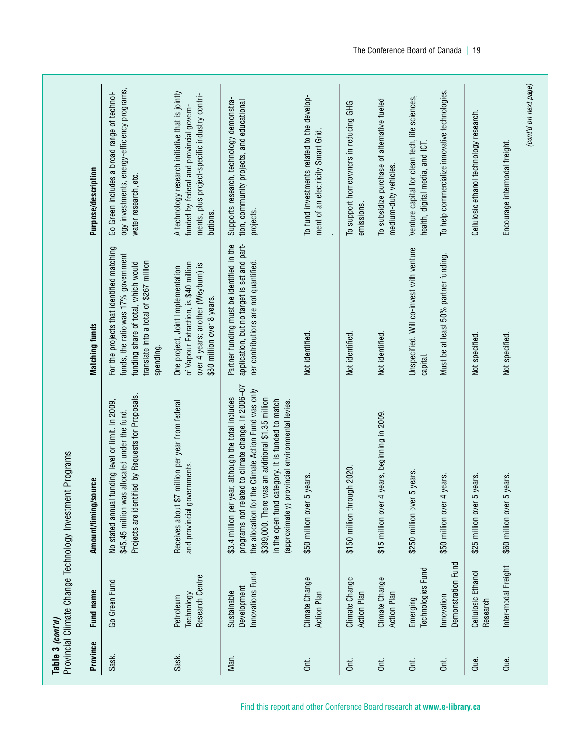**Table 3** *(cont'd)*
Provincial Climate Change Technology Investment Programs

| Province | Fund name | Amount/timing/source | Matching funds | Purpose/description |
|---|---|---|---|---|
| Sask. | Go Green Fund | No stated annual funding level or limit. In 2009, $45.45 million was allocated under the fund. Projects are identified by Requests for Proposals. | For the projects that identified matching funds, the ratio was 17% government funding share of total, which would translate into a total of $267 million spending. | Go Green includes a broad range of technology investments, energy-efficiency programs, water research, etc. |
| Sask. | Petroleum Technology Research Centre | Receives about $7 million per year from federal and provincial governments. | One project, Joint Implementation of Vapour Extraction, is $40 million over 4 years; another (Weyburn) is $80 million over 8 years. | A technology research initiative that is jointly funded by federal and provincial governments, plus project-specific industry contributions. |
| Man. | Sustainable Development Innovations Fund | $3.4 million per year, although the total includes programs not related to climate change. In 2006–07 the allocation for the Climate Action Fund was only $399,000. There was an additional $1.35 million in the open fund category. It is funded to match (approximately) provincial environmental levies. | Partner funding must be identified in the application, but no target is set and partner contributions are not quantified. | Supports research, technology demonstration, community projects, and educational projects. |
| Ont. | Climate Change Action Plan | $50 million over 5 years. | Not identified. | To fund investments related to the development of an electricity Smart Grid. |
| Ont. | Climate Change Action Plan | $150 million through 2020. | Not identified. | To support homeowners in reducing GHG emissions. |
| Ont. | Climate Change Action Plan | $15 million over 4 years, beginning in 2009. | Not identified. | To subsidize purchase of alternative fueled medium-duty vehicles. |
| Ont. | Emerging Technologies Fund | $250 million over 5 years. | Unspecified. Will co-invest with venture capital. | Venture capital for clean tech, life sciences, health, digital media, and ICT. |
| Ont. | Innovation Demonstration Fund | $50 million over 4 years. | Must be at least 50% partner funding. | To help commercialize innovative technologies. |
| Que. | Cellulosic Ethanol Research | $25 million over 5 years. | Not specified. | Cellulosic ethanol technology research. |
| Que. | Inter-modal Freight | $60 million over 5 years. | Not specified. | Encourage intermodal freight. |

*(cont'd on next page)*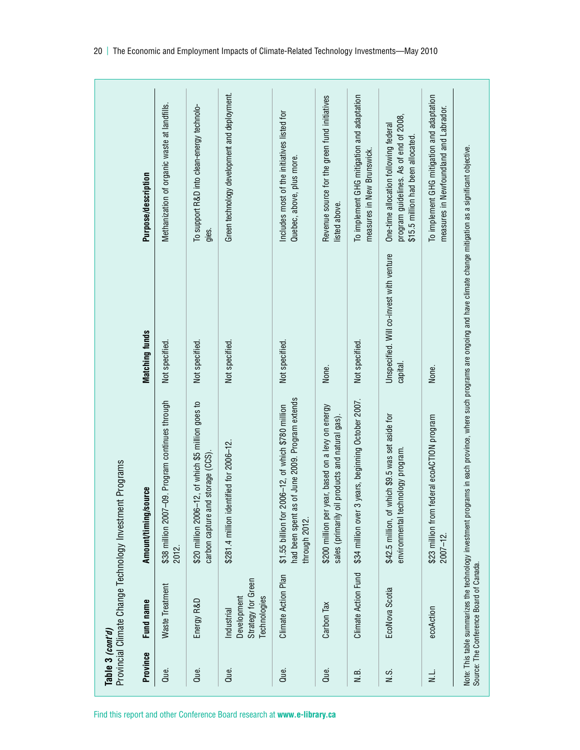**Table 3 *(cont'd)***
Provincial Climate Change Technology Investment Programs

| Province | Fund name | Amount/timing/source | Matching funds | Purpose/description |
|---|---|---|---|---|
| Que. | Waste Treatment | $38 million 2007–09. Program continues through 2012. | Not specified. | Methanization of organic waste at landfills. |
| Que. | Energy R&D | $20 million 2006–12, of which $5 million goes to carbon capture and storage (CCS). | Not specified. | To support R&D into clean-energy technologies. |
| Que. | Industrial Development Strategy for Green Technologies | $281.4 million identified for 2006–12. | Not specified. | Green technology development and deployment. |
| Que. | Climate Action Plan | $1.55 billion for 2006–12, of which $780 million had been spent as of June 2009. Program extends through 2012. | Not specified. | Includes most of the initiatives listed for Quebec, above, plus more. |
| Que. | Carbon Tax | $200 million per year, based on a levy on energy sales (primarily oil products and natural gas). | None. | Revenue source for the green fund initiatives listed above. |
| N.B. | Climate Action Fund | $34 million over 3 years, beginning October 2007. | Not specified. | To implement GHG mitigation and adaptation measures in New Brunswick. |
| N.S. | EcoNova Scotia | $42.5 million, of which $9.5 was set aside for environmental technology program. | Unspecified. Will co-invest with venture capital. | One-time allocation following federal program guidelines. As of end of 2008, $15.5 million had been allocated. |
| N.L. | ecoAction | $23 million from federal ecoACTION program 2007–12. | None. | To implement GHG mitigation and adaptation measures in Newfoundland and Labrador. |

Note: This table summarizes the technology investment programs in each province, where such programs are ongoing and have climate change mitigation as a significant objective.
Source: The Conference Board of Canada.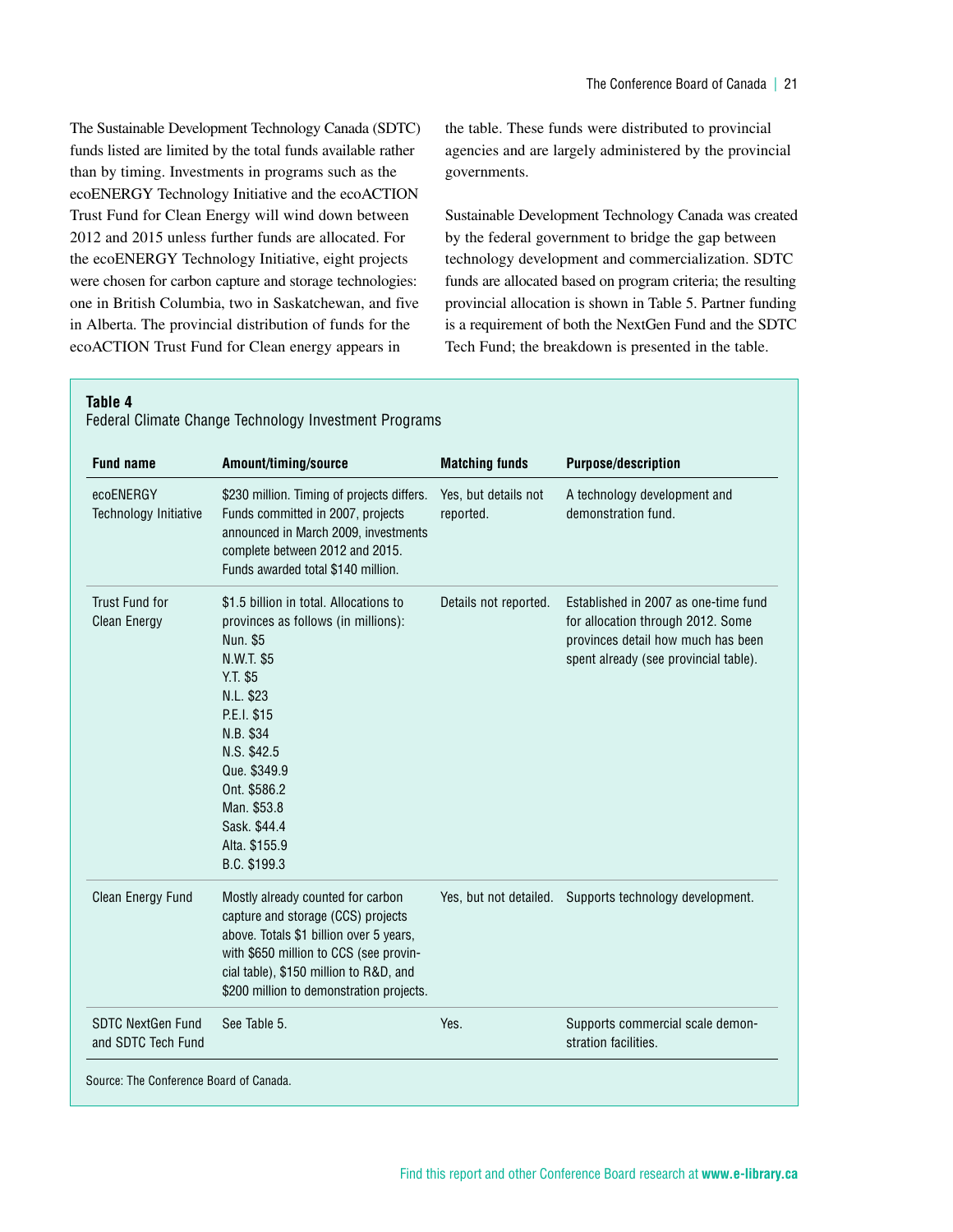The Sustainable Development Technology Canada (SDTC) funds listed are limited by the total funds available rather than by timing. Investments in programs such as the ecoENERGY Technology Initiative and the ecoACTION Trust Fund for Clean Energy will wind down between 2012 and 2015 unless further funds are allocated. For the ecoENERGY Technology Initiative, eight projects were chosen for carbon capture and storage technologies: one in British Columbia, two in Saskatchewan, and five in Alberta. The provincial distribution of funds for the ecoACTION Trust Fund for Clean energy appears in the table. These funds were distributed to provincial agencies and are largely administered by the provincial governments.

Sustainable Development Technology Canada was created by the federal government to bridge the gap between technology development and commercialization. SDTC funds are allocated based on program criteria; the resulting provincial allocation is shown in Table 5. Partner funding is a requirement of both the NextGen Fund and the SDTC Tech Fund; the breakdown is presented in the table.

**Table 4**

Federal Climate Change Technology Investment Programs

| Fund name | Amount/timing/source | Matching funds | Purpose/description |
|---|---|---|---|
| ecoENERGY Technology Initiative | $230 million. Timing of projects differs. Funds committed in 2007, projects announced in March 2009, investments complete between 2012 and 2015. Funds awarded total $140 million. | Yes, but details not reported. | A technology development and demonstration fund. |
| Trust Fund for Clean Energy | $1.5 billion in total. Allocations to provinces as follows (in millions): Nun. $5 N.W.T. $5 Y.T. $5 N.L. $23 P.E.I. $15 N.B. $34 N.S. $42.5 Que. $349.9 Ont. $586.2 Man. $53.8 Sask. $44.4 Alta. $155.9 B.C. $199.3 | Details not reported. | Established in 2007 as one-time fund for allocation through 2012. Some provinces detail how much has been spent already (see provincial table). |
| Clean Energy Fund | Mostly already counted for carbon capture and storage (CCS) projects above. Totals $1 billion over 5 years, with $650 million to CCS (see provincial table), $150 million to R&D, and $200 million to demonstration projects. | Yes, but not detailed. | Supports technology development. |
| SDTC NextGen Fund and SDTC Tech Fund | See Table 5. | Yes. | Supports commercial scale demonstration facilities. |

Source: The Conference Board of Canada.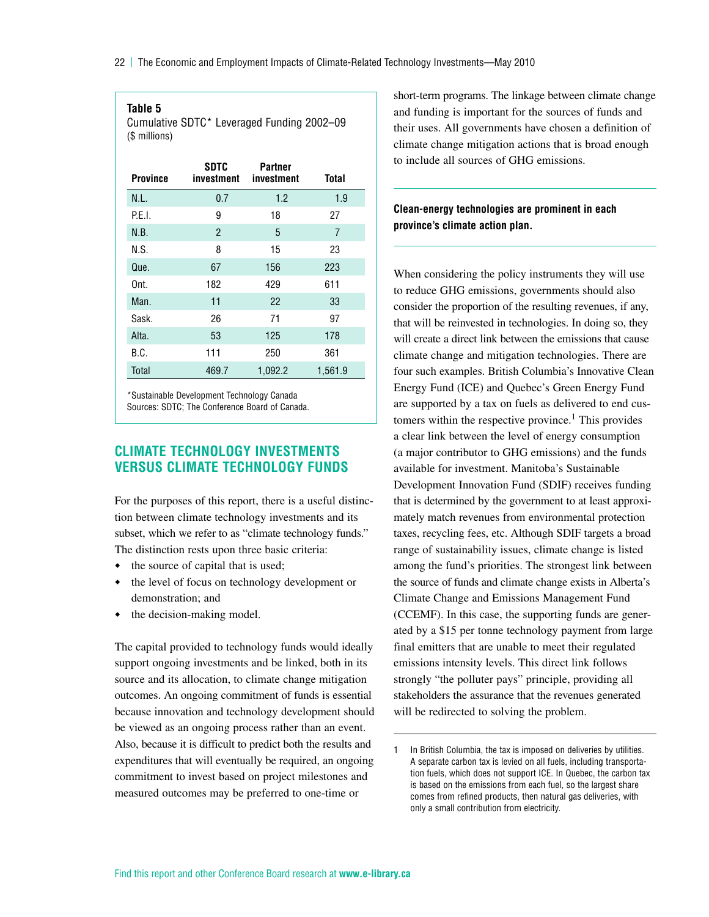**Table 5**
Cumulative SDTC* Leveraged Funding 2002–09
($ millions)

| Province | SDTC investment | Partner investment | Total |
|---|---|---|---|
| N.L. | 0.7 | 1.2 | 1.9 |
| P.E.I. | 9 | 18 | 27 |
| N.B. | 2 | 5 | 7 |
| N.S. | 8 | 15 | 23 |
| Que. | 67 | 156 | 223 |
| Ont. | 182 | 429 | 611 |
| Man. | 11 | 22 | 33 |
| Sask. | 26 | 71 | 97 |
| Alta. | 53 | 125 | 178 |
| B.C. | 111 | 250 | 361 |
| Total | 469.7 | 1,092.2 | 1,561.9 |

*Sustainable Development Technology Canada
Sources: SDTC; The Conference Board of Canada.

## CLIMATE TECHNOLOGY INVESTMENTS VERSUS CLIMATE TECHNOLOGY FUNDS

For the purposes of this report, there is a useful distinction between climate technology investments and its subset, which we refer to as "climate technology funds." The distinction rests upon three basic criteria:

- the source of capital that is used;
- the level of focus on technology development or demonstration; and
- the decision-making model.

The capital provided to technology funds would ideally support ongoing investments and be linked, both in its source and its allocation, to climate change mitigation outcomes. An ongoing commitment of funds is essential because innovation and technology development should be viewed as an ongoing process rather than an event. Also, because it is difficult to predict both the results and expenditures that will eventually be required, an ongoing commitment to invest based on project milestones and measured outcomes may be preferred to one-time or short-term programs. The linkage between climate change and funding is important for the sources of funds and their uses. All governments have chosen a definition of climate change mitigation actions that is broad enough to include all sources of GHG emissions.

**Clean-energy technologies are prominent in each province's climate action plan.**

When considering the policy instruments they will use to reduce GHG emissions, governments should also consider the proportion of the resulting revenues, if any, that will be reinvested in technologies. In doing so, they will create a direct link between the emissions that cause climate change and mitigation technologies. There are four such examples. British Columbia's Innovative Clean Energy Fund (ICE) and Quebec's Green Energy Fund are supported by a tax on fuels as delivered to end customers within the respective province.[1] This provides a clear link between the level of energy consumption (a major contributor to GHG emissions) and the funds available for investment. Manitoba's Sustainable Development Innovation Fund (SDIF) receives funding that is determined by the government to at least approximately match revenues from environmental protection taxes, recycling fees, etc. Although SDIF targets a broad range of sustainability issues, climate change is listed among the fund's priorities. The strongest link between the source of funds and climate change exists in Alberta's Climate Change and Emissions Management Fund (CCEMF). In this case, the supporting funds are generated by a $15 per tonne technology payment from large final emitters that are unable to meet their regulated emissions intensity levels. This direct link follows strongly "the polluter pays" principle, providing all stakeholders the assurance that the revenues generated will be redirected to solving the problem.

1 In British Columbia, the tax is imposed on deliveries by utilities. A separate carbon tax is levied on all fuels, including transportation fuels, which does not support ICE. In Quebec, the carbon tax is based on the emissions from each fuel, so the largest share comes from refined products, then natural gas deliveries, with only a small contribution from electricity.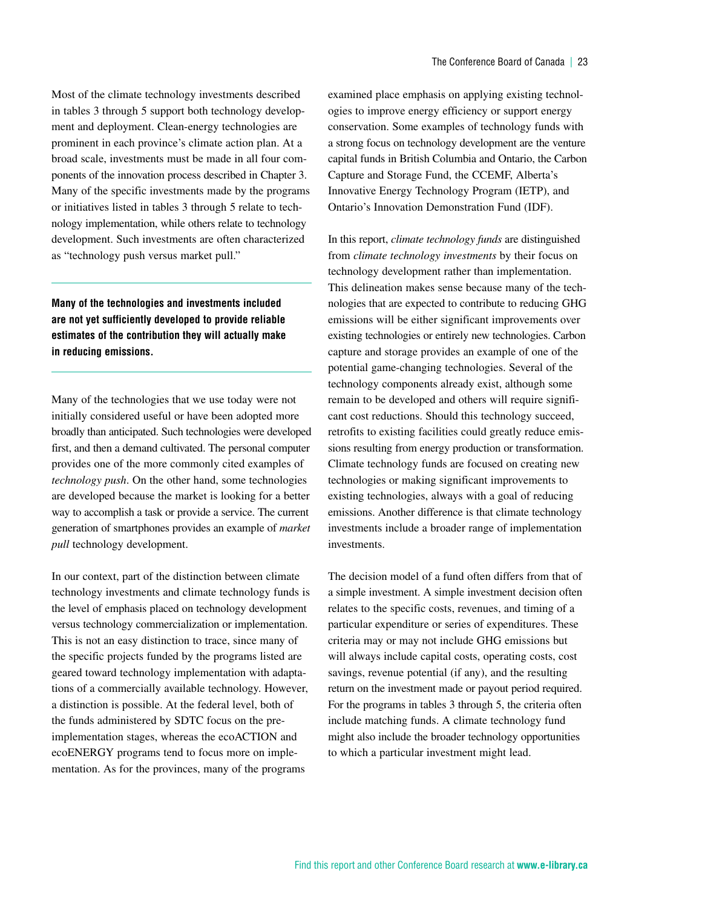Most of the climate technology investments described in tables 3 through 5 support both technology development and deployment. Clean-energy technologies are prominent in each province's climate action plan. At a broad scale, investments must be made in all four components of the innovation process described in Chapter 3. Many of the specific investments made by the programs or initiatives listed in tables 3 through 5 relate to technology implementation, while others relate to technology development. Such investments are often characterized as "technology push versus market pull."

**Many of the technologies and investments included are not yet sufficiently developed to provide reliable estimates of the contribution they will actually make in reducing emissions.**

Many of the technologies that we use today were not initially considered useful or have been adopted more broadly than anticipated. Such technologies were developed first, and then a demand cultivated. The personal computer provides one of the more commonly cited examples of *technology push*. On the other hand, some technologies are developed because the market is looking for a better way to accomplish a task or provide a service. The current generation of smartphones provides an example of *market pull* technology development.

In our context, part of the distinction between climate technology investments and climate technology funds is the level of emphasis placed on technology development versus technology commercialization or implementation. This is not an easy distinction to trace, since many of the specific projects funded by the programs listed are geared toward technology implementation with adaptations of a commercially available technology. However, a distinction is possible. At the federal level, both of the funds administered by SDTC focus on the pre-implementation stages, whereas the ecoACTION and ecoENERGY programs tend to focus more on implementation. As for the provinces, many of the programs examined place emphasis on applying existing technologies to improve energy efficiency or support energy conservation. Some examples of technology funds with a strong focus on technology development are the venture capital funds in British Columbia and Ontario, the Carbon Capture and Storage Fund, the CCEMF, Alberta's Innovative Energy Technology Program (IETP), and Ontario's Innovation Demonstration Fund (IDF).

In this report, *climate technology funds* are distinguished from *climate technology investments* by their focus on technology development rather than implementation. This delineation makes sense because many of the technologies that are expected to contribute to reducing GHG emissions will be either significant improvements over existing technologies or entirely new technologies. Carbon capture and storage provides an example of one of the potential game-changing technologies. Several of the technology components already exist, although some remain to be developed and others will require significant cost reductions. Should this technology succeed, retrofits to existing facilities could greatly reduce emissions resulting from energy production or transformation. Climate technology funds are focused on creating new technologies or making significant improvements to existing technologies, always with a goal of reducing emissions. Another difference is that climate technology investments include a broader range of implementation investments.

The decision model of a fund often differs from that of a simple investment. A simple investment decision often relates to the specific costs, revenues, and timing of a particular expenditure or series of expenditures. These criteria may or may not include GHG emissions but will always include capital costs, operating costs, cost savings, revenue potential (if any), and the resulting return on the investment made or payout period required. For the programs in tables 3 through 5, the criteria often include matching funds. A climate technology fund might also include the broader technology opportunities to which a particular investment might lead.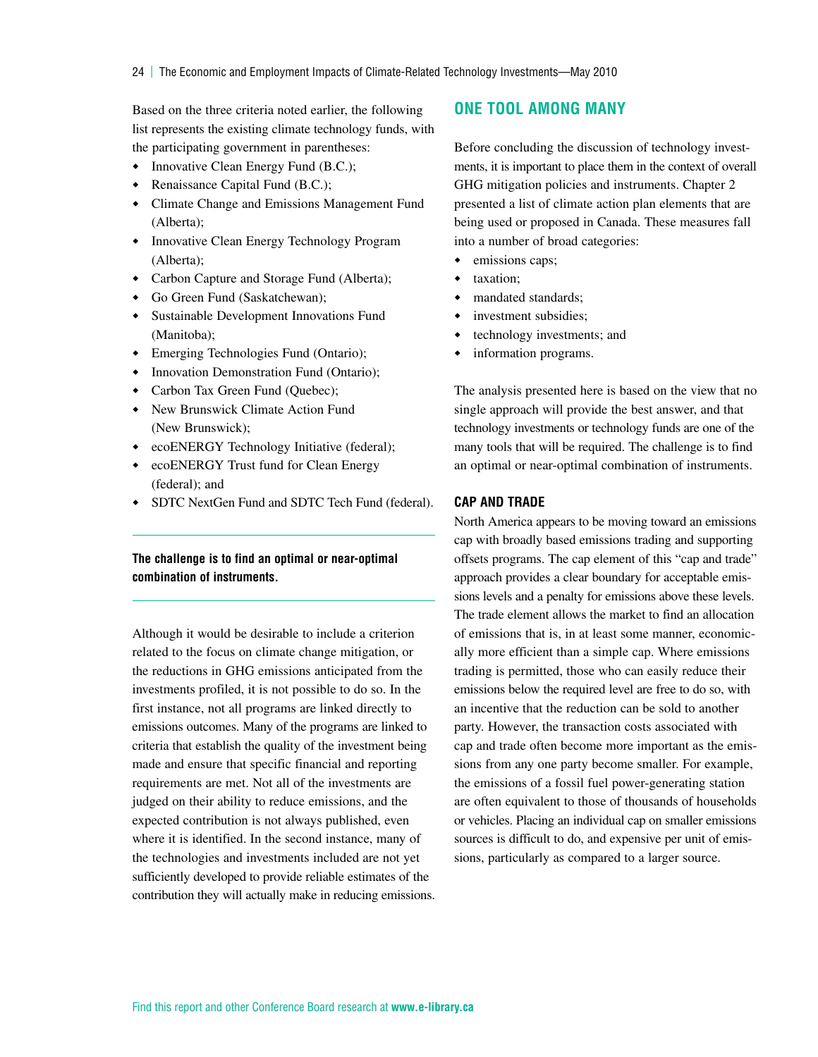Based on the three criteria noted earlier, the following list represents the existing climate technology funds, with the participating government in parentheses:

- Innovative Clean Energy Fund (B.C.);
- Renaissance Capital Fund (B.C.);
- Climate Change and Emissions Management Fund (Alberta);
- Innovative Clean Energy Technology Program (Alberta);
- Carbon Capture and Storage Fund (Alberta);
- Go Green Fund (Saskatchewan);
- Sustainable Development Innovations Fund (Manitoba);
- Emerging Technologies Fund (Ontario);
- Innovation Demonstration Fund (Ontario);
- Carbon Tax Green Fund (Quebec);
- New Brunswick Climate Action Fund (New Brunswick);
- ecoENERGY Technology Initiative (federal);
- ecoENERGY Trust fund for Clean Energy (federal); and
- SDTC NextGen Fund and SDTC Tech Fund (federal).

**The challenge is to find an optimal or near-optimal combination of instruments.**

Although it would be desirable to include a criterion related to the focus on climate change mitigation, or the reductions in GHG emissions anticipated from the investments profiled, it is not possible to do so. In the first instance, not all programs are linked directly to emissions outcomes. Many of the programs are linked to criteria that establish the quality of the investment being made and ensure that specific financial and reporting requirements are met. Not all of the investments are judged on their ability to reduce emissions, and the expected contribution is not always published, even where it is identified. In the second instance, many of the technologies and investments included are not yet sufficiently developed to provide reliable estimates of the contribution they will actually make in reducing emissions.

## ONE TOOL AMONG MANY

Before concluding the discussion of technology investments, it is important to place them in the context of overall GHG mitigation policies and instruments. Chapter 2 presented a list of climate action plan elements that are being used or proposed in Canada. These measures fall into a number of broad categories:

- emissions caps;
- taxation;
- mandated standards;
- investment subsidies;
- technology investments; and
- information programs.

The analysis presented here is based on the view that no single approach will provide the best answer, and that technology investments or technology funds are one of the many tools that will be required. The challenge is to find an optimal or near-optimal combination of instruments.

### CAP AND TRADE

North America appears to be moving toward an emissions cap with broadly based emissions trading and supporting offsets programs. The cap element of this "cap and trade" approach provides a clear boundary for acceptable emissions levels and a penalty for emissions above these levels. The trade element allows the market to find an allocation of emissions that is, in at least some manner, economically more efficient than a simple cap. Where emissions trading is permitted, those who can easily reduce their emissions below the required level are free to do so, with an incentive that the reduction can be sold to another party. However, the transaction costs associated with cap and trade often become more important as the emissions from any one party become smaller. For example, the emissions of a fossil fuel power-generating station are often equivalent to those of thousands of households or vehicles. Placing an individual cap on smaller emissions sources is difficult to do, and expensive per unit of emissions, particularly as compared to a larger source.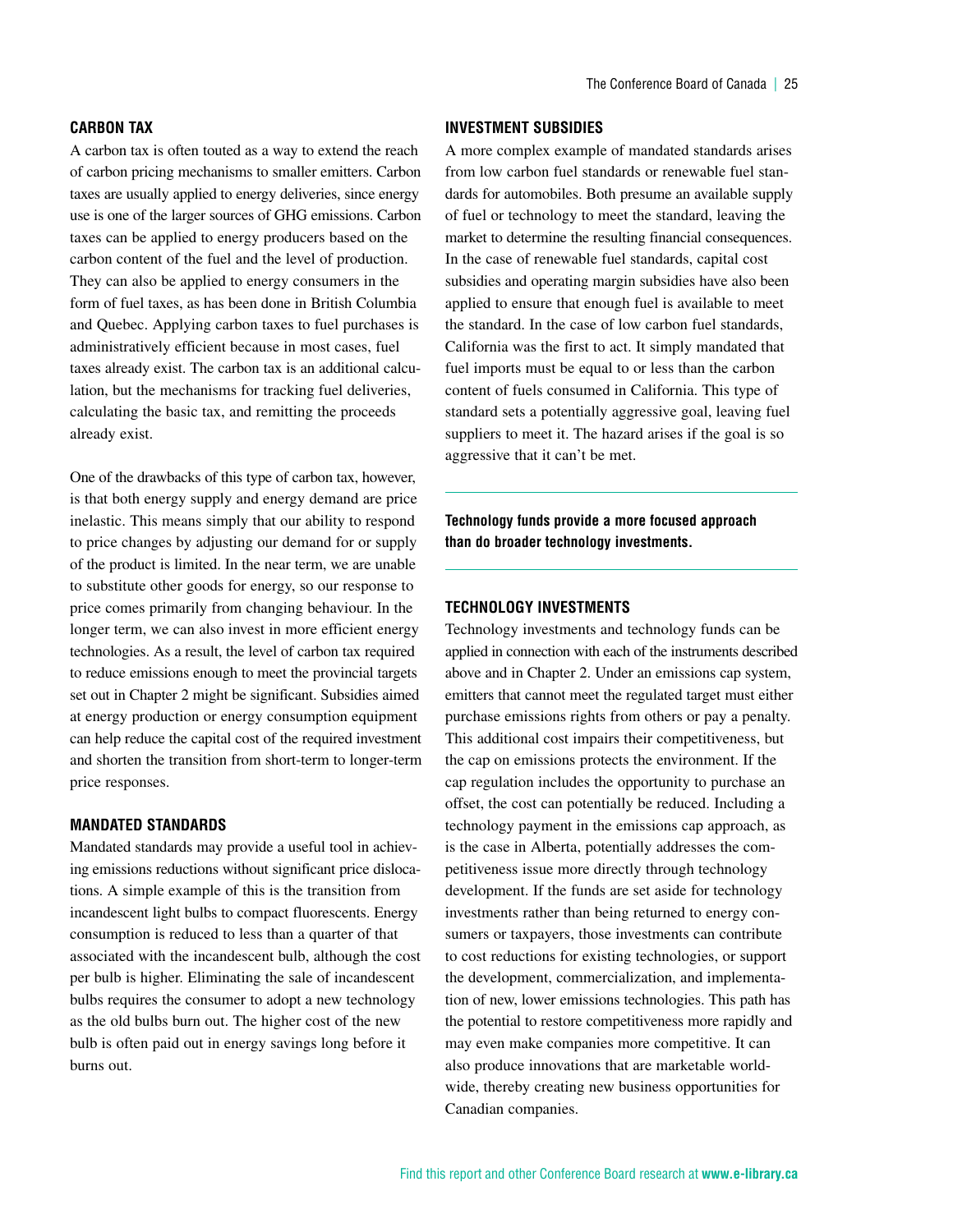### CARBON TAX

A carbon tax is often touted as a way to extend the reach of carbon pricing mechanisms to smaller emitters. Carbon taxes are usually applied to energy deliveries, since energy use is one of the larger sources of GHG emissions. Carbon taxes can be applied to energy producers based on the carbon content of the fuel and the level of production. They can also be applied to energy consumers in the form of fuel taxes, as has been done in British Columbia and Quebec. Applying carbon taxes to fuel purchases is administratively efficient because in most cases, fuel taxes already exist. The carbon tax is an additional calculation, but the mechanisms for tracking fuel deliveries, calculating the basic tax, and remitting the proceeds already exist.

One of the drawbacks of this type of carbon tax, however, is that both energy supply and energy demand are price inelastic. This means simply that our ability to respond to price changes by adjusting our demand for or supply of the product is limited. In the near term, we are unable to substitute other goods for energy, so our response to price comes primarily from changing behaviour. In the longer term, we can also invest in more efficient energy technologies. As a result, the level of carbon tax required to reduce emissions enough to meet the provincial targets set out in Chapter 2 might be significant. Subsidies aimed at energy production or energy consumption equipment can help reduce the capital cost of the required investment and shorten the transition from short-term to longer-term price responses.

### MANDATED STANDARDS

Mandated standards may provide a useful tool in achieving emissions reductions without significant price dislocations. A simple example of this is the transition from incandescent light bulbs to compact fluorescents. Energy consumption is reduced to less than a quarter of that associated with the incandescent bulb, although the cost per bulb is higher. Eliminating the sale of incandescent bulbs requires the consumer to adopt a new technology as the old bulbs burn out. The higher cost of the new bulb is often paid out in energy savings long before it burns out.

### INVESTMENT SUBSIDIES

A more complex example of mandated standards arises from low carbon fuel standards or renewable fuel standards for automobiles. Both presume an available supply of fuel or technology to meet the standard, leaving the market to determine the resulting financial consequences. In the case of renewable fuel standards, capital cost subsidies and operating margin subsidies have also been applied to ensure that enough fuel is available to meet the standard. In the case of low carbon fuel standards, California was the first to act. It simply mandated that fuel imports must be equal to or less than the carbon content of fuels consumed in California. This type of standard sets a potentially aggressive goal, leaving fuel suppliers to meet it. The hazard arises if the goal is so aggressive that it can't be met.

**Technology funds provide a more focused approach than do broader technology investments.**

### TECHNOLOGY INVESTMENTS

Technology investments and technology funds can be applied in connection with each of the instruments described above and in Chapter 2. Under an emissions cap system, emitters that cannot meet the regulated target must either purchase emissions rights from others or pay a penalty. This additional cost impairs their competitiveness, but the cap on emissions protects the environment. If the cap regulation includes the opportunity to purchase an offset, the cost can potentially be reduced. Including a technology payment in the emissions cap approach, as is the case in Alberta, potentially addresses the competitiveness issue more directly through technology development. If the funds are set aside for technology investments rather than being returned to energy consumers or taxpayers, those investments can contribute to cost reductions for existing technologies, or support the development, commercialization, and implementation of new, lower emissions technologies. This path has the potential to restore competitiveness more rapidly and may even make companies more competitive. It can also produce innovations that are marketable worldwide, thereby creating new business opportunities for Canadian companies.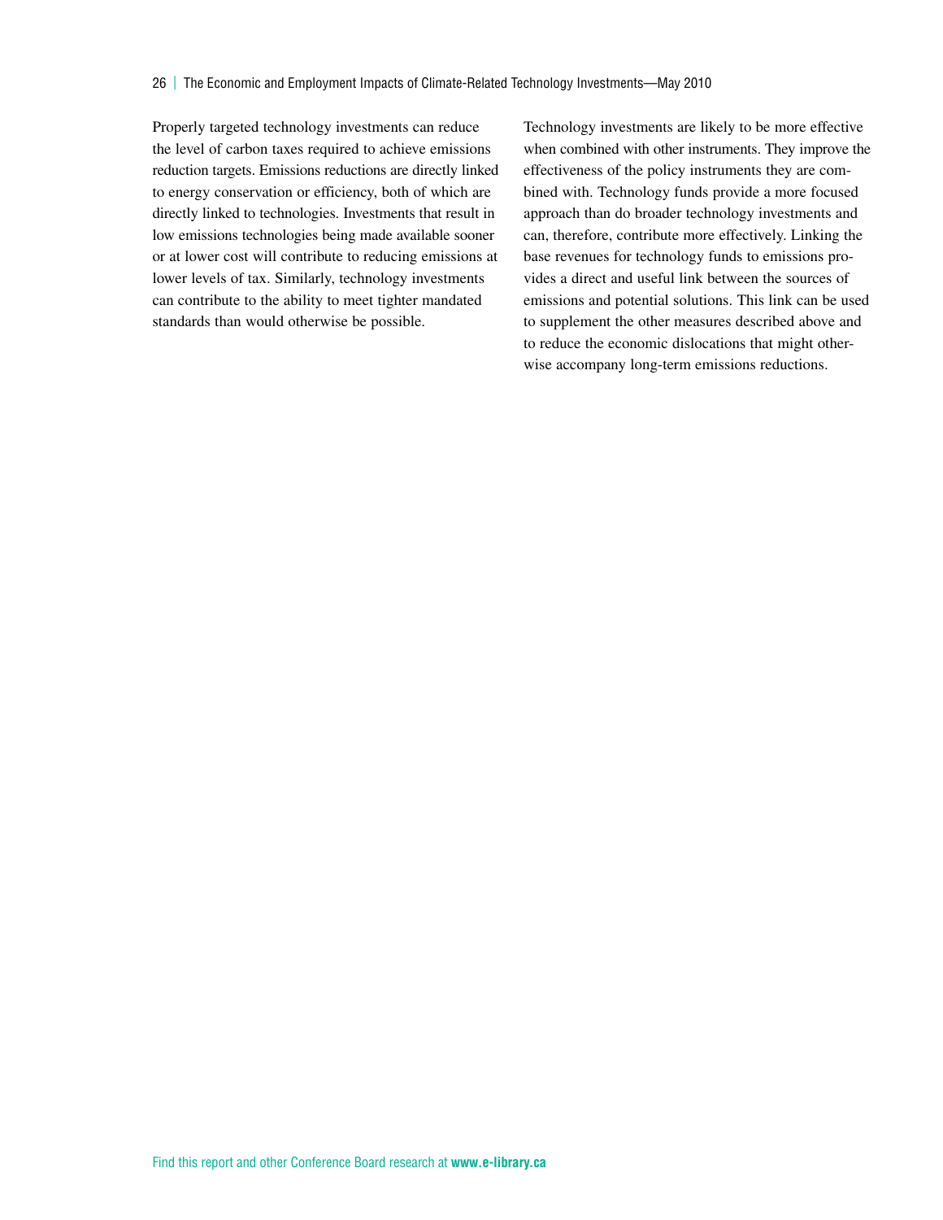Properly targeted technology investments can reduce the level of carbon taxes required to achieve emissions reduction targets. Emissions reductions are directly linked to energy conservation or efficiency, both of which are directly linked to technologies. Investments that result in low emissions technologies being made available sooner or at lower cost will contribute to reducing emissions at lower levels of tax. Similarly, technology investments can contribute to the ability to meet tighter mandated standards than would otherwise be possible.

Technology investments are likely to be more effective when combined with other instruments. They improve the effectiveness of the policy instruments they are combined with. Technology funds provide a more focused approach than do broader technology investments and can, therefore, contribute more effectively. Linking the base revenues for technology funds to emissions provides a direct and useful link between the sources of emissions and potential solutions. This link can be used to supplement the other measures described above and to reduce the economic dislocations that might otherwise accompany long-term emissions reductions.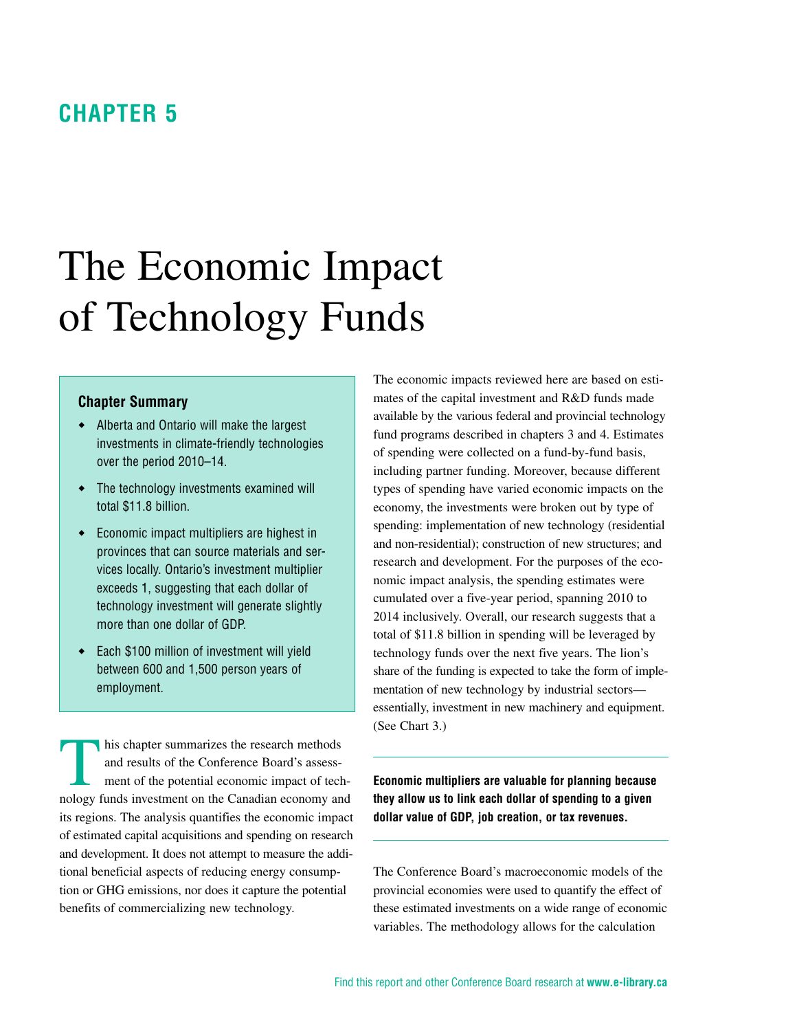## CHAPTER 5

# The Economic Impact of Technology Funds

### Chapter Summary

- Alberta and Ontario will make the largest investments in climate-friendly technologies over the period 2010–14.
- The technology investments examined will total $11.8 billion.
- Economic impact multipliers are highest in provinces that can source materials and services locally. Ontario's investment multiplier exceeds 1, suggesting that each dollar of technology investment will generate slightly more than one dollar of GDP.
- Each $100 million of investment will yield between 600 and 1,500 person years of employment.

This chapter summarizes the research methods and results of the Conference Board's assessment of the potential economic impact of technology funds investment on the Canadian economy and its regions. The analysis quantifies the economic impact of estimated capital acquisitions and spending on research and development. It does not attempt to measure the additional beneficial aspects of reducing energy consumption or GHG emissions, nor does it capture the potential benefits of commercializing new technology.

The economic impacts reviewed here are based on estimates of the capital investment and R&D funds made available by the various federal and provincial technology fund programs described in chapters 3 and 4. Estimates of spending were collected on a fund-by-fund basis, including partner funding. Moreover, because different types of spending have varied economic impacts on the economy, the investments were broken out by type of spending: implementation of new technology (residential and non-residential); construction of new structures; and research and development. For the purposes of the economic impact analysis, the spending estimates were cumulated over a five-year period, spanning 2010 to 2014 inclusively. Overall, our research suggests that a total of $11.8 billion in spending will be leveraged by technology funds over the next five years. The lion's share of the funding is expected to take the form of implementation of new technology by industrial sectors—essentially, investment in new machinery and equipment. (See Chart 3.)

**Economic multipliers are valuable for planning because they allow us to link each dollar of spending to a given dollar value of GDP, job creation, or tax revenues.**

The Conference Board's macroeconomic models of the provincial economies were used to quantify the effect of these estimated investments on a wide range of economic variables. The methodology allows for the calculation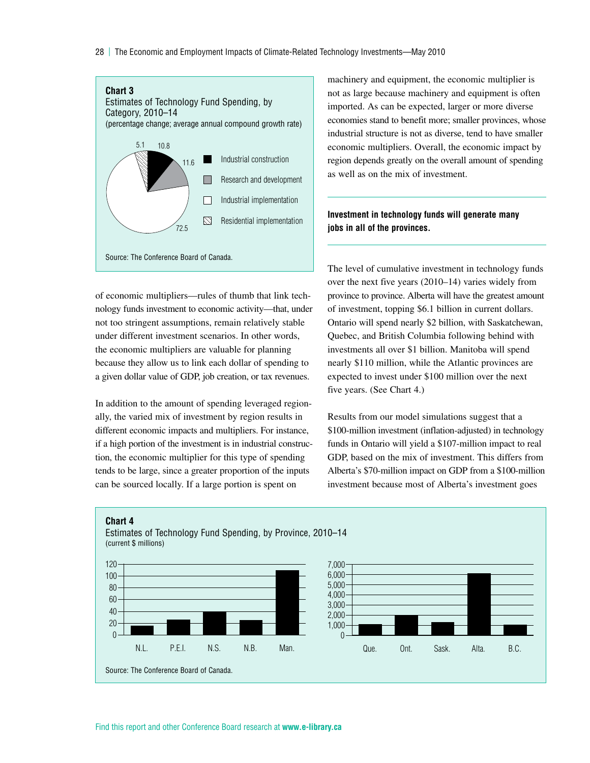**Chart 3**
Estimates of Technology Fund Spending, by Category, 2010–14
(percentage change; average annual compound growth rate)

| Category | Share |
| --- | --- |
| Industrial construction | 10.8 |
| Research and development | 11.6 |
| Industrial implementation | 72.5 |
| Residential implementation | 5.1 |

Source: The Conference Board of Canada.

of economic multipliers—rules of thumb that link technology funds investment to economic activity—that, under not too stringent assumptions, remain relatively stable under different investment scenarios. In other words, the economic multipliers are valuable for planning because they allow us to link each dollar of spending to a given dollar value of GDP, job creation, or tax revenues.

In addition to the amount of spending leveraged regionally, the varied mix of investment by region results in different economic impacts and multipliers. For instance, if a high portion of the investment is in industrial construction, the economic multiplier for this type of spending tends to be large, since a greater proportion of the inputs can be sourced locally. If a large portion is spent on machinery and equipment, the economic multiplier is not as large because machinery and equipment is often imported. As can be expected, larger or more diverse economies stand to benefit more; smaller provinces, whose industrial structure is not as diverse, tend to have smaller economic multipliers. Overall, the economic impact by region depends greatly on the overall amount of spending as well as on the mix of investment.

**Investment in technology funds will generate many jobs in all of the provinces.**

The level of cumulative investment in technology funds over the next five years (2010–14) varies widely from province to province. Alberta will have the greatest amount of investment, topping $6.1 billion in current dollars. Ontario will spend nearly $2 billion, with Saskatchewan, Quebec, and British Columbia following behind with investments all over $1 billion. Manitoba will spend nearly $110 million, while the Atlantic provinces are expected to invest under $100 million over the next five years. (See Chart 4.)

Results from our model simulations suggest that a $100-million investment (inflation-adjusted) in technology funds in Ontario will yield a $107-million impact to real GDP, based on the mix of investment. This differs from Alberta's $70-million impact on GDP from a $100-million investment because most of Alberta's investment goes

**Chart 4**
Estimates of Technology Fund Spending, by Province, 2010–14
(current $ millions)

Source: The Conference Board of Canada.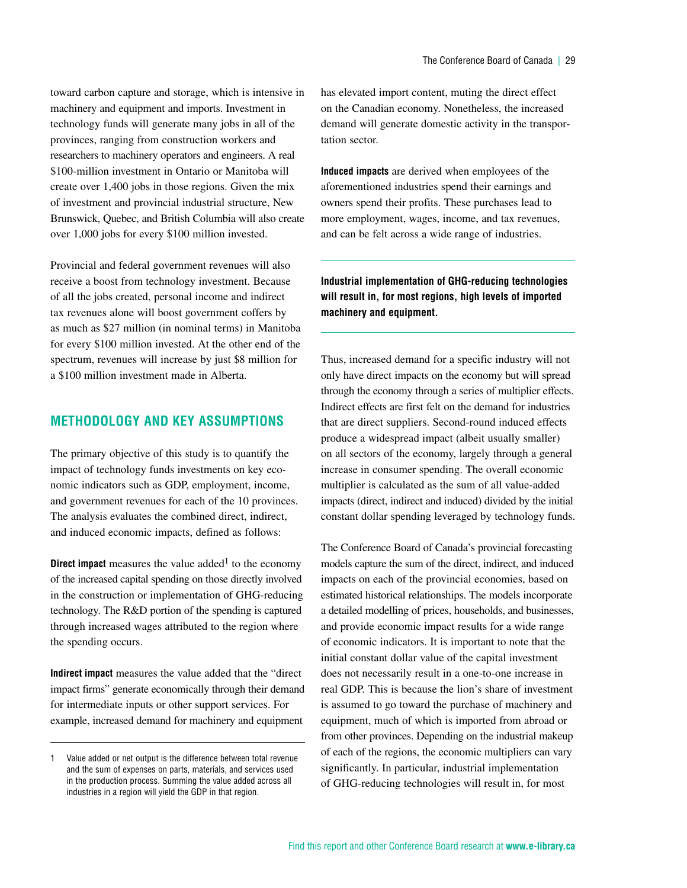toward carbon capture and storage, which is intensive in machinery and equipment and imports. Investment in technology funds will generate many jobs in all of the provinces, ranging from construction workers and researchers to machinery operators and engineers. A real $100-million investment in Ontario or Manitoba will create over 1,400 jobs in those regions. Given the mix of investment and provincial industrial structure, New Brunswick, Quebec, and British Columbia will also create over 1,000 jobs for every $100 million invested.

Provincial and federal government revenues will also receive a boost from technology investment. Because of all the jobs created, personal income and indirect tax revenues alone will boost government coffers by as much as $27 million (in nominal terms) in Manitoba for every $100 million invested. At the other end of the spectrum, revenues will increase by just $8 million for a $100 million investment made in Alberta.

## METHODOLOGY AND KEY ASSUMPTIONS

The primary objective of this study is to quantify the impact of technology funds investments on key economic indicators such as GDP, employment, income, and government revenues for each of the 10 provinces. The analysis evaluates the combined direct, indirect, and induced economic impacts, defined as follows:

**Direct impact** measures the value added[1] to the economy of the increased capital spending on those directly involved in the construction or implementation of GHG-reducing technology. The R&D portion of the spending is captured through increased wages attributed to the region where the spending occurs.

**Indirect impact** measures the value added that the "direct impact firms" generate economically through their demand for intermediate inputs or other support services. For example, increased demand for machinery and equipment has elevated import content, muting the direct effect on the Canadian economy. Nonetheless, the increased demand will generate domestic activity in the transportation sector.

**Induced impacts** are derived when employees of the aforementioned industries spend their earnings and owners spend their profits. These purchases lead to more employment, wages, income, and tax revenues, and can be felt across a wide range of industries.

**Industrial implementation of GHG-reducing technologies will result in, for most regions, high levels of imported machinery and equipment.**

Thus, increased demand for a specific industry will not only have direct impacts on the economy but will spread through the economy through a series of multiplier effects. Indirect effects are first felt on the demand for industries that are direct suppliers. Second-round induced effects produce a widespread impact (albeit usually smaller) on all sectors of the economy, largely through a general increase in consumer spending. The overall economic multiplier is calculated as the sum of all value-added impacts (direct, indirect and induced) divided by the initial constant dollar spending leveraged by technology funds.

The Conference Board of Canada's provincial forecasting models capture the sum of the direct, indirect, and induced impacts on each of the provincial economies, based on estimated historical relationships. The models incorporate a detailed modelling of prices, households, and businesses, and provide economic impact results for a wide range of economic indicators. It is important to note that the initial constant dollar value of the capital investment does not necessarily result in a one-to-one increase in real GDP. This is because the lion's share of investment is assumed to go toward the purchase of machinery and equipment, much of which is imported from abroad or from other provinces. Depending on the industrial makeup of each of the regions, the economic multipliers can vary significantly. In particular, industrial implementation of GHG-reducing technologies will result in, for most

---

1 Value added or net output is the difference between total revenue and the sum of expenses on parts, materials, and services used in the production process. Summing the value added across all industries in a region will yield the GDP in that region.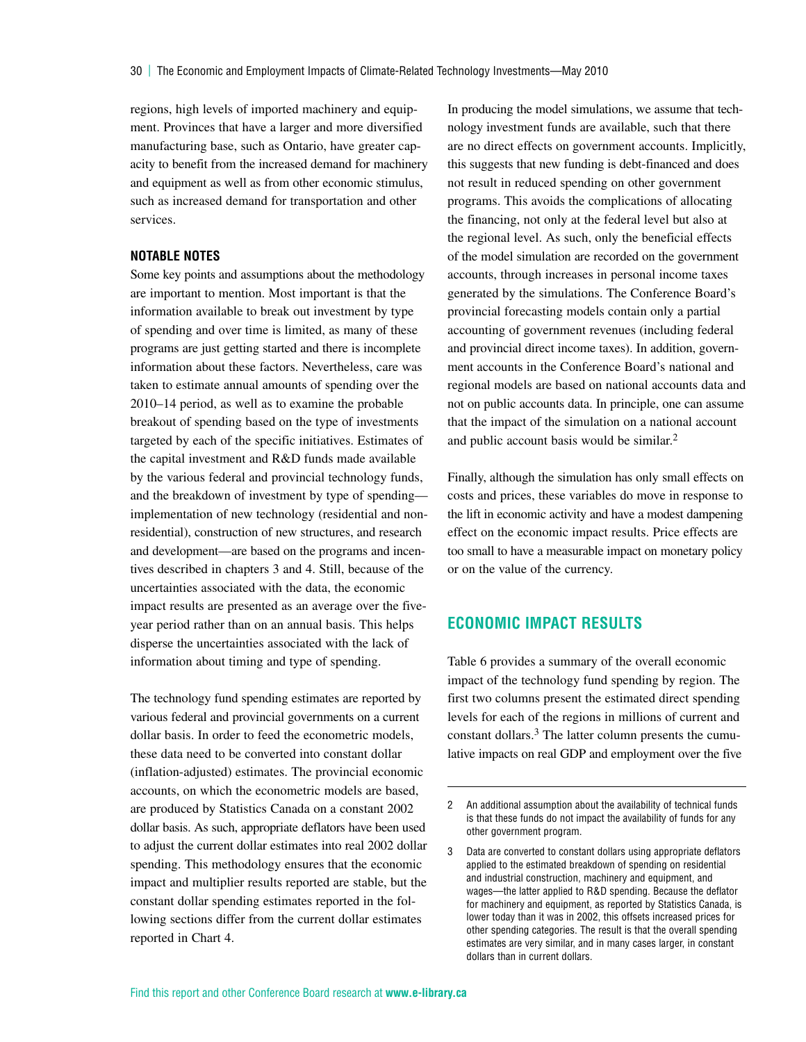regions, high levels of imported machinery and equipment. Provinces that have a larger and more diversified manufacturing base, such as Ontario, have greater capacity to benefit from the increased demand for machinery and equipment as well as from other economic stimulus, such as increased demand for transportation and other services.

### NOTABLE NOTES

Some key points and assumptions about the methodology are important to mention. Most important is that the information available to break out investment by type of spending and over time is limited, as many of these programs are just getting started and there is incomplete information about these factors. Nevertheless, care was taken to estimate annual amounts of spending over the 2010–14 period, as well as to examine the probable breakout of spending based on the type of investments targeted by each of the specific initiatives. Estimates of the capital investment and R&D funds made available by the various federal and provincial technology funds, and the breakdown of investment by type of spending—implementation of new technology (residential and non-residential), construction of new structures, and research and development—are based on the programs and incentives described in chapters 3 and 4. Still, because of the uncertainties associated with the data, the economic impact results are presented as an average over the five-year period rather than on an annual basis. This helps disperse the uncertainties associated with the lack of information about timing and type of spending.

The technology fund spending estimates are reported by various federal and provincial governments on a current dollar basis. In order to feed the econometric models, these data need to be converted into constant dollar (inflation-adjusted) estimates. The provincial economic accounts, on which the econometric models are based, are produced by Statistics Canada on a constant 2002 dollar basis. As such, appropriate deflators have been used to adjust the current dollar estimates into real 2002 dollar spending. This methodology ensures that the economic impact and multiplier results reported are stable, but the constant dollar spending estimates reported in the following sections differ from the current dollar estimates reported in Chart 4.

In producing the model simulations, we assume that technology investment funds are available, such that there are no direct effects on government accounts. Implicitly, this suggests that new funding is debt-financed and does not result in reduced spending on other government programs. This avoids the complications of allocating the financing, not only at the federal level but also at the regional level. As such, only the beneficial effects of the model simulation are recorded on the government accounts, through increases in personal income taxes generated by the simulations. The Conference Board's provincial forecasting models contain only a partial accounting of government revenues (including federal and provincial direct income taxes). In addition, government accounts in the Conference Board's national and regional models are based on national accounts data and not on public accounts data. In principle, one can assume that the impact of the simulation on a national account and public account basis would be similar.[2]

Finally, although the simulation has only small effects on costs and prices, these variables do move in response to the lift in economic activity and have a modest dampening effect on the economic impact results. Price effects are too small to have a measurable impact on monetary policy or on the value of the currency.

## ECONOMIC IMPACT RESULTS

Table 6 provides a summary of the overall economic impact of the technology fund spending by region. The first two columns present the estimated direct spending levels for each of the regions in millions of current and constant dollars.[3] The latter column presents the cumulative impacts on real GDP and employment over the five

---

2 An additional assumption about the availability of technical funds is that these funds do not impact the availability of funds for any other government program.

3 Data are converted to constant dollars using appropriate deflators applied to the estimated breakdown of spending on residential and industrial construction, machinery and equipment, and wages—the latter applied to R&D spending. Because the deflator for machinery and equipment, as reported by Statistics Canada, is lower today than it was in 2002, this offsets increased prices for other spending categories. The result is that the overall spending estimates are very similar, and in many cases larger, in constant dollars than in current dollars.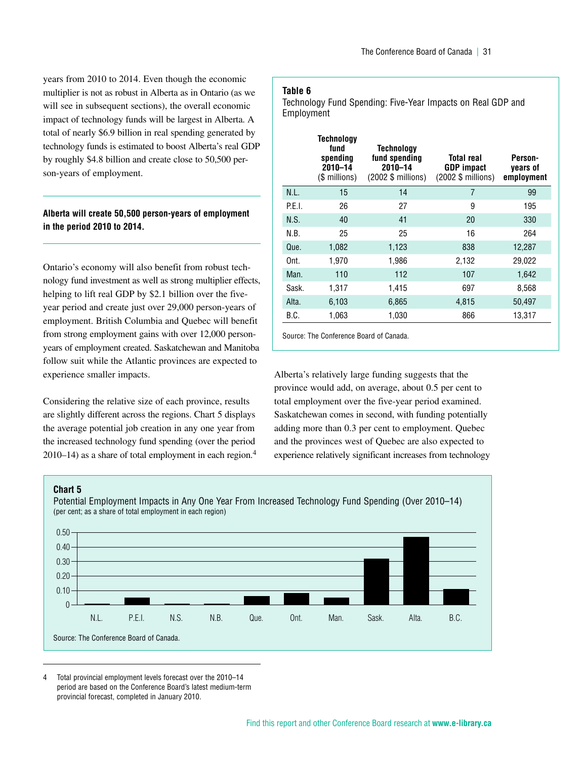years from 2010 to 2014. Even though the economic multiplier is not as robust in Alberta as in Ontario (as we will see in subsequent sections), the overall economic impact of technology funds will be largest in Alberta. A total of nearly $6.9 billion in real spending generated by technology funds is estimated to boost Alberta's real GDP by roughly $4.8 billion and create close to 50,500 person-years of employment.

**Alberta will create 50,500 person-years of employment in the period 2010 to 2014.**

Ontario's economy will also benefit from robust technology fund investment as well as strong multiplier effects, helping to lift real GDP by $2.1 billion over the five-year period and create just over 29,000 person-years of employment. British Columbia and Quebec will benefit from strong employment gains with over 12,000 person-years of employment created. Saskatchewan and Manitoba follow suit while the Atlantic provinces are expected to experience smaller impacts.

Considering the relative size of each province, results are slightly different across the regions. Chart 5 displays the average potential job creation in any one year from the increased technology fund spending (over the period 2010–14) as a share of total employment in each region.[4]

**Table 6**
Technology Fund Spending: Five-Year Impacts on Real GDP and Employment

| | Technology fund spending 2010–14 ($ millions) | Technology fund spending 2010–14 (2002 $ millions) | Total real GDP impact (2002 $ millions) | Person-years of employment |
|---|---|---|---|---|
| N.L. | 15 | 14 | 7 | 99 |
| P.E.I. | 26 | 27 | 9 | 195 |
| N.S. | 40 | 41 | 20 | 330 |
| N.B. | 25 | 25 | 16 | 264 |
| Que. | 1,082 | 1,123 | 838 | 12,287 |
| Ont. | 1,970 | 1,986 | 2,132 | 29,022 |
| Man. | 110 | 112 | 107 | 1,642 |
| Sask. | 1,317 | 1,415 | 697 | 8,568 |
| Alta. | 6,103 | 6,865 | 4,815 | 50,497 |
| B.C. | 1,063 | 1,030 | 866 | 13,317 |

Source: The Conference Board of Canada.

Alberta's relatively large funding suggests that the province would add, on average, about 0.5 per cent to total employment over the five-year period examined. Saskatchewan comes in second, with funding potentially adding more than 0.3 per cent to employment. Quebec and the provinces west of Quebec are also expected to experience relatively significant increases from technology

**Chart 5**
Potential Employment Impacts in Any One Year From Increased Technology Fund Spending (Over 2010–14)
(per cent; as a share of total employment in each region)

Source: The Conference Board of Canada.

4 Total provincial employment levels forecast over the 2010–14 period are based on the Conference Board's latest medium-term provincial forecast, completed in January 2010.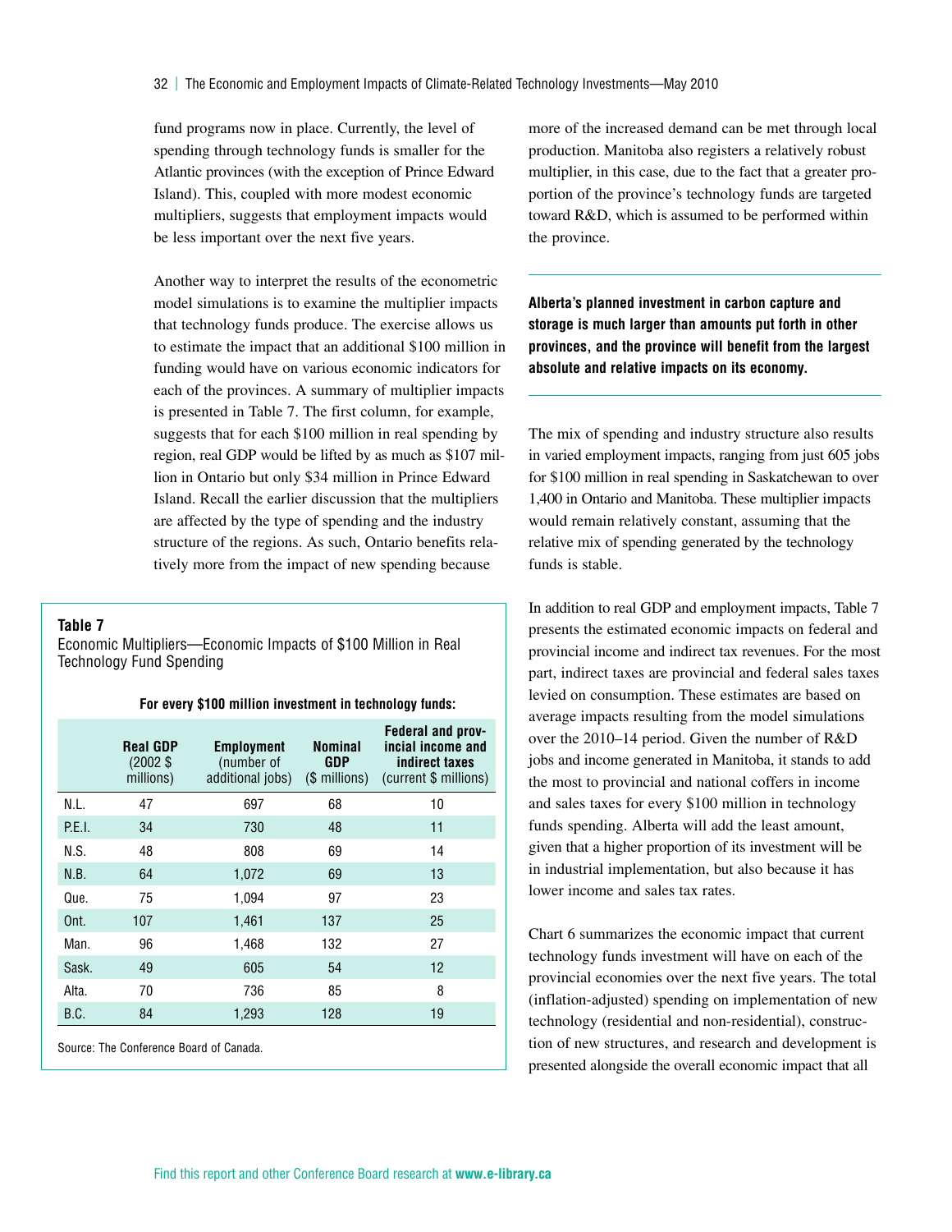fund programs now in place. Currently, the level of spending through technology funds is smaller for the Atlantic provinces (with the exception of Prince Edward Island). This, coupled with more modest economic multipliers, suggests that employment impacts would be less important over the next five years.

Another way to interpret the results of the econometric model simulations is to examine the multiplier impacts that technology funds produce. The exercise allows us to estimate the impact that an additional $100 million in funding would have on various economic indicators for each of the provinces. A summary of multiplier impacts is presented in Table 7. The first column, for example, suggests that for each $100 million in real spending by region, real GDP would be lifted by as much as $107 million in Ontario but only $34 million in Prince Edward Island. Recall the earlier discussion that the multipliers are affected by the type of spending and the industry structure of the regions. As such, Ontario benefits relatively more from the impact of new spending because more of the increased demand can be met through local production. Manitoba also registers a relatively robust multiplier, in this case, due to the fact that a greater proportion of the province's technology funds are targeted toward R&D, which is assumed to be performed within the province.

**Table 7**
Economic Multipliers—Economic Impacts of $100 Million in Real Technology Fund Spending

**For every $100 million investment in technology funds:**

| | **Real GDP** (2002 $ millions) | **Employment** (number of additional jobs) | **Nominal GDP** ($ millions) | **Federal and provincial income and indirect taxes** (current $ millions) |
|---|---|---|---|---|
| N.L. | 47 | 697 | 68 | 10 |
| P.E.I. | 34 | 730 | 48 | 11 |
| N.S. | 48 | 808 | 69 | 14 |
| N.B. | 64 | 1,072 | 69 | 13 |
| Que. | 75 | 1,094 | 97 | 23 |
| Ont. | 107 | 1,461 | 137 | 25 |
| Man. | 96 | 1,468 | 132 | 27 |
| Sask. | 49 | 605 | 54 | 12 |
| Alta. | 70 | 736 | 85 | 8 |
| B.C. | 84 | 1,293 | 128 | 19 |

Source: The Conference Board of Canada.

**Alberta's planned investment in carbon capture and storage is much larger than amounts put forth in other provinces, and the province will benefit from the largest absolute and relative impacts on its economy.**

The mix of spending and industry structure also results in varied employment impacts, ranging from just 605 jobs for $100 million in real spending in Saskatchewan to over 1,400 in Ontario and Manitoba. These multiplier impacts would remain relatively constant, assuming that the relative mix of spending generated by the technology funds is stable.

In addition to real GDP and employment impacts, Table 7 presents the estimated economic impacts on federal and provincial income and indirect tax revenues. For the most part, indirect taxes are provincial and federal sales taxes levied on consumption. These estimates are based on average impacts resulting from the model simulations over the 2010–14 period. Given the number of R&D jobs and income generated in Manitoba, it stands to add the most to provincial and national coffers in income and sales taxes for every $100 million in technology funds spending. Alberta will add the least amount, given that a higher proportion of its investment will be in industrial implementation, but also because it has lower income and sales tax rates.

Chart 6 summarizes the economic impact that current technology funds investment will have on each of the provincial economies over the next five years. The total (inflation-adjusted) spending on implementation of new technology (residential and non-residential), construction of new structures, and research and development is presented alongside the overall economic impact that all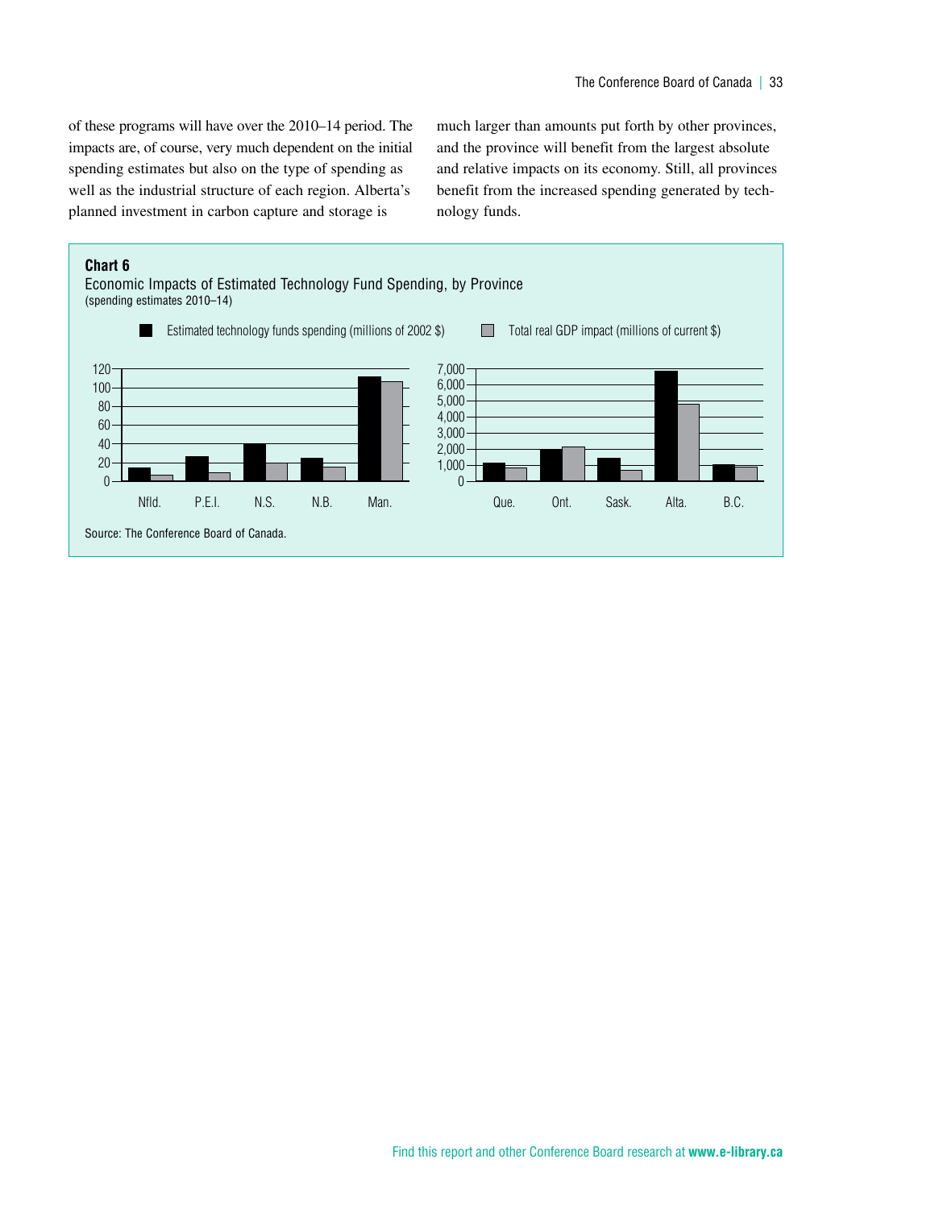of these programs will have over the 2010–14 period. The impacts are, of course, very much dependent on the initial spending estimates but also on the type of spending as well as the industrial structure of each region. Alberta's planned investment in carbon capture and storage is much larger than amounts put forth by other provinces, and the province will benefit from the largest absolute and relative impacts on its economy. Still, all provinces benefit from the increased spending generated by technology funds.

**Chart 6**
Economic Impacts of Estimated Technology Fund Spending, by Province
(spending estimates 2010–14)

Estimated technology funds spending (millions of 2002 $) | Total real GDP impact (millions of current $)

Nfld. | P.E.I. | N.S. | N.B. | Man. | Que. | Ont. | Sask. | Alta. | B.C.

Source: The Conference Board of Canada.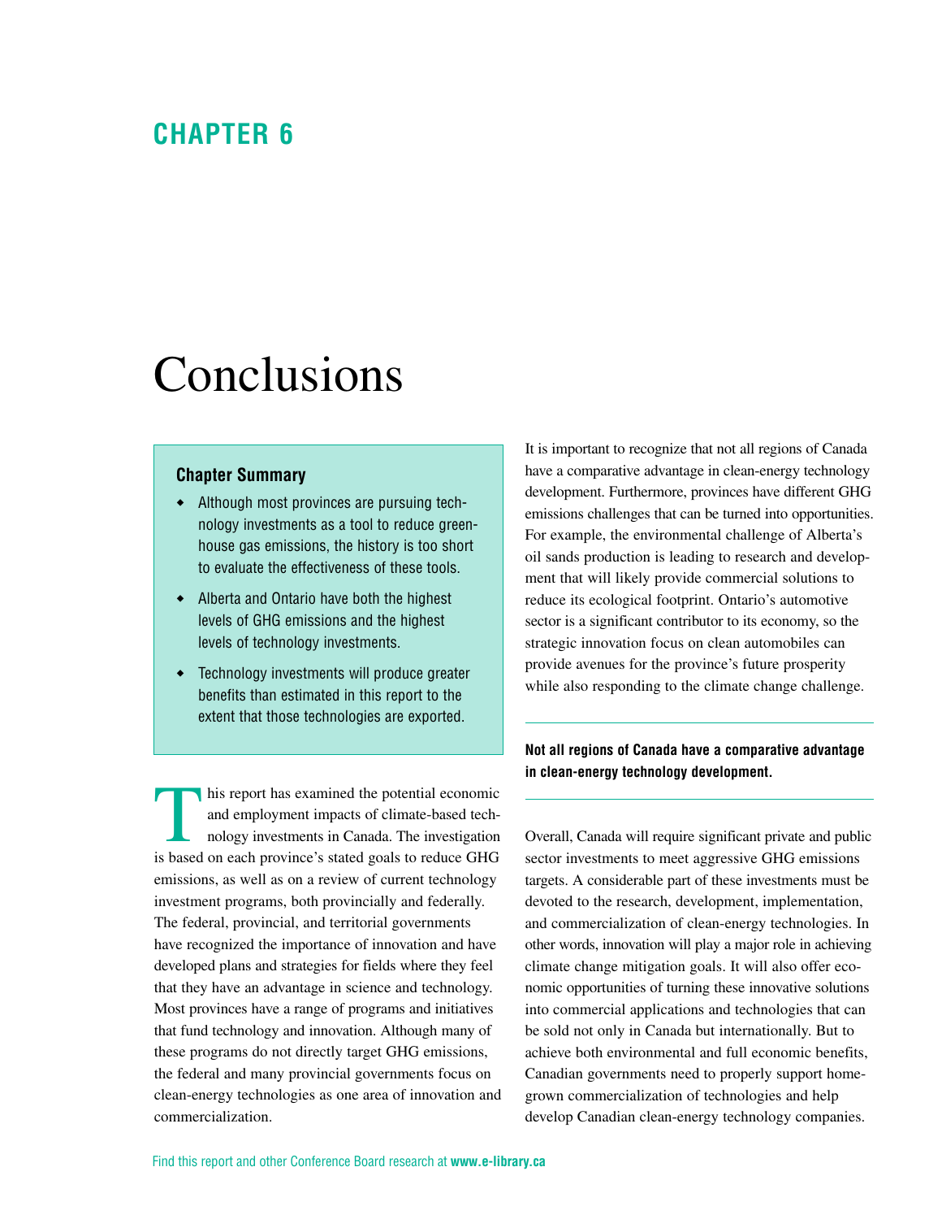# CHAPTER 6

# Conclusions

### Chapter Summary

- Although most provinces are pursuing technology investments as a tool to reduce greenhouse gas emissions, the history is too short to evaluate the effectiveness of these tools.
- Alberta and Ontario have both the highest levels of GHG emissions and the highest levels of technology investments.
- Technology investments will produce greater benefits than estimated in this report to the extent that those technologies are exported.

This report has examined the potential economic and employment impacts of climate-based technology investments in Canada. The investigation is based on each province's stated goals to reduce GHG emissions, as well as on a review of current technology investment programs, both provincially and federally. The federal, provincial, and territorial governments have recognized the importance of innovation and have developed plans and strategies for fields where they feel that they have an advantage in science and technology. Most provinces have a range of programs and initiatives that fund technology and innovation. Although many of these programs do not directly target GHG emissions, the federal and many provincial governments focus on clean-energy technologies as one area of innovation and commercialization.

It is important to recognize that not all regions of Canada have a comparative advantage in clean-energy technology development. Furthermore, provinces have different GHG emissions challenges that can be turned into opportunities. For example, the environmental challenge of Alberta's oil sands production is leading to research and development that will likely provide commercial solutions to reduce its ecological footprint. Ontario's automotive sector is a significant contributor to its economy, so the strategic innovation focus on clean automobiles can provide avenues for the province's future prosperity while also responding to the climate change challenge.

**Not all regions of Canada have a comparative advantage in clean-energy technology development.**

Overall, Canada will require significant private and public sector investments to meet aggressive GHG emissions targets. A considerable part of these investments must be devoted to the research, development, implementation, and commercialization of clean-energy technologies. In other words, innovation will play a major role in achieving climate change mitigation goals. It will also offer economic opportunities of turning these innovative solutions into commercial applications and technologies that can be sold not only in Canada but internationally. But to achieve both environmental and full economic benefits, Canadian governments need to properly support homegrown commercialization of technologies and help develop Canadian clean-energy technology companies.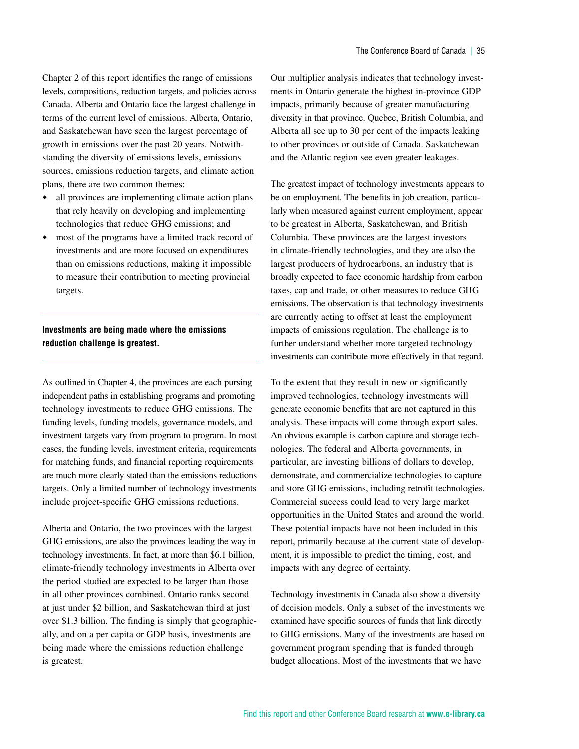Chapter 2 of this report identifies the range of emissions levels, compositions, reduction targets, and policies across Canada. Alberta and Ontario face the largest challenge in terms of the current level of emissions. Alberta, Ontario, and Saskatchewan have seen the largest percentage of growth in emissions over the past 20 years. Notwithstanding the diversity of emissions levels, emissions sources, emissions reduction targets, and climate action plans, there are two common themes:

- all provinces are implementing climate action plans that rely heavily on developing and implementing technologies that reduce GHG emissions; and
- most of the programs have a limited track record of investments and are more focused on expenditures than on emissions reductions, making it impossible to measure their contribution to meeting provincial targets.

**Investments are being made where the emissions reduction challenge is greatest.**

As outlined in Chapter 4, the provinces are each pursing independent paths in establishing programs and promoting technology investments to reduce GHG emissions. The funding levels, funding models, governance models, and investment targets vary from program to program. In most cases, the funding levels, investment criteria, requirements for matching funds, and financial reporting requirements are much more clearly stated than the emissions reductions targets. Only a limited number of technology investments include project-specific GHG emissions reductions.

Alberta and Ontario, the two provinces with the largest GHG emissions, are also the provinces leading the way in technology investments. In fact, at more than $6.1 billion, climate-friendly technology investments in Alberta over the period studied are expected to be larger than those in all other provinces combined. Ontario ranks second at just under $2 billion, and Saskatchewan third at just over $1.3 billion. The finding is simply that geographically, and on a per capita or GDP basis, investments are being made where the emissions reduction challenge is greatest.

Our multiplier analysis indicates that technology investments in Ontario generate the highest in-province GDP impacts, primarily because of greater manufacturing diversity in that province. Quebec, British Columbia, and Alberta all see up to 30 per cent of the impacts leaking to other provinces or outside of Canada. Saskatchewan and the Atlantic region see even greater leakages.

The greatest impact of technology investments appears to be on employment. The benefits in job creation, particularly when measured against current employment, appear to be greatest in Alberta, Saskatchewan, and British Columbia. These provinces are the largest investors in climate-friendly technologies, and they are also the largest producers of hydrocarbons, an industry that is broadly expected to face economic hardship from carbon taxes, cap and trade, or other measures to reduce GHG emissions. The observation is that technology investments are currently acting to offset at least the employment impacts of emissions regulation. The challenge is to further understand whether more targeted technology investments can contribute more effectively in that regard.

To the extent that they result in new or significantly improved technologies, technology investments will generate economic benefits that are not captured in this analysis. These impacts will come through export sales. An obvious example is carbon capture and storage technologies. The federal and Alberta governments, in particular, are investing billions of dollars to develop, demonstrate, and commercialize technologies to capture and store GHG emissions, including retrofit technologies. Commercial success could lead to very large market opportunities in the United States and around the world. These potential impacts have not been included in this report, primarily because at the current state of development, it is impossible to predict the timing, cost, and impacts with any degree of certainty.

Technology investments in Canada also show a diversity of decision models. Only a subset of the investments we examined have specific sources of funds that link directly to GHG emissions. Many of the investments are based on government program spending that is funded through budget allocations. Most of the investments that we have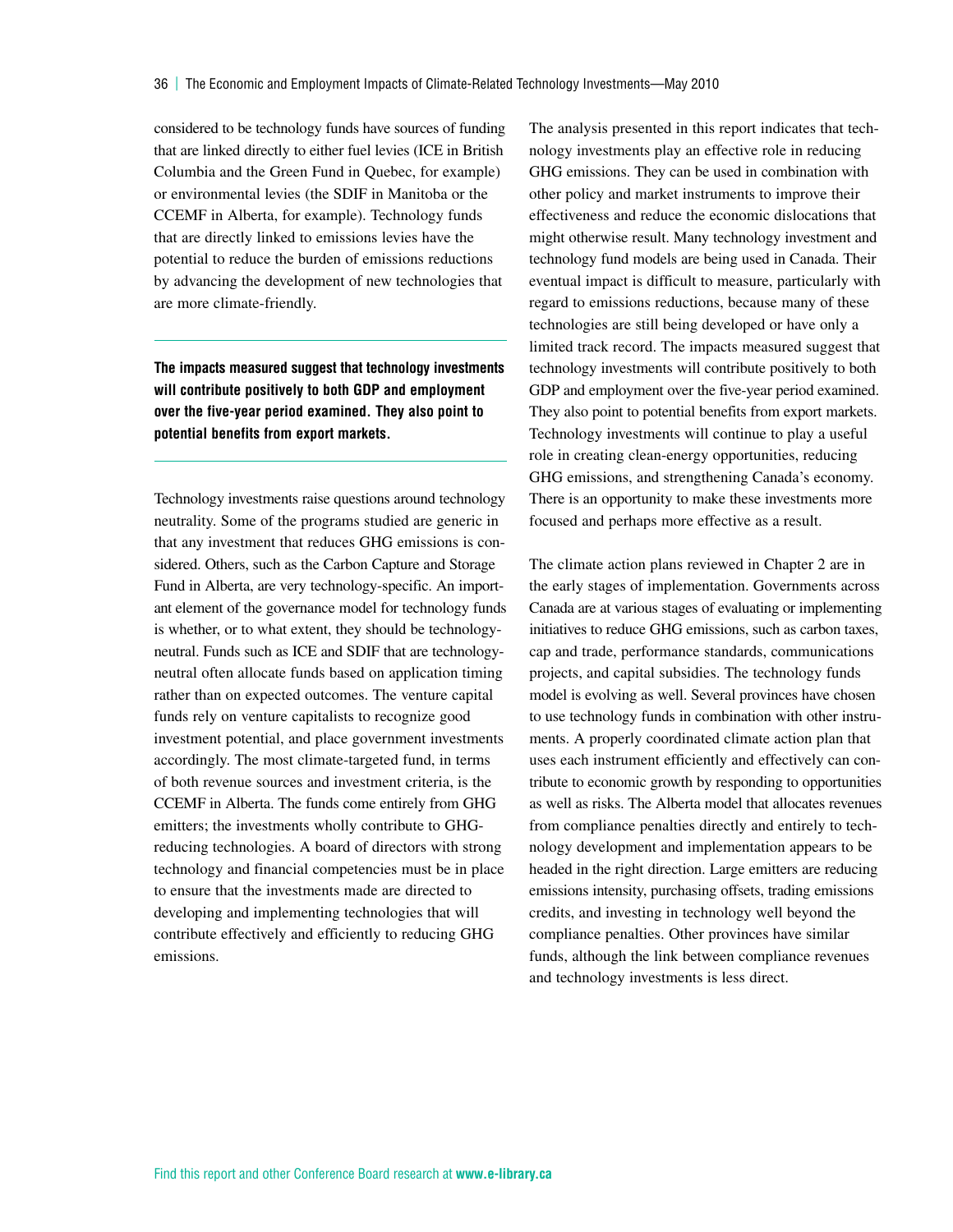considered to be technology funds have sources of funding that are linked directly to either fuel levies (ICE in British Columbia and the Green Fund in Quebec, for example) or environmental levies (the SDIF in Manitoba or the CCEMF in Alberta, for example). Technology funds that are directly linked to emissions levies have the potential to reduce the burden of emissions reductions by advancing the development of new technologies that are more climate-friendly.

**The impacts measured suggest that technology investments will contribute positively to both GDP and employment over the five-year period examined. They also point to potential benefits from export markets.**

Technology investments raise questions around technology neutrality. Some of the programs studied are generic in that any investment that reduces GHG emissions is considered. Others, such as the Carbon Capture and Storage Fund in Alberta, are very technology-specific. An important element of the governance model for technology funds is whether, or to what extent, they should be technology-neutral. Funds such as ICE and SDIF that are technology-neutral often allocate funds based on application timing rather than on expected outcomes. The venture capital funds rely on venture capitalists to recognize good investment potential, and place government investments accordingly. The most climate-targeted fund, in terms of both revenue sources and investment criteria, is the CCEMF in Alberta. The funds come entirely from GHG emitters; the investments wholly contribute to GHG-reducing technologies. A board of directors with strong technology and financial competencies must be in place to ensure that the investments made are directed to developing and implementing technologies that will contribute effectively and efficiently to reducing GHG emissions.

The analysis presented in this report indicates that technology investments play an effective role in reducing GHG emissions. They can be used in combination with other policy and market instruments to improve their effectiveness and reduce the economic dislocations that might otherwise result. Many technology investment and technology fund models are being used in Canada. Their eventual impact is difficult to measure, particularly with regard to emissions reductions, because many of these technologies are still being developed or have only a limited track record. The impacts measured suggest that technology investments will contribute positively to both GDP and employment over the five-year period examined. They also point to potential benefits from export markets. Technology investments will continue to play a useful role in creating clean-energy opportunities, reducing GHG emissions, and strengthening Canada's economy. There is an opportunity to make these investments more focused and perhaps more effective as a result.

The climate action plans reviewed in Chapter 2 are in the early stages of implementation. Governments across Canada are at various stages of evaluating or implementing initiatives to reduce GHG emissions, such as carbon taxes, cap and trade, performance standards, communications projects, and capital subsidies. The technology funds model is evolving as well. Several provinces have chosen to use technology funds in combination with other instruments. A properly coordinated climate action plan that uses each instrument efficiently and effectively can contribute to economic growth by responding to opportunities as well as risks. The Alberta model that allocates revenues from compliance penalties directly and entirely to technology development and implementation appears to be headed in the right direction. Large emitters are reducing emissions intensity, purchasing offsets, trading emissions credits, and investing in technology well beyond the compliance penalties. Other provinces have similar funds, although the link between compliance revenues and technology investments is less direct.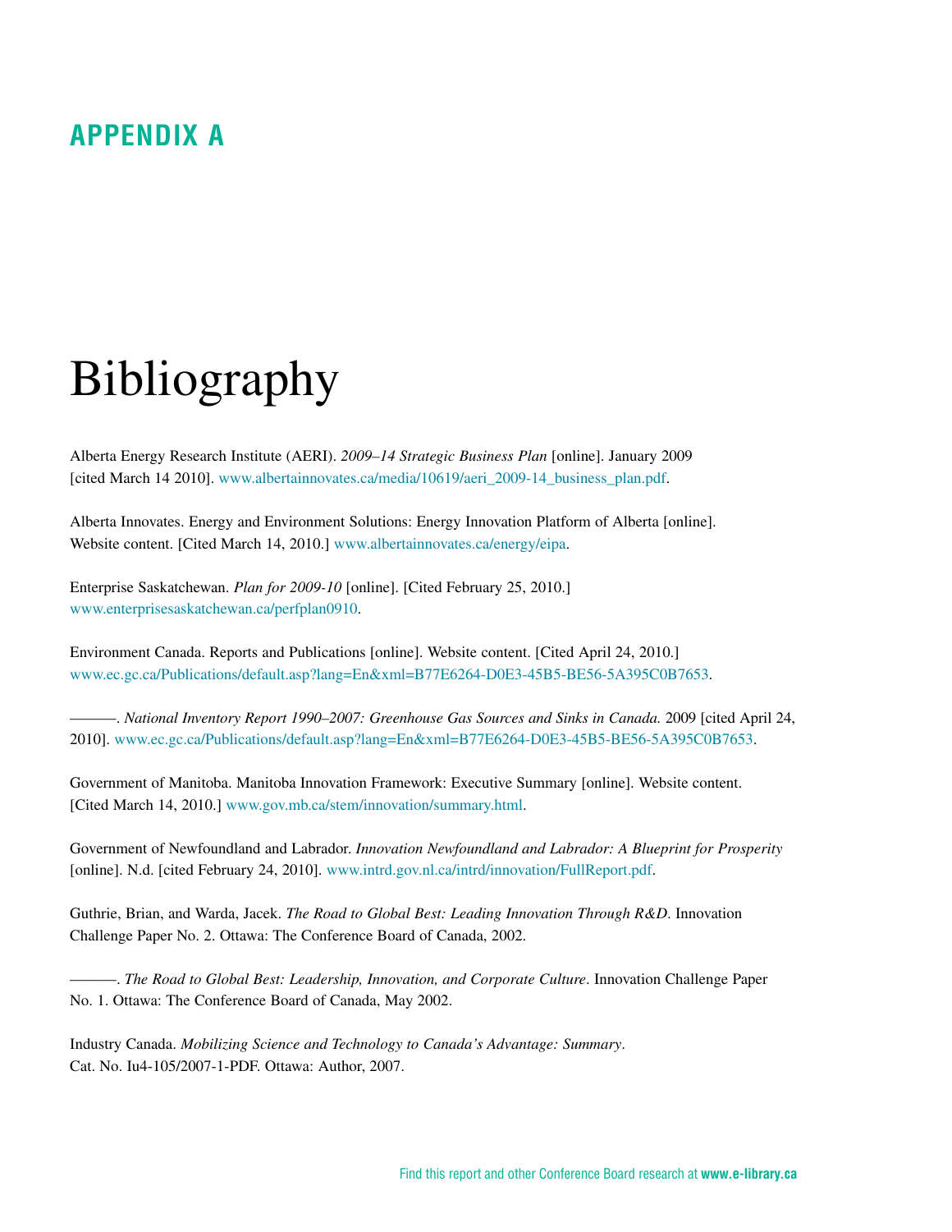## APPENDIX A

# Bibliography

Alberta Energy Research Institute (AERI). *2009–14 Strategic Business Plan* [online]. January 2009 [cited March 14 2010]. www.albertainnovates.ca/media/10619/aeri_2009-14_business_plan.pdf.

Alberta Innovates. Energy and Environment Solutions: Energy Innovation Platform of Alberta [online]. Website content. [Cited March 14, 2010.] www.albertainnovates.ca/energy/eipa.

Enterprise Saskatchewan. *Plan for 2009-10* [online]. [Cited February 25, 2010.] www.enterprisesaskatchewan.ca/perfplan0910.

Environment Canada. Reports and Publications [online]. Website content. [Cited April 24, 2010.] www.ec.gc.ca/Publications/default.asp?lang=En&xml=B77E6264-D0E3-45B5-BE56-5A395C0B7653.

———. *National Inventory Report 1990–2007: Greenhouse Gas Sources and Sinks in Canada.* 2009 [cited April 24, 2010]. www.ec.gc.ca/Publications/default.asp?lang=En&xml=B77E6264-D0E3-45B5-BE56-5A395C0B7653.

Government of Manitoba. Manitoba Innovation Framework: Executive Summary [online]. Website content. [Cited March 14, 2010.] www.gov.mb.ca/stem/innovation/summary.html.

Government of Newfoundland and Labrador. *Innovation Newfoundland and Labrador: A Blueprint for Prosperity* [online]. N.d. [cited February 24, 2010]. www.intrd.gov.nl.ca/intrd/innovation/FullReport.pdf.

Guthrie, Brian, and Warda, Jacek. *The Road to Global Best: Leading Innovation Through R&D*. Innovation Challenge Paper No. 2. Ottawa: The Conference Board of Canada, 2002.

———. *The Road to Global Best: Leadership, Innovation, and Corporate Culture*. Innovation Challenge Paper No. 1. Ottawa: The Conference Board of Canada, May 2002.

Industry Canada. *Mobilizing Science and Technology to Canada's Advantage: Summary*. Cat. No. Iu4-105/2007-1-PDF. Ottawa: Author, 2007.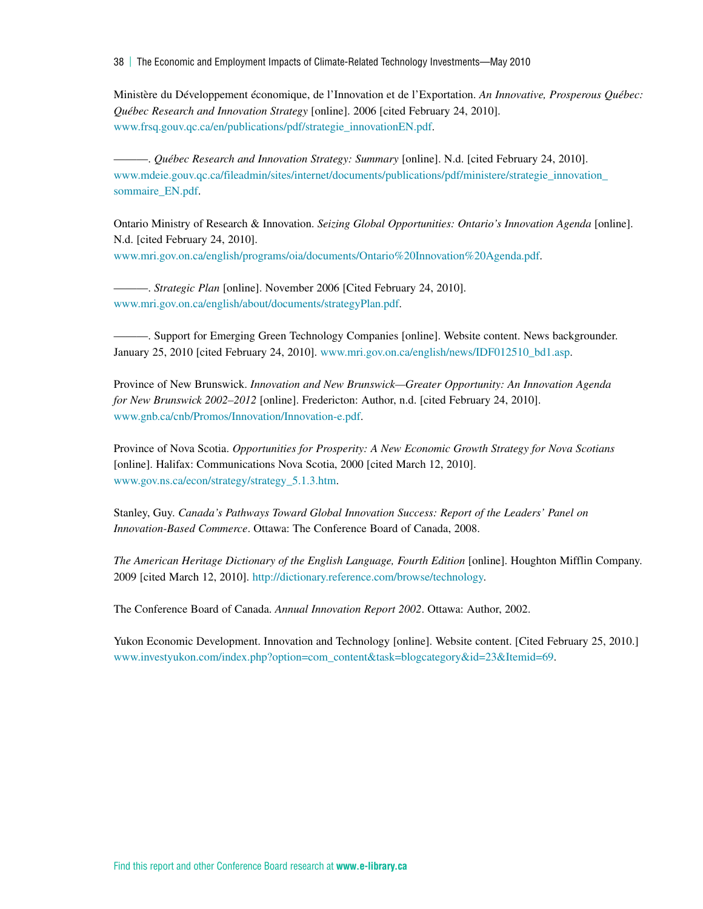Ministère du Développement économique, de l'Innovation et de l'Exportation. *An Innovative, Prosperous Québec: Québec Research and Innovation Strategy* [online]. 2006 [cited February 24, 2010]. www.frsq.gouv.qc.ca/en/publications/pdf/strategie_innovationEN.pdf.

———. *Québec Research and Innovation Strategy: Summary* [online]. N.d. [cited February 24, 2010]. www.mdeie.gouv.qc.ca/fileadmin/sites/internet/documents/publications/pdf/ministere/strategie_innovation_sommaire_EN.pdf.

Ontario Ministry of Research & Innovation. *Seizing Global Opportunities: Ontario's Innovation Agenda* [online]. N.d. [cited February 24, 2010]. www.mri.gov.on.ca/english/programs/oia/documents/Ontario%20Innovation%20Agenda.pdf.

———. *Strategic Plan* [online]. November 2006 [Cited February 24, 2010]. www.mri.gov.on.ca/english/about/documents/strategyPlan.pdf.

———. Support for Emerging Green Technology Companies [online]. Website content. News backgrounder. January 25, 2010 [cited February 24, 2010]. www.mri.gov.on.ca/english/news/IDF012510_bd1.asp.

Province of New Brunswick. *Innovation and New Brunswick—Greater Opportunity: An Innovation Agenda for New Brunswick 2002–2012* [online]. Fredericton: Author, n.d. [cited February 24, 2010]. www.gnb.ca/cnb/Promos/Innovation/Innovation-e.pdf.

Province of Nova Scotia. *Opportunities for Prosperity: A New Economic Growth Strategy for Nova Scotians* [online]. Halifax: Communications Nova Scotia, 2000 [cited March 12, 2010]. www.gov.ns.ca/econ/strategy/strategy_5.1.3.htm.

Stanley, Guy. *Canada's Pathways Toward Global Innovation Success: Report of the Leaders' Panel on Innovation-Based Commerce*. Ottawa: The Conference Board of Canada, 2008.

*The American Heritage Dictionary of the English Language, Fourth Edition* [online]. Houghton Mifflin Company. 2009 [cited March 12, 2010]. http://dictionary.reference.com/browse/technology.

The Conference Board of Canada. *Annual Innovation Report 2002*. Ottawa: Author, 2002.

Yukon Economic Development. Innovation and Technology [online]. Website content. [Cited February 25, 2010.] www.investyukon.com/index.php?option=com_content&task=blogcategory&id=23&Itemid=69.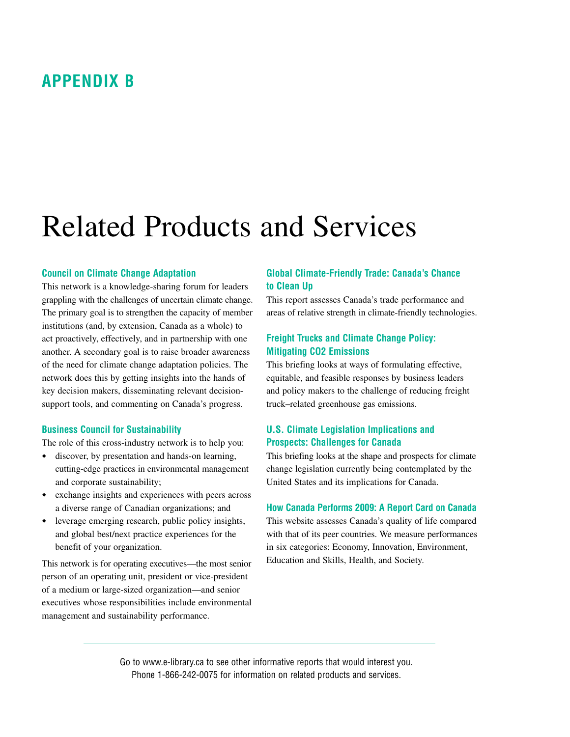# APPENDIX B

# Related Products and Services

### Council on Climate Change Adaptation

This network is a knowledge-sharing forum for leaders grappling with the challenges of uncertain climate change. The primary goal is to strengthen the capacity of member institutions (and, by extension, Canada as a whole) to act proactively, effectively, and in partnership with one another. A secondary goal is to raise broader awareness of the need for climate change adaptation policies. The network does this by getting insights into the hands of key decision makers, disseminating relevant decision-support tools, and commenting on Canada's progress.

### Business Council for Sustainability

The role of this cross-industry network is to help you:

- discover, by presentation and hands-on learning, cutting-edge practices in environmental management and corporate sustainability;
- exchange insights and experiences with peers across a diverse range of Canadian organizations; and
- leverage emerging research, public policy insights, and global best/next practice experiences for the benefit of your organization.

This network is for operating executives—the most senior person of an operating unit, president or vice-president of a medium or large-sized organization—and senior executives whose responsibilities include environmental management and sustainability performance.

### Global Climate-Friendly Trade: Canada's Chance to Clean Up

This report assesses Canada's trade performance and areas of relative strength in climate-friendly technologies.

### Freight Trucks and Climate Change Policy: Mitigating CO2 Emissions

This briefing looks at ways of formulating effective, equitable, and feasible responses by business leaders and policy makers to the challenge of reducing freight truck–related greenhouse gas emissions.

### U.S. Climate Legislation Implications and Prospects: Challenges for Canada

This briefing looks at the shape and prospects for climate change legislation currently being contemplated by the United States and its implications for Canada.

### How Canada Performs 2009: A Report Card on Canada

This website assesses Canada's quality of life compared with that of its peer countries. We measure performances in six categories: Economy, Innovation, Environment, Education and Skills, Health, and Society.

---

Go to www.e-library.ca to see other informative reports that would interest you.
Phone 1-866-242-0075 for information on related products and services.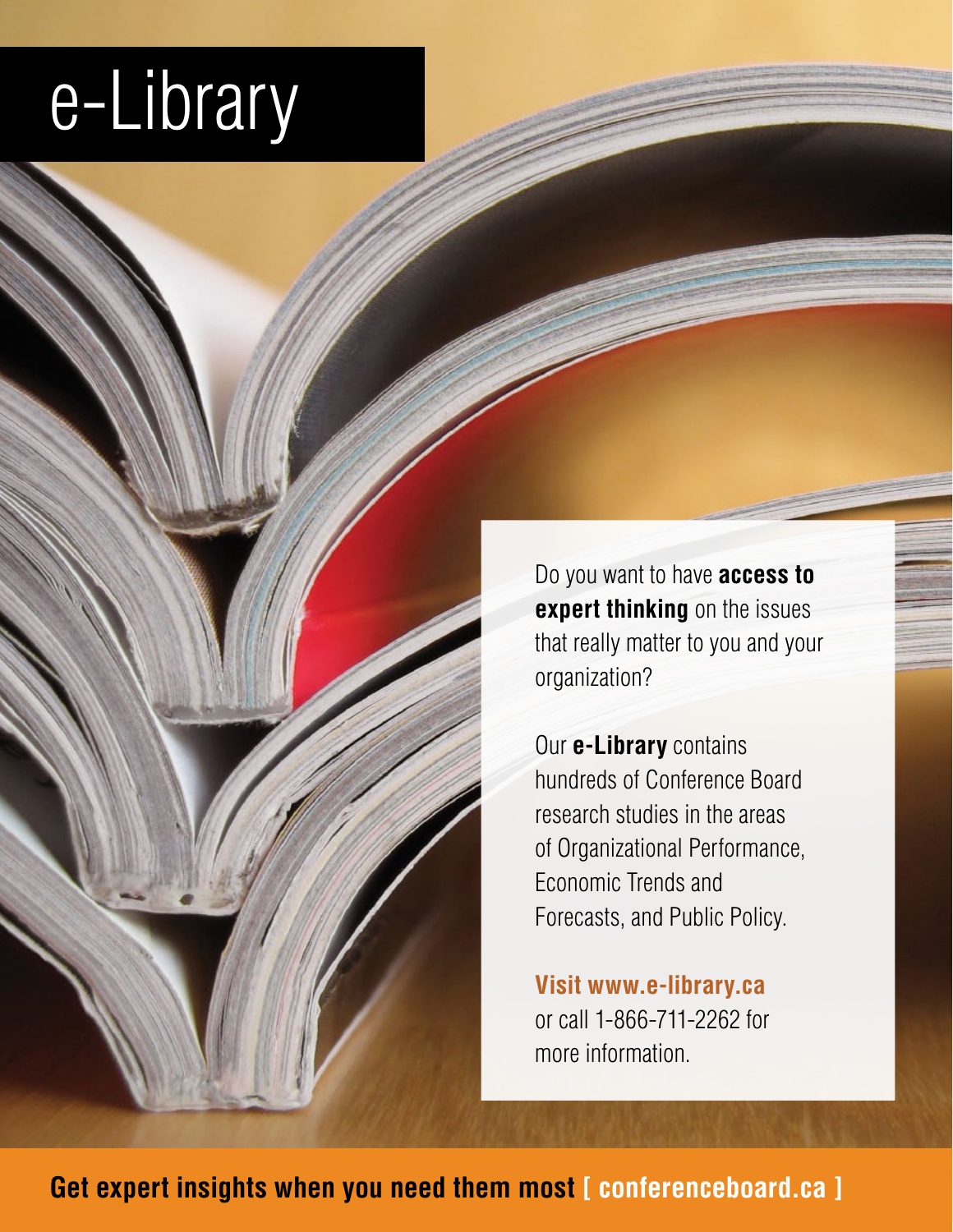# e-Library

Do you want to have **access to expert thinking** on the issues that really matter to you and your organization?

Our **e-Library** contains hundreds of Conference Board research studies in the areas of Organizational Performance, Economic Trends and Forecasts, and Public Policy.

**Visit www.e-library.ca** or call 1-866-711-2262 for more information.

**Get expert insights when you need them most [ conferenceboard.ca ]**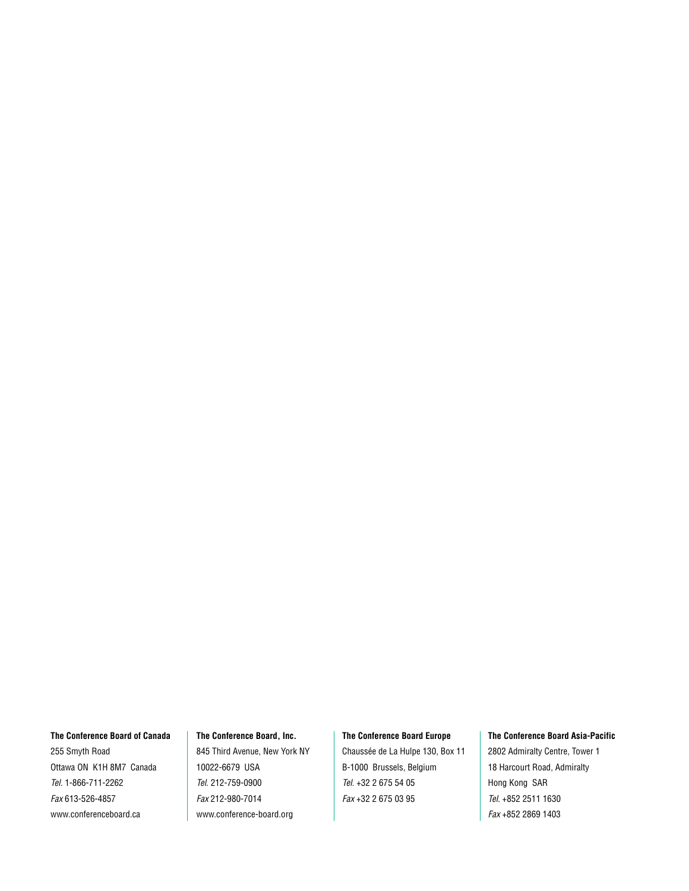**The Conference Board of Canada**
255 Smyth Road
Ottawa ON K1H 8M7 Canada
*Tel.* 1-866-711-2262
*Fax* 613-526-4857
www.conferenceboard.ca

**The Conference Board, Inc.**
845 Third Avenue, New York NY
10022-6679 USA
*Tel.* 212-759-0900
*Fax* 212-980-7014
www.conference-board.org

**The Conference Board Europe**
Chaussée de La Hulpe 130, Box 11
B-1000 Brussels, Belgium
*Tel.* +32 2 675 54 05
*Fax* +32 2 675 03 95

**The Conference Board Asia-Pacific**
2802 Admiralty Centre, Tower 1
18 Harcourt Road, Admiralty
Hong Kong SAR
*Tel.* +852 2511 1630
*Fax* +852 2869 1403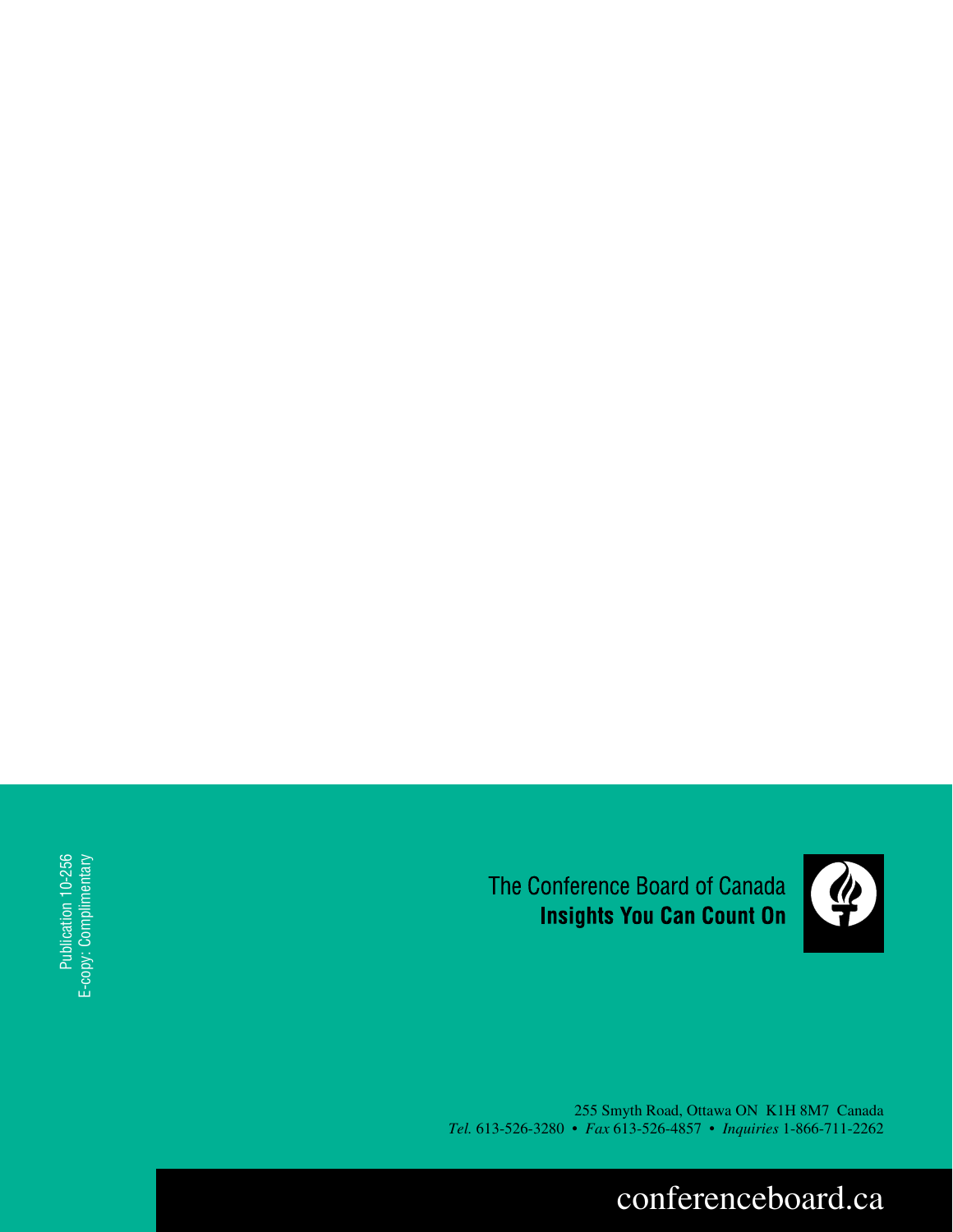Publication 10-256
E-copy: Complimentary

The Conference Board of Canada
**Insights You Can Count On**

255 Smyth Road, Ottawa ON K1H 8M7 Canada
*Tel.* 613-526-3280 • *Fax* 613-526-4857 • *Inquiries* 1-866-711-2262

conferenceboard.ca